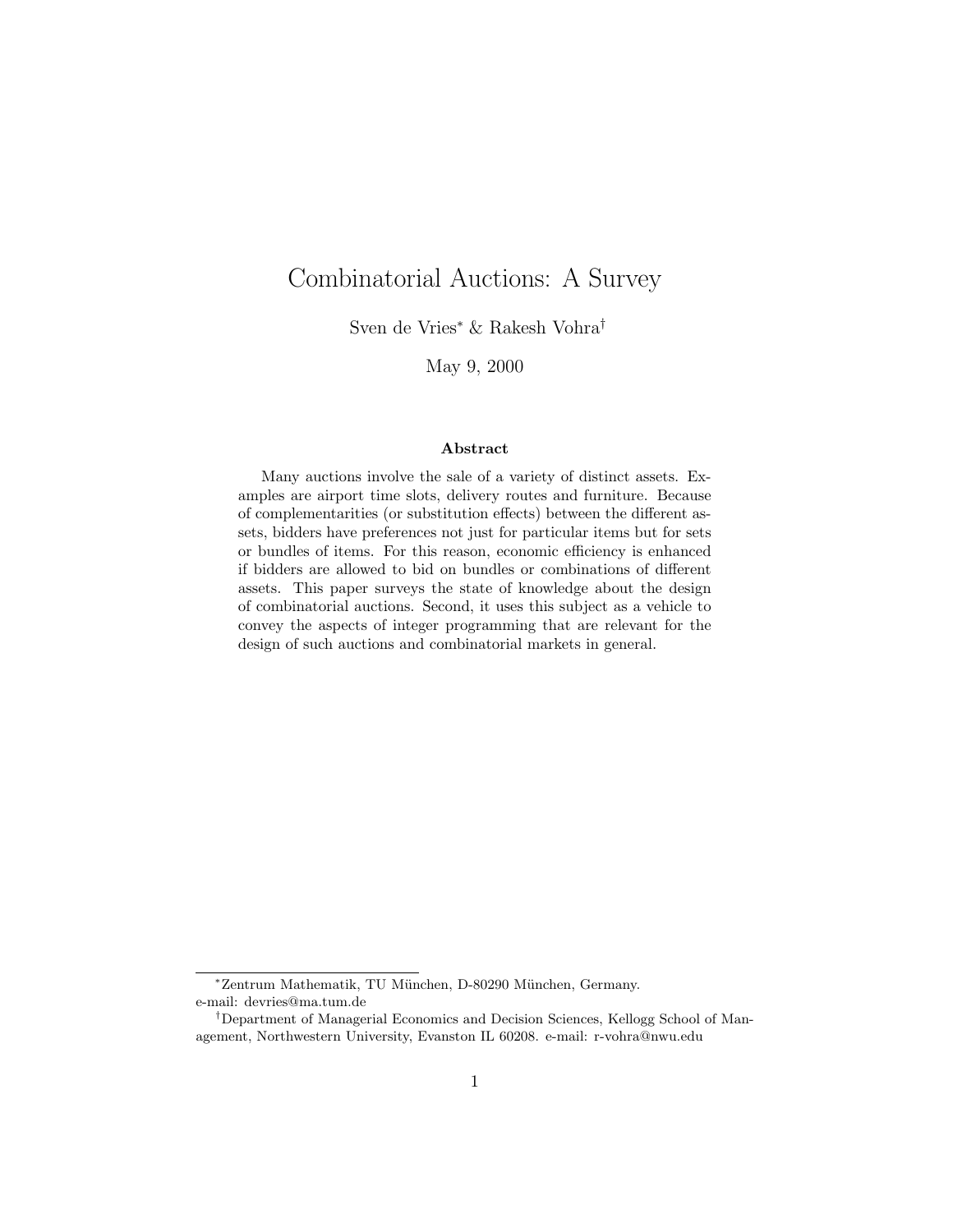# Combinatorial Auctions: A Survey

Sven de Vries* & Rakesh Vohra†

May 9, 2000

### Abstract

Many auctions involve the sale of a variety of distinct assets. Examples are airport time slots, delivery routes and furniture. Because of complementarities (or substitution effects) between the different assets, bidders have preferences not just for particular items but for sets or bundles of items. For this reason, economic efficiency is enhanced if bidders are allowed to bid on bundles or combinations of different assets. This paper surveys the state of knowledge about the design of combinatorial auctions. Second, it uses this subject as a vehicle to convey the aspects of integer programming that are relevant for the design of such auctions and combinatorial markets in general.

---

*Zentrum Mathematik, TU München, D-80290 München, Germany. e-mail: devries@ma.tum.de

†Department of Managerial Economics and Decision Sciences, Kellogg School of Management, Northwestern University, Evanston IL 60208. e-mail: r-vohra@nwu.edu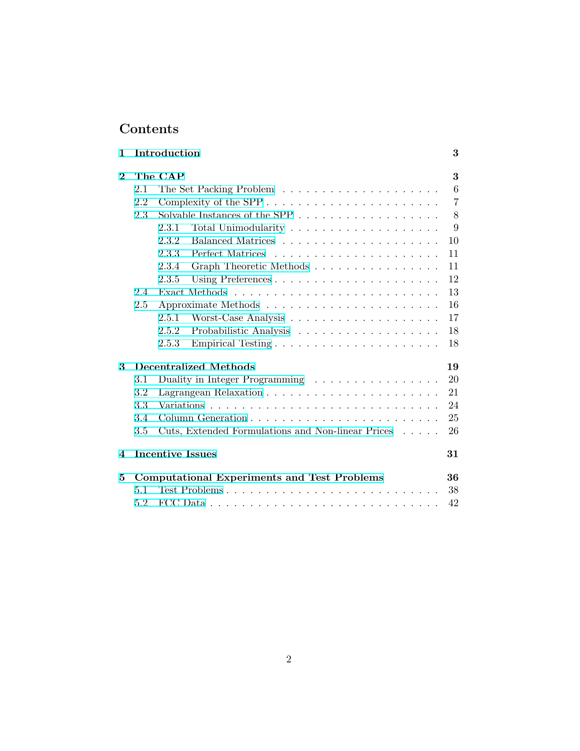# Contents

**1 Introduction** **3**

**2 The CAP** **3**

- 2.1 The Set Packing Problem . . . . . 6
- 2.2 Complexity of the SPP . . . . . 7
- 2.3 Solvable Instances of the SPP . . . . . 8
  - 2.3.1 Total Unimodularity . . . . . 9
  - 2.3.2 Balanced Matrices . . . . . 10
  - 2.3.3 Perfect Matrices . . . . . 11
  - 2.3.4 Graph Theoretic Methods . . . . . 11
  - 2.3.5 Using Preferences . . . . . 12
- 2.4 Exact Methods . . . . . 13
- 2.5 Approximate Methods . . . . . 16
  - 2.5.1 Worst-Case Analysis . . . . . 17
  - 2.5.2 Probabilistic Analysis . . . . . 18
  - 2.5.3 Empirical Testing . . . . . 18

**3 Decentralized Methods** **19**

- 3.1 Duality in Integer Programming . . . . . 20
- 3.2 Lagrangean Relaxation . . . . . 21
- 3.3 Variations . . . . . 24
- 3.4 Column Generation . . . . . 25
- 3.5 Cuts, Extended Formulations and Non-linear Prices . . . . . 26

**4 Incentive Issues** **31**

**5 Computational Experiments and Test Problems** **36**

- 5.1 Test Problems . . . . . 38
- 5.2 FCC Data . . . . . 42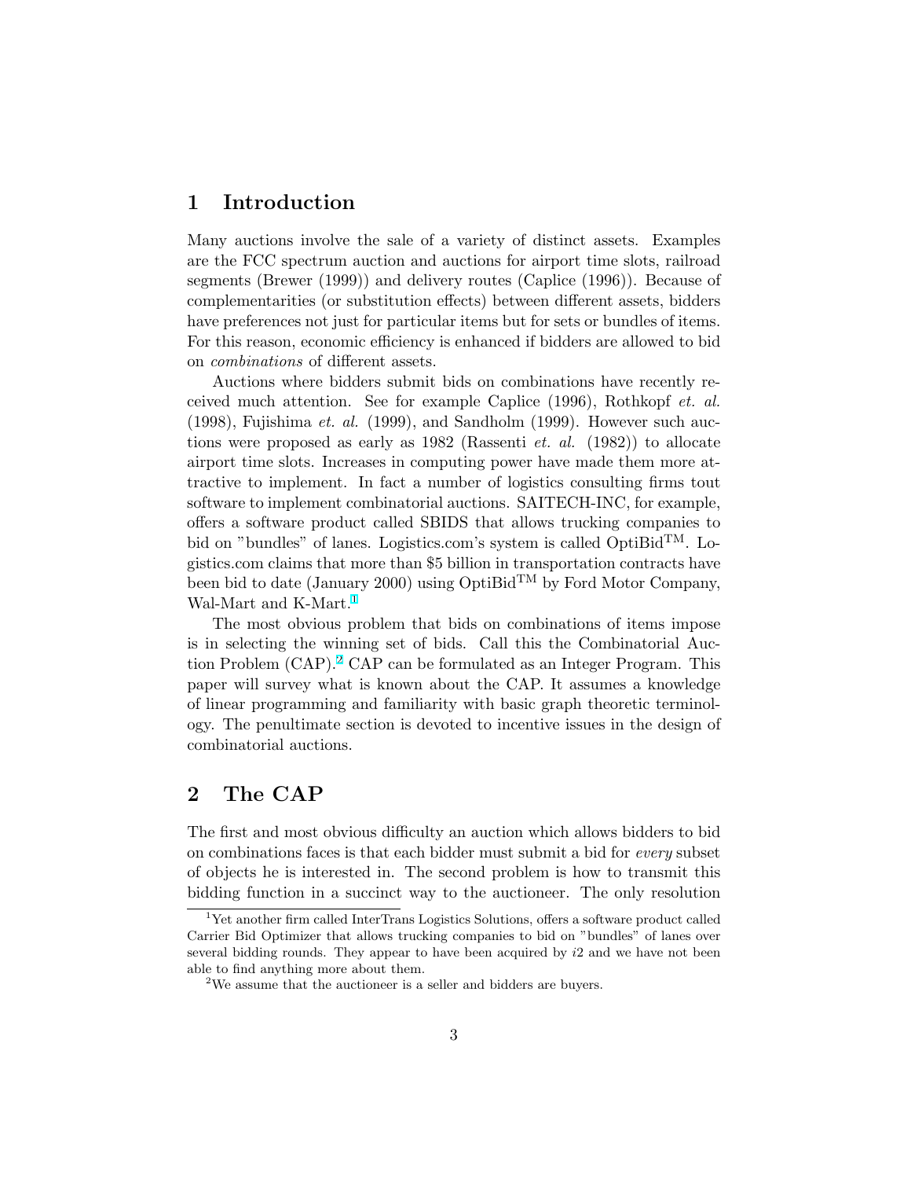## 1 Introduction

Many auctions involve the sale of a variety of distinct assets. Examples are the FCC spectrum auction and auctions for airport time slots, railroad segments (Brewer (1999)) and delivery routes (Caplice (1996)). Because of complementarities (or substitution effects) between different assets, bidders have preferences not just for particular items but for sets or bundles of items. For this reason, economic efficiency is enhanced if bidders are allowed to bid on *combinations* of different assets.

Auctions where bidders submit bids on combinations have recently received much attention. See for example Caplice (1996), Rothkopf *et. al.* (1998), Fujishima *et. al.* (1999), and Sandholm (1999). However such auctions were proposed as early as 1982 (Rassenti *et. al.* (1982)) to allocate airport time slots. Increases in computing power have made them more attractive to implement. In fact a number of logistics consulting firms tout software to implement combinatorial auctions. SAITECH-INC, for example, offers a software product called SBIDS that allows trucking companies to bid on "bundles" of lanes. Logistics.com's system is called OptiBid™. Logistics.com claims that more than $5 billion in transportation contracts have been bid to date (January 2000) using OptiBid™ by Ford Motor Company, Wal-Mart and K-Mart.[1]

The most obvious problem that bids on combinations of items impose is in selecting the winning set of bids. Call this the Combinatorial Auction Problem (CAP).[2] CAP can be formulated as an Integer Program. This paper will survey what is known about the CAP. It assumes a knowledge of linear programming and familiarity with basic graph theoretic terminology. The penultimate section is devoted to incentive issues in the design of combinatorial auctions.

## 2 The CAP

The first and most obvious difficulty an auction which allows bidders to bid on combinations faces is that each bidder must submit a bid for *every* subset of objects he is interested in. The second problem is how to transmit this bidding function in a succinct way to the auctioneer. The only resolution

---

[1] Yet another firm called InterTrans Logistics Solutions, offers a software product called Carrier Bid Optimizer that allows trucking companies to bid on "bundles" of lanes over several bidding rounds. They appear to have been acquired by *i*2 and we have not been able to find anything more about them.

[2] We assume that the auctioneer is a seller and bidders are buyers.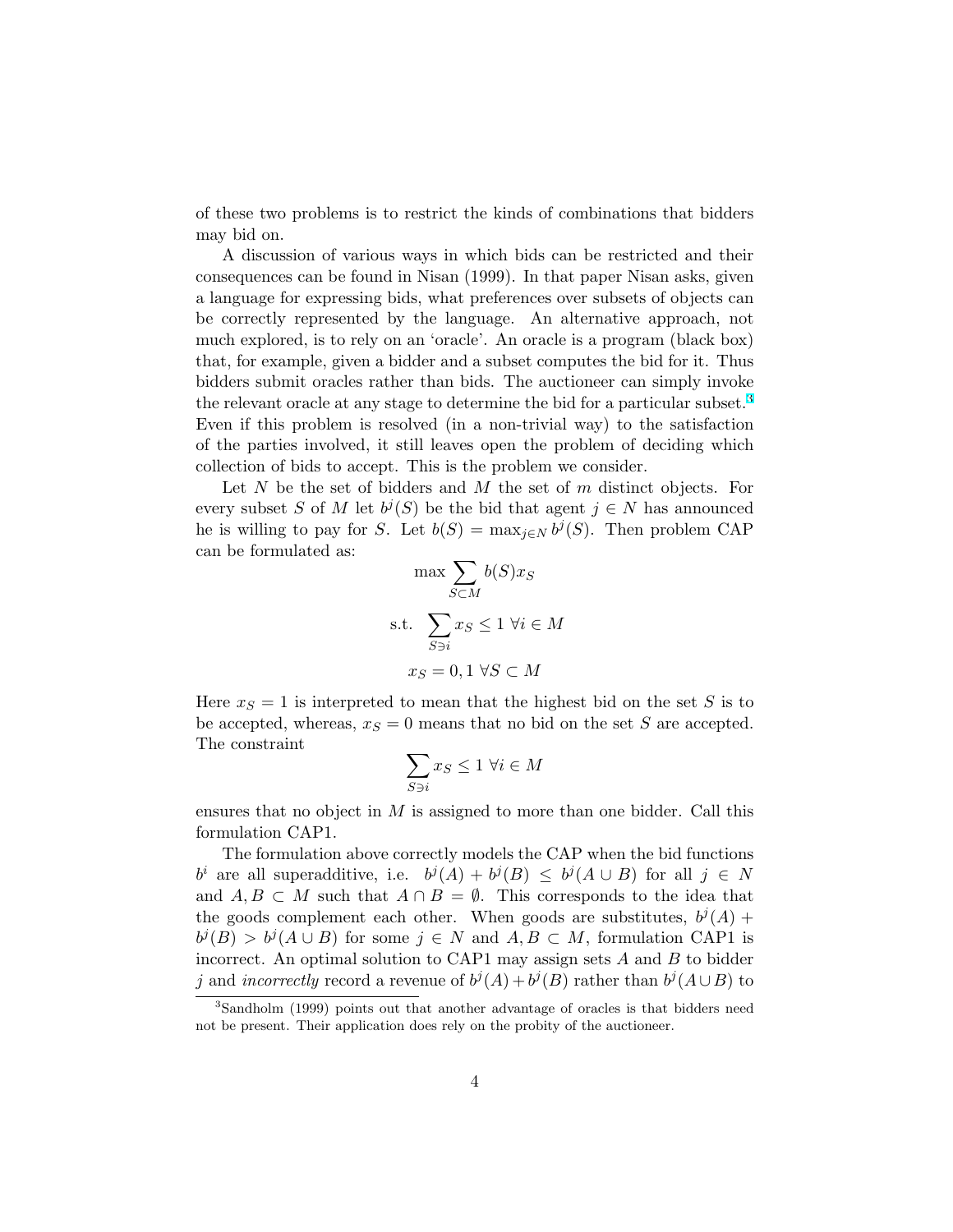of these two problems is to restrict the kinds of combinations that bidders may bid on.

A discussion of various ways in which bids can be restricted and their consequences can be found in Nisan (1999). In that paper Nisan asks, given a language for expressing bids, what preferences over subsets of objects can be correctly represented by the language. An alternative approach, not much explored, is to rely on an 'oracle'. An oracle is a program (black box) that, for example, given a bidder and a subset computes the bid for it. Thus bidders submit oracles rather than bids. The auctioneer can simply invoke the relevant oracle at any stage to determine the bid for a particular subset.[3] Even if this problem is resolved (in a non-trivial way) to the satisfaction of the parties involved, it still leaves open the problem of deciding which collection of bids to accept. This is the problem we consider.

Let $N$ be the set of bidders and $M$ the set of $m$ distinct objects. For every subset $S$ of $M$ let $b^j(S)$ be the bid that agent $j \in N$ has announced he is willing to pay for $S$. Let $b(S) = \max_{j \in N} b^j(S)$. Then problem CAP can be formulated as:

$$\max \sum_{S \subset M} b(S) x_S$$

$$\text{s.t.} \quad \sum_{S \ni i} x_S \leq 1 \ \forall i \in M$$

$$x_S = 0, 1 \ \forall S \subset M$$

Here $x_S = 1$ is interpreted to mean that the highest bid on the set $S$ is to be accepted, whereas, $x_S = 0$ means that no bid on the set $S$ are accepted. The constraint

$$\sum_{S \ni i} x_S \leq 1 \ \forall i \in M$$

ensures that no object in $M$ is assigned to more than one bidder. Call this formulation CAP1.

The formulation above correctly models the CAP when the bid functions $b^i$ are all superadditive, i.e. $b^j(A) + b^j(B) \leq b^j(A \cup B)$ for all $j \in N$ and $A, B \subset M$ such that $A \cap B = \emptyset$. This corresponds to the idea that the goods complement each other. When goods are substitutes, $b^j(A) + b^j(B) > b^j(A \cup B)$ for some $j \in N$ and $A, B \subset M$, formulation CAP1 is incorrect. An optimal solution to CAP1 may assign sets $A$ and $B$ to bidder $j$ and *incorrectly* record a revenue of $b^j(A) + b^j(B)$ rather than $b^j(A \cup B)$ to

[3] Sandholm (1999) points out that another advantage of oracles is that bidders need not be present. Their application does rely on the probity of the auctioneer.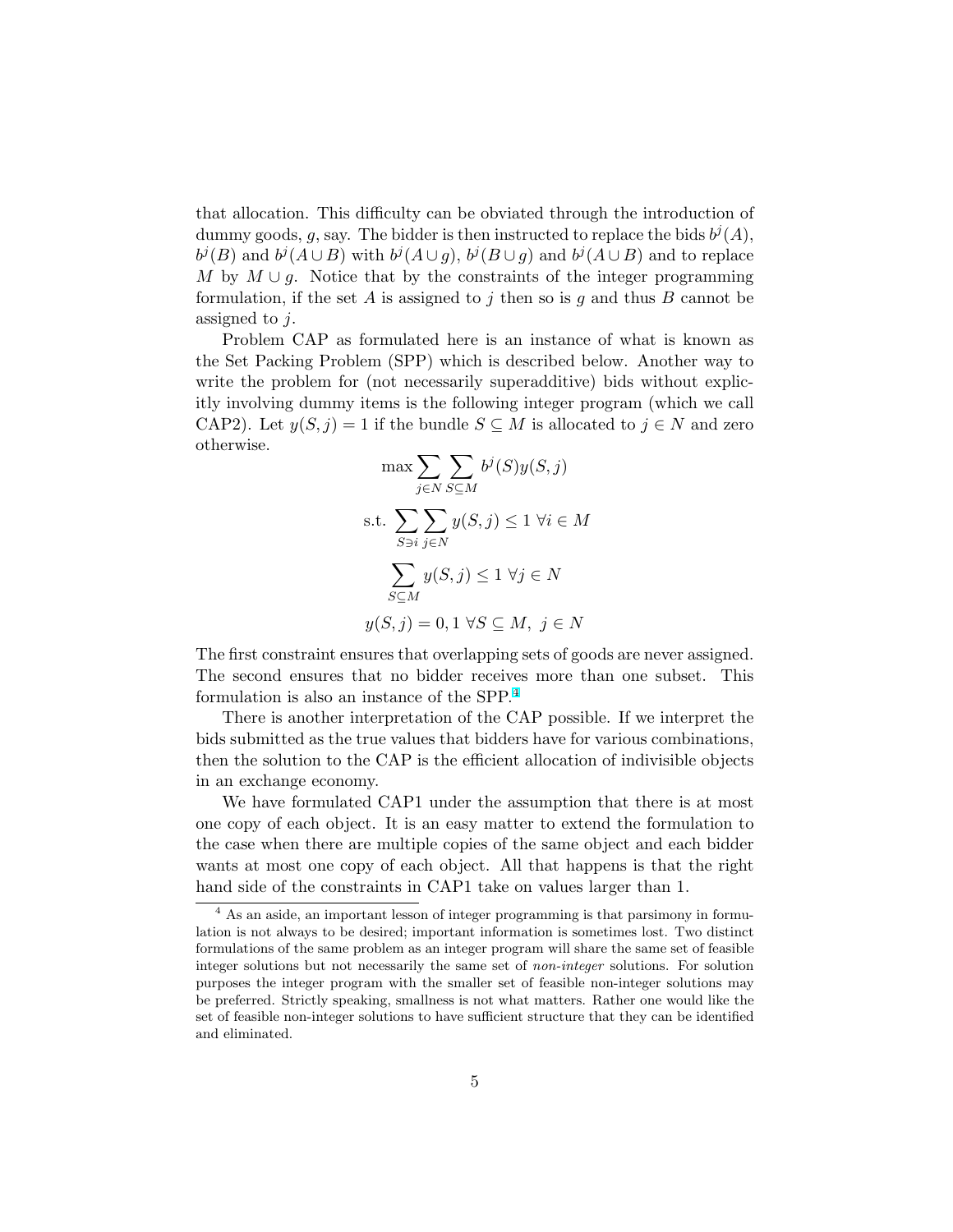that allocation. This difficulty can be obviated through the introduction of dummy goods, $g$, say. The bidder is then instructed to replace the bids $b^j(A)$, $b^j(B)$ and $b^j(A \cup B)$ with $b^j(A \cup g)$, $b^j(B \cup g)$ and $b^j(A \cup B)$ and to replace $M$ by $M \cup g$. Notice that by the constraints of the integer programming formulation, if the set $A$ is assigned to $j$ then so is $g$ and thus $B$ cannot be assigned to $j$.

Problem CAP as formulated here is an instance of what is known as the Set Packing Problem (SPP) which is described below. Another way to write the problem for (not necessarily superadditive) bids without explicitly involving dummy items is the following integer program (which we call CAP2). Let $y(S, j) = 1$ if the bundle $S \subseteq M$ is allocated to $j \in N$ and zero otherwise.

$$\max \sum_{j \in N} \sum_{S \subseteq M} b^j(S) y(S, j)$$

$$\text{s.t.} \sum_{S \ni i} \sum_{j \in N} y(S, j) \leq 1 \;\; \forall i \in M$$

$$\sum_{S \subseteq M} y(S, j) \leq 1 \;\; \forall j \in N$$

$$y(S, j) = 0, 1 \;\; \forall S \subseteq M, \;\; j \in N$$

The first constraint ensures that overlapping sets of goods are never assigned. The second ensures that no bidder receives more than one subset. This formulation is also an instance of the SPP.[4]

There is another interpretation of the CAP possible. If we interpret the bids submitted as the true values that bidders have for various combinations, then the solution to the CAP is the efficient allocation of indivisible objects in an exchange economy.

We have formulated CAP1 under the assumption that there is at most one copy of each object. It is an easy matter to extend the formulation to the case when there are multiple copies of the same object and each bidder wants at most one copy of each object. All that happens is that the right hand side of the constraints in CAP1 take on values larger than 1.

---

[4] As an aside, an important lesson of integer programming is that parsimony in formulation is not always to be desired; important information is sometimes lost. Two distinct formulations of the same problem as an integer program will share the same set of feasible integer solutions but not necessarily the same set of *non-integer* solutions. For solution purposes the integer program with the smaller set of feasible non-integer solutions may be preferred. Strictly speaking, smallness is not what matters. Rather one would like the set of feasible non-integer solutions to have sufficient structure that they can be identified and eliminated.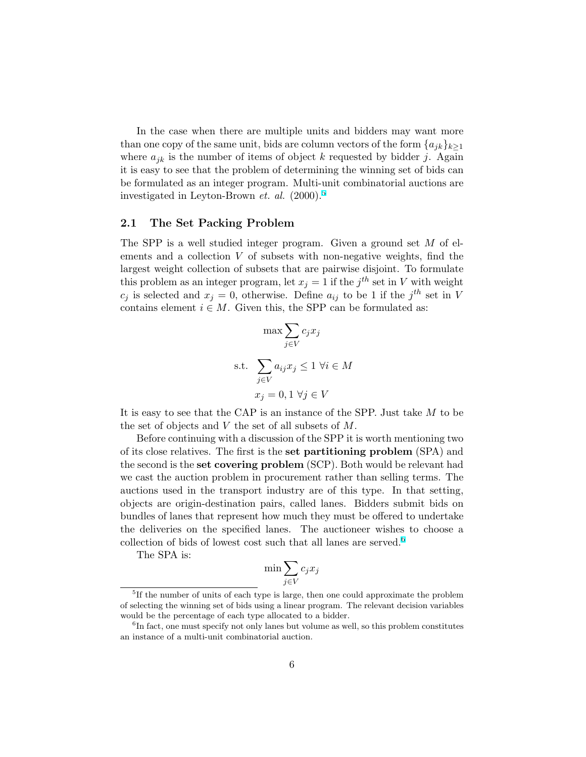In the case when there are multiple units and bidders may want more than one copy of the same unit, bids are column vectors of the form $\{a_{jk}\}_{k \geq 1}$ where $a_{jk}$ is the number of items of object $k$ requested by bidder $j$. Again it is easy to see that the problem of determining the winning set of bids can be formulated as an integer program. Multi-unit combinatorial auctions are investigated in Leyton-Brown *et. al.* (2000).[5]

## 2.1 The Set Packing Problem

The SPP is a well studied integer program. Given a ground set $M$ of elements and a collection $V$ of subsets with non-negative weights, find the largest weight collection of subsets that are pairwise disjoint. To formulate this problem as an integer program, let $x_j = 1$ if the $j^{th}$ set in $V$ with weight $c_j$ is selected and $x_j = 0$, otherwise. Define $a_{ij}$ to be 1 if the $j^{th}$ set in $V$ contains element $i \in M$. Given this, the SPP can be formulated as:

$$\max \sum_{j \in V} c_j x_j$$

$$\text{s.t.} \quad \sum_{j \in V} a_{ij} x_j \leq 1 \ \forall i \in M$$

$$x_j = 0, 1 \ \forall j \in V$$

It is easy to see that the CAP is an instance of the SPP. Just take $M$ to be the set of objects and $V$ the set of all subsets of $M$.

Before continuing with a discussion of the SPP it is worth mentioning two of its close relatives. The first is the **set partitioning problem** (SPA) and the second is the **set covering problem** (SCP). Both would be relevant had we cast the auction problem in procurement rather than selling terms. The auctions used in the transport industry are of this type. In that setting, objects are origin-destination pairs, called lanes. Bidders submit bids on bundles of lanes that represent how much they must be offered to undertake the deliveries on the specified lanes. The auctioneer wishes to choose a collection of bids of lowest cost such that all lanes are served.[6]

The SPA is:

$$\min \sum_{j \in V} c_j x_j$$

---

[5] If the number of units of each type is large, then one could approximate the problem of selecting the winning set of bids using a linear program. The relevant decision variables would be the percentage of each type allocated to a bidder.

[6] In fact, one must specify not only lanes but volume as well, so this problem constitutes an instance of a multi-unit combinatorial auction.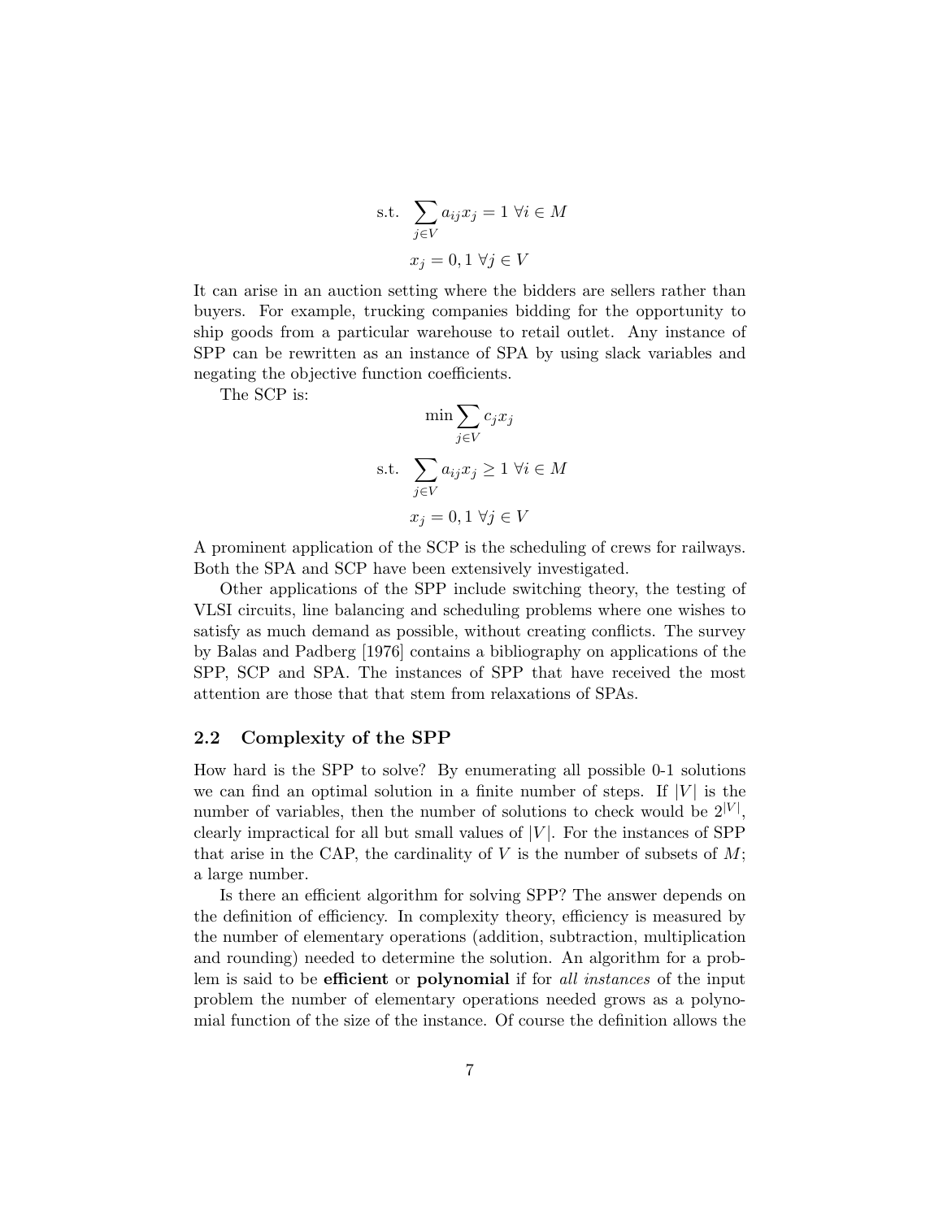$$\text{s.t.} \quad \sum_{j \in V} a_{ij} x_j = 1 \ \forall i \in M$$

$$x_j = 0, 1 \ \forall j \in V$$

It can arise in an auction setting where the bidders are sellers rather than buyers. For example, trucking companies bidding for the opportunity to ship goods from a particular warehouse to retail outlet. Any instance of SPP can be rewritten as an instance of SPA by using slack variables and negating the objective function coefficients.

The SCP is:

$$\min \sum_{j \in V} c_j x_j$$

$$\text{s.t.} \quad \sum_{j \in V} a_{ij} x_j \geq 1 \ \forall i \in M$$

$$x_j = 0, 1 \ \forall j \in V$$

A prominent application of the SCP is the scheduling of crews for railways. Both the SPA and SCP have been extensively investigated.

Other applications of the SPP include switching theory, the testing of VLSI circuits, line balancing and scheduling problems where one wishes to satisfy as much demand as possible, without creating conflicts. The survey by Balas and Padberg [1976] contains a bibliography on applications of the SPP, SCP and SPA. The instances of SPP that have received the most attention are those that that stem from relaxations of SPAs.

### 2.2 Complexity of the SPP

How hard is the SPP to solve? By enumerating all possible 0-1 solutions we can find an optimal solution in a finite number of steps. If $|V|$ is the number of variables, then the number of solutions to check would be $2^{|V|}$, clearly impractical for all but small values of $|V|$. For the instances of SPP that arise in the CAP, the cardinality of $V$ is the number of subsets of $M$; a large number.

Is there an efficient algorithm for solving SPP? The answer depends on the definition of efficiency. In complexity theory, efficiency is measured by the number of elementary operations (addition, subtraction, multiplication and rounding) needed to determine the solution. An algorithm for a problem is said to be **efficient** or **polynomial** if for *all instances* of the input problem the number of elementary operations needed grows as a polynomial function of the size of the instance. Of course the definition allows the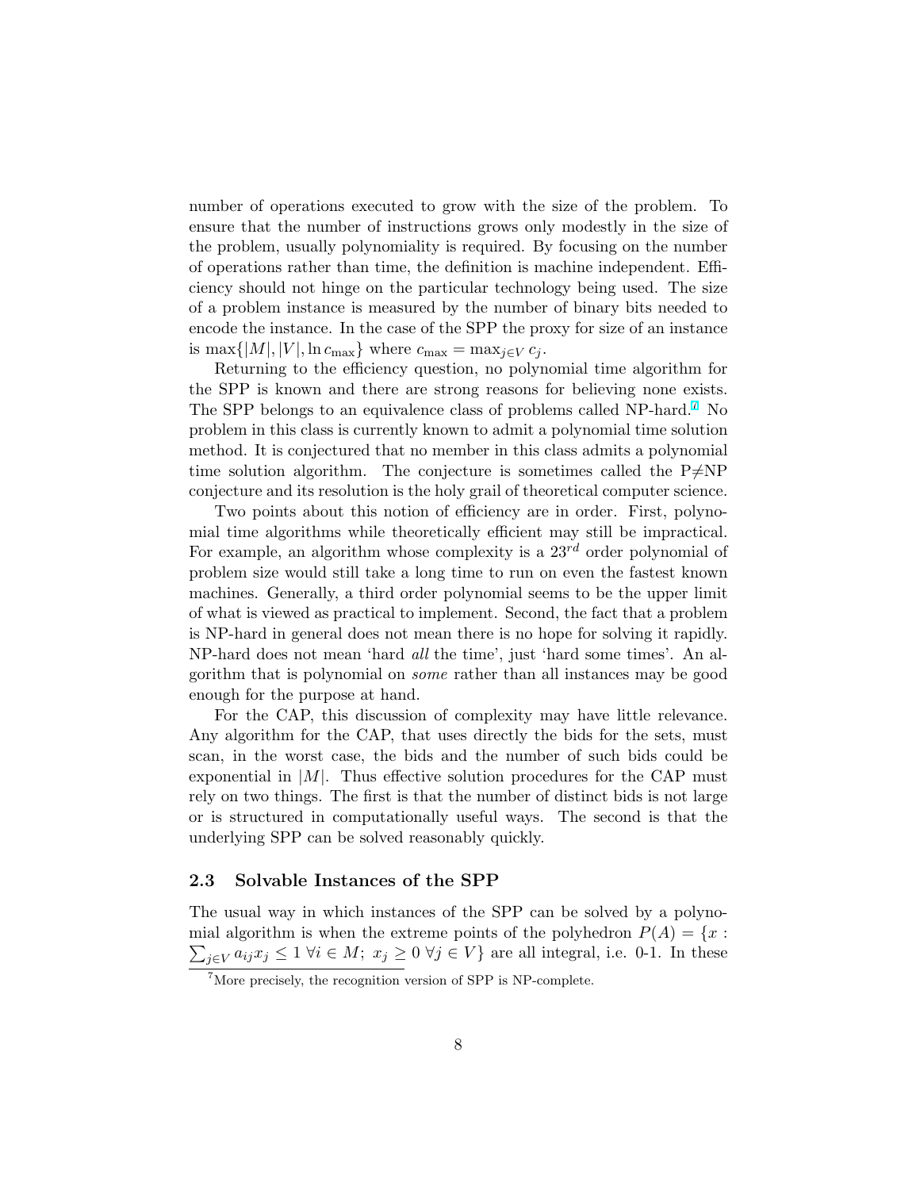number of operations executed to grow with the size of the problem. To ensure that the number of instructions grows only modestly in the size of the problem, usually polynomiality is required. By focusing on the number of operations rather than time, the definition is machine independent. Efficiency should not hinge on the particular technology being used. The size of a problem instance is measured by the number of binary bits needed to encode the instance. In the case of the SPP the proxy for size of an instance is $\max\{|M|, |V|, \ln c_{\max}\}$ where $c_{\max} = \max_{j \in V} c_j$.

Returning to the efficiency question, no polynomial time algorithm for the SPP is known and there are strong reasons for believing none exists. The SPP belongs to an equivalence class of problems called NP-hard.[7] No problem in this class is currently known to admit a polynomial time solution method. It is conjectured that no member in this class admits a polynomial time solution algorithm. The conjecture is sometimes called the P$\neq$NP conjecture and its resolution is the holy grail of theoretical computer science.

Two points about this notion of efficiency are in order. First, polynomial time algorithms while theoretically efficient may still be impractical. For example, an algorithm whose complexity is a $23^{rd}$ order polynomial of problem size would still take a long time to run on even the fastest known machines. Generally, a third order polynomial seems to be the upper limit of what is viewed as practical to implement. Second, the fact that a problem is NP-hard in general does not mean there is no hope for solving it rapidly. NP-hard does not mean 'hard *all* the time', just 'hard some times'. An algorithm that is polynomial on *some* rather than all instances may be good enough for the purpose at hand.

For the CAP, this discussion of complexity may have little relevance. Any algorithm for the CAP, that uses directly the bids for the sets, must scan, in the worst case, the bids and the number of such bids could be exponential in $|M|$. Thus effective solution procedures for the CAP must rely on two things. The first is that the number of distinct bids is not large or is structured in computationally useful ways. The second is that the underlying SPP can be solved reasonably quickly.

### 2.3 Solvable Instances of the SPP

The usual way in which instances of the SPP can be solved by a polynomial algorithm is when the extreme points of the polyhedron $P(A) = \{x : \sum_{j \in V} a_{ij} x_j \leq 1 \; \forall i \in M; \; x_j \geq 0 \; \forall j \in V\}$ are all integral, i.e. 0-1. In these

[7] More precisely, the recognition version of SPP is NP-complete.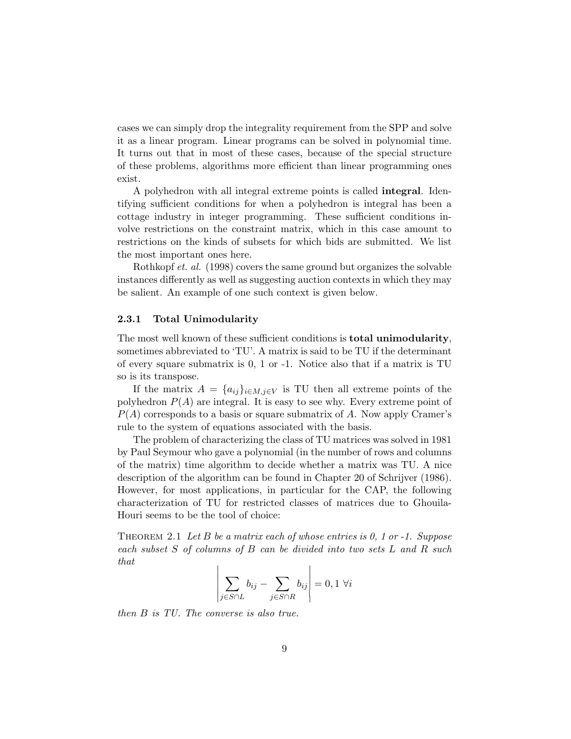cases we can simply drop the integrality requirement from the SPP and solve it as a linear program. Linear programs can be solved in polynomial time. It turns out that in most of these cases, because of the special structure of these problems, algorithms more efficient than linear programming ones exist.

A polyhedron with all integral extreme points is called **integral**. Identifying sufficient conditions for when a polyhedron is integral has been a cottage industry in integer programming. These sufficient conditions involve restrictions on the constraint matrix, which in this case amount to restrictions on the kinds of subsets for which bids are submitted. We list the most important ones here.

Rothkopf *et. al.* (1998) covers the same ground but organizes the solvable instances differently as well as suggesting auction contexts in which they may be salient. An example of one such context is given below.

### 2.3.1 Total Unimodularity

The most well known of these sufficient conditions is **total unimodularity**, sometimes abbreviated to 'TU'. A matrix is said to be TU if the determinant of every square submatrix is 0, 1 or -1. Notice also that if a matrix is TU so is its transpose.

If the matrix $A = \{a_{ij}\}_{i \in M, j \in V}$ is TU then all extreme points of the polyhedron $P(A)$ are integral. It is easy to see why. Every extreme point of $P(A)$ corresponds to a basis or square submatrix of $A$. Now apply Cramer's rule to the system of equations associated with the basis.

The problem of characterizing the class of TU matrices was solved in 1981 by Paul Seymour who gave a polynomial (in the number of rows and columns of the matrix) time algorithm to decide whether a matrix was TU. A nice description of the algorithm can be found in Chapter 20 of Schrijver (1986). However, for most applications, in particular for the CAP, the following characterization of TU for restricted classes of matrices due to Ghouila-Houri seems to be the tool of choice:

THEOREM 2.1 *Let $B$ be a matrix each of whose entries is 0, 1 or -1. Suppose each subset $S$ of columns of $B$ can be divided into two sets $L$ and $R$ such that*

$$\left| \sum_{j \in S \cap L} b_{ij} - \sum_{j \in S \cap R} b_{ij} \right| = 0, 1 \ \forall i$$

*then $B$ is TU. The converse is also true.*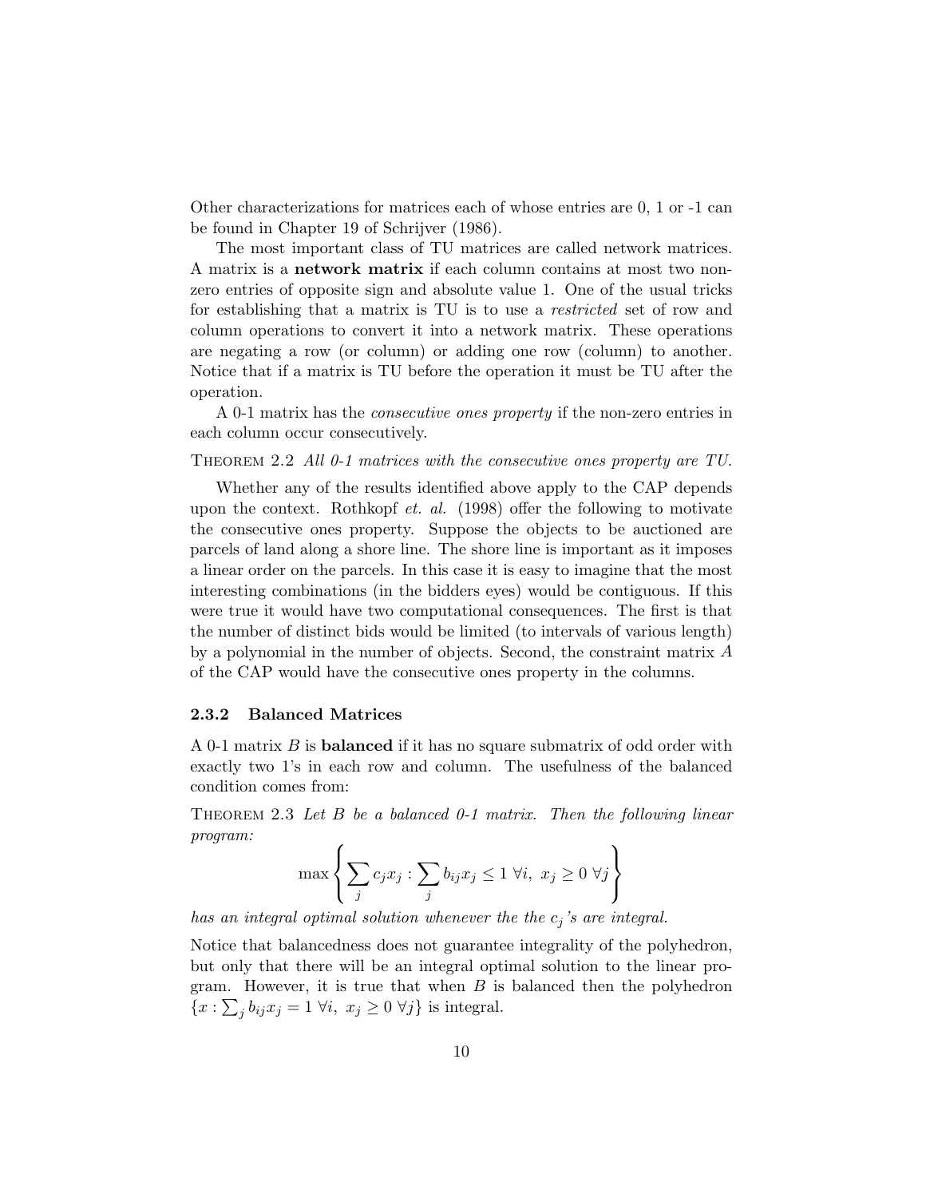Other characterizations for matrices each of whose entries are 0, 1 or -1 can be found in Chapter 19 of Schrijver (1986).

The most important class of TU matrices are called network matrices. A matrix is a **network matrix** if each column contains at most two non-zero entries of opposite sign and absolute value 1. One of the usual tricks for establishing that a matrix is TU is to use a *restricted* set of row and column operations to convert it into a network matrix. These operations are negating a row (or column) or adding one row (column) to another. Notice that if a matrix is TU before the operation it must be TU after the operation.

A 0-1 matrix has the *consecutive ones property* if the non-zero entries in each column occur consecutively.

THEOREM 2.2 *All 0-1 matrices with the consecutive ones property are TU.*

Whether any of the results identified above apply to the CAP depends upon the context. Rothkopf *et. al.* (1998) offer the following to motivate the consecutive ones property. Suppose the objects to be auctioned are parcels of land along a shore line. The shore line is important as it imposes a linear order on the parcels. In this case it is easy to imagine that the most interesting combinations (in the bidders eyes) would be contiguous. If this were true it would have two computational consequences. The first is that the number of distinct bids would be limited (to intervals of various length) by a polynomial in the number of objects. Second, the constraint matrix $A$ of the CAP would have the consecutive ones property in the columns.

### 2.3.2 Balanced Matrices

A 0-1 matrix $B$ is **balanced** if it has no square submatrix of odd order with exactly two 1's in each row and column. The usefulness of the balanced condition comes from:

THEOREM 2.3 *Let $B$ be a balanced 0-1 matrix. Then the following linear program:*

$$\max \left\{ \sum_j c_j x_j : \sum_j b_{ij} x_j \leq 1 \ \forall i, \ x_j \geq 0 \ \forall j \right\}$$

*has an integral optimal solution whenever the the $c_j$'s are integral.*

Notice that balancedness does not guarantee integrality of the polyhedron, but only that there will be an integral optimal solution to the linear program. However, it is true that when $B$ is balanced then the polyhedron $\{x : \sum_j b_{ij} x_j = 1 \ \forall i, \ x_j \geq 0 \ \forall j\}$ is integral.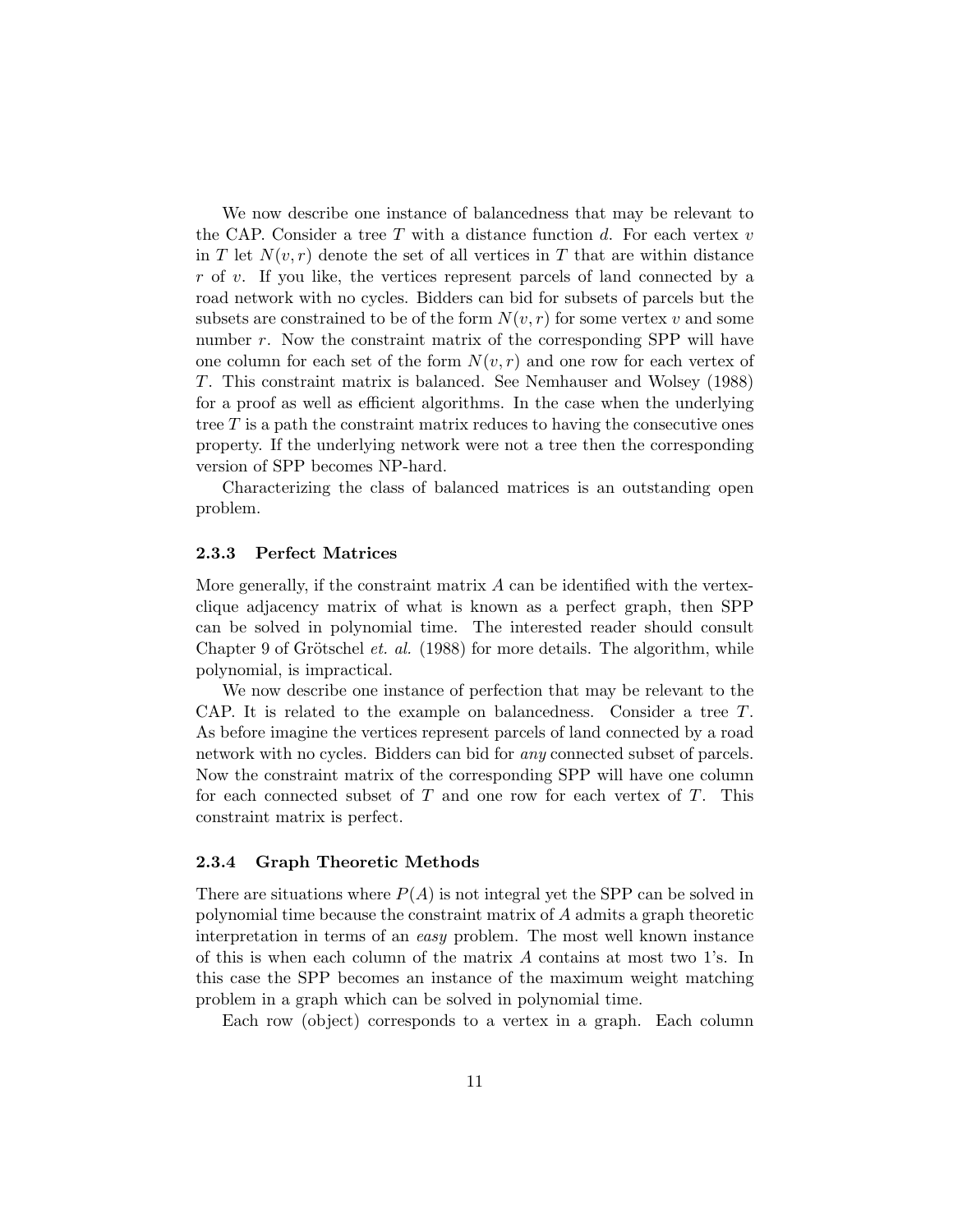We now describe one instance of balancedness that may be relevant to the CAP. Consider a tree $T$ with a distance function $d$. For each vertex $v$ in $T$ let $N(v, r)$ denote the set of all vertices in $T$ that are within distance $r$ of $v$. If you like, the vertices represent parcels of land connected by a road network with no cycles. Bidders can bid for subsets of parcels but the subsets are constrained to be of the form $N(v, r)$ for some vertex $v$ and some number $r$. Now the constraint matrix of the corresponding SPP will have one column for each set of the form $N(v, r)$ and one row for each vertex of $T$. This constraint matrix is balanced. See Nemhauser and Wolsey (1988) for a proof as well as efficient algorithms. In the case when the underlying tree $T$ is a path the constraint matrix reduces to having the consecutive ones property. If the underlying network were not a tree then the corresponding version of SPP becomes NP-hard.

Characterizing the class of balanced matrices is an outstanding open problem.

### 2.3.3 Perfect Matrices

More generally, if the constraint matrix $A$ can be identified with the vertex-clique adjacency matrix of what is known as a perfect graph, then SPP can be solved in polynomial time. The interested reader should consult Chapter 9 of Grötschel *et. al.* (1988) for more details. The algorithm, while polynomial, is impractical.

We now describe one instance of perfection that may be relevant to the CAP. It is related to the example on balancedness. Consider a tree $T$. As before imagine the vertices represent parcels of land connected by a road network with no cycles. Bidders can bid for *any* connected subset of parcels. Now the constraint matrix of the corresponding SPP will have one column for each connected subset of $T$ and one row for each vertex of $T$. This constraint matrix is perfect.

### 2.3.4 Graph Theoretic Methods

There are situations where $P(A)$ is not integral yet the SPP can be solved in polynomial time because the constraint matrix of $A$ admits a graph theoretic interpretation in terms of an *easy* problem. The most well known instance of this is when each column of the matrix $A$ contains at most two 1's. In this case the SPP becomes an instance of the maximum weight matching problem in a graph which can be solved in polynomial time.

Each row (object) corresponds to a vertex in a graph. Each column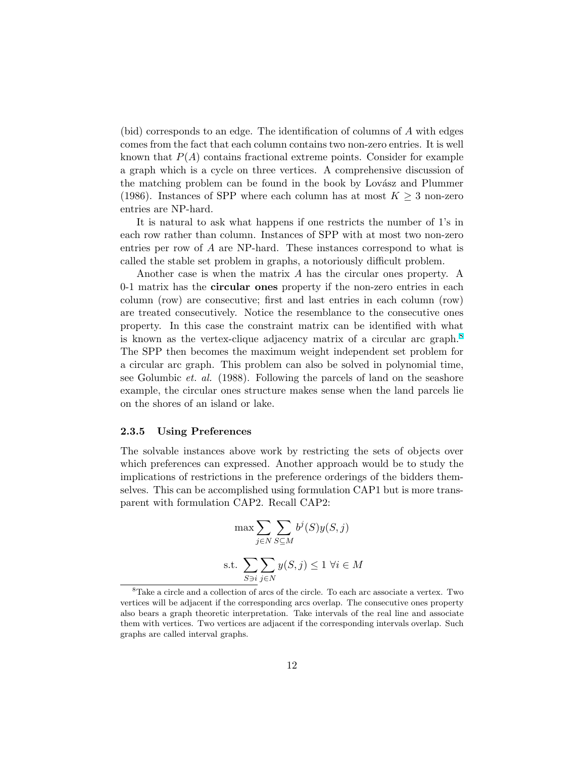(bid) corresponds to an edge. The identification of columns of $A$ with edges comes from the fact that each column contains two non-zero entries. It is well known that $P(A)$ contains fractional extreme points. Consider for example a graph which is a cycle on three vertices. A comprehensive discussion of the matching problem can be found in the book by Lovász and Plummer (1986). Instances of SPP where each column has at most $K \geq 3$ non-zero entries are NP-hard.

It is natural to ask what happens if one restricts the number of 1's in each row rather than column. Instances of SPP with at most two non-zero entries per row of $A$ are NP-hard. These instances correspond to what is called the stable set problem in graphs, a notoriously difficult problem.

Another case is when the matrix $A$ has the circular ones property. A 0-1 matrix has the **circular ones** property if the non-zero entries in each column (row) are consecutive; first and last entries in each column (row) are treated consecutively. Notice the resemblance to the consecutive ones property. In this case the constraint matrix can be identified with what is known as the vertex-clique adjacency matrix of a circular arc graph.[8] The SPP then becomes the maximum weight independent set problem for a circular arc graph. This problem can also be solved in polynomial time, see Golumbic *et. al.* (1988). Following the parcels of land on the seashore example, the circular ones structure makes sense when the land parcels lie on the shores of an island or lake.

### 2.3.5 Using Preferences

The solvable instances above work by restricting the sets of objects over which preferences can expressed. Another approach would be to study the implications of restrictions in the preference orderings of the bidders themselves. This can be accomplished using formulation CAP1 but is more transparent with formulation CAP2. Recall CAP2:

$$\max \sum_{j \in N} \sum_{S \subseteq M} b^j(S) y(S, j)$$

$$\text{s.t.} \sum_{S \ni i} \sum_{j \in N} y(S, j) \leq 1 \ \forall i \in M$$

[8] Take a circle and a collection of arcs of the circle. To each arc associate a vertex. Two vertices will be adjacent if the corresponding arcs overlap. The consecutive ones property also bears a graph theoretic interpretation. Take intervals of the real line and associate them with vertices. Two vertices are adjacent if the corresponding intervals overlap. Such graphs are called interval graphs.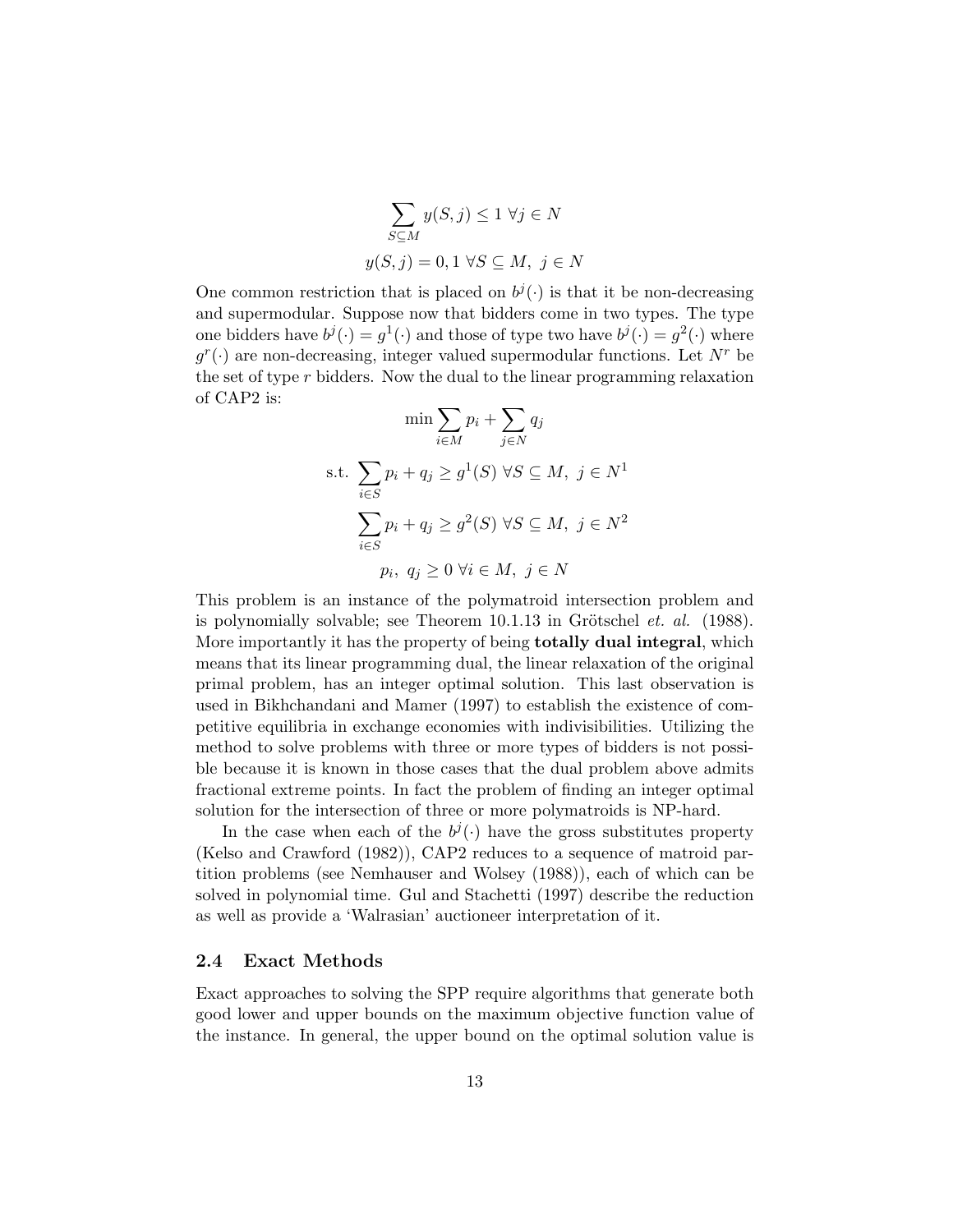$$\sum_{S \subseteq M} y(S, j) \leq 1 \ \forall j \in N$$

$$y(S, j) = 0, 1 \ \forall S \subseteq M, \ j \in N$$

One common restriction that is placed on $b^j(\cdot)$ is that it be non-decreasing and supermodular. Suppose now that bidders come in two types. The type one bidders have $b^j(\cdot) = g^1(\cdot)$ and those of type two have $b^j(\cdot) = g^2(\cdot)$ where $g^r(\cdot)$ are non-decreasing, integer valued supermodular functions. Let $N^r$ be the set of type $r$ bidders. Now the dual to the linear programming relaxation of CAP2 is:

$$\min \sum_{i \in M} p_i + \sum_{j \in N} q_j$$

$$\text{s.t. } \sum_{i \in S} p_i + q_j \geq g^1(S) \ \forall S \subseteq M, \ j \in N^1$$

$$\sum_{i \in S} p_i + q_j \geq g^2(S) \ \forall S \subseteq M, \ j \in N^2$$

$$p_i, \ q_j \geq 0 \ \forall i \in M, \ j \in N$$

This problem is an instance of the polymatroid intersection problem and is polynomially solvable; see Theorem 10.1.13 in Grötschel *et. al.* (1988). More importantly it has the property of being **totally dual integral**, which means that its linear programming dual, the linear relaxation of the original primal problem, has an integer optimal solution. This last observation is used in Bikhchandani and Mamer (1997) to establish the existence of competitive equilibria in exchange economies with indivisibilities. Utilizing the method to solve problems with three or more types of bidders is not possible because it is known in those cases that the dual problem above admits fractional extreme points. In fact the problem of finding an integer optimal solution for the intersection of three or more polymatroids is NP-hard.

In the case when each of the $b^j(\cdot)$ have the gross substitutes property (Kelso and Crawford (1982)), CAP2 reduces to a sequence of matroid partition problems (see Nemhauser and Wolsey (1988)), each of which can be solved in polynomial time. Gul and Stachetti (1997) describe the reduction as well as provide a 'Walrasian' auctioneer interpretation of it.

## 2.4 Exact Methods

Exact approaches to solving the SPP require algorithms that generate both good lower and upper bounds on the maximum objective function value of the instance. In general, the upper bound on the optimal solution value is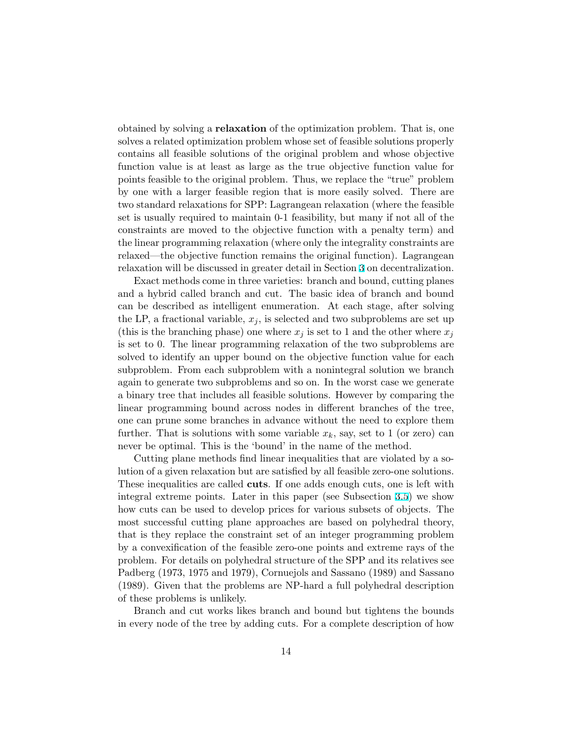obtained by solving a **relaxation** of the optimization problem. That is, one solves a related optimization problem whose set of feasible solutions properly contains all feasible solutions of the original problem and whose objective function value is at least as large as the true objective function value for points feasible to the original problem. Thus, we replace the "true" problem by one with a larger feasible region that is more easily solved. There are two standard relaxations for SPP: Lagrangean relaxation (where the feasible set is usually required to maintain 0-1 feasibility, but many if not all of the constraints are moved to the objective function with a penalty term) and the linear programming relaxation (where only the integrality constraints are relaxed—the objective function remains the original function). Lagrangean relaxation will be discussed in greater detail in Section 3 on decentralization.

Exact methods come in three varieties: branch and bound, cutting planes and a hybrid called branch and cut. The basic idea of branch and bound can be described as intelligent enumeration. At each stage, after solving the LP, a fractional variable, $x_j$, is selected and two subproblems are set up (this is the branching phase) one where $x_j$ is set to 1 and the other where $x_j$ is set to 0. The linear programming relaxation of the two subproblems are solved to identify an upper bound on the objective function value for each subproblem. From each subproblem with a nonintegral solution we branch again to generate two subproblems and so on. In the worst case we generate a binary tree that includes all feasible solutions. However by comparing the linear programming bound across nodes in different branches of the tree, one can prune some branches in advance without the need to explore them further. That is solutions with some variable $x_k$, say, set to 1 (or zero) can never be optimal. This is the 'bound' in the name of the method.

Cutting plane methods find linear inequalities that are violated by a solution of a given relaxation but are satisfied by all feasible zero-one solutions. These inequalities are called **cuts**. If one adds enough cuts, one is left with integral extreme points. Later in this paper (see Subsection 3.5) we show how cuts can be used to develop prices for various subsets of objects. The most successful cutting plane approaches are based on polyhedral theory, that is they replace the constraint set of an integer programming problem by a convexification of the feasible zero-one points and extreme rays of the problem. For details on polyhedral structure of the SPP and its relatives see Padberg (1973, 1975 and 1979), Cornuejols and Sassano (1989) and Sassano (1989). Given that the problems are NP-hard a full polyhedral description of these problems is unlikely.

Branch and cut works likes branch and bound but tightens the bounds in every node of the tree by adding cuts. For a complete description of how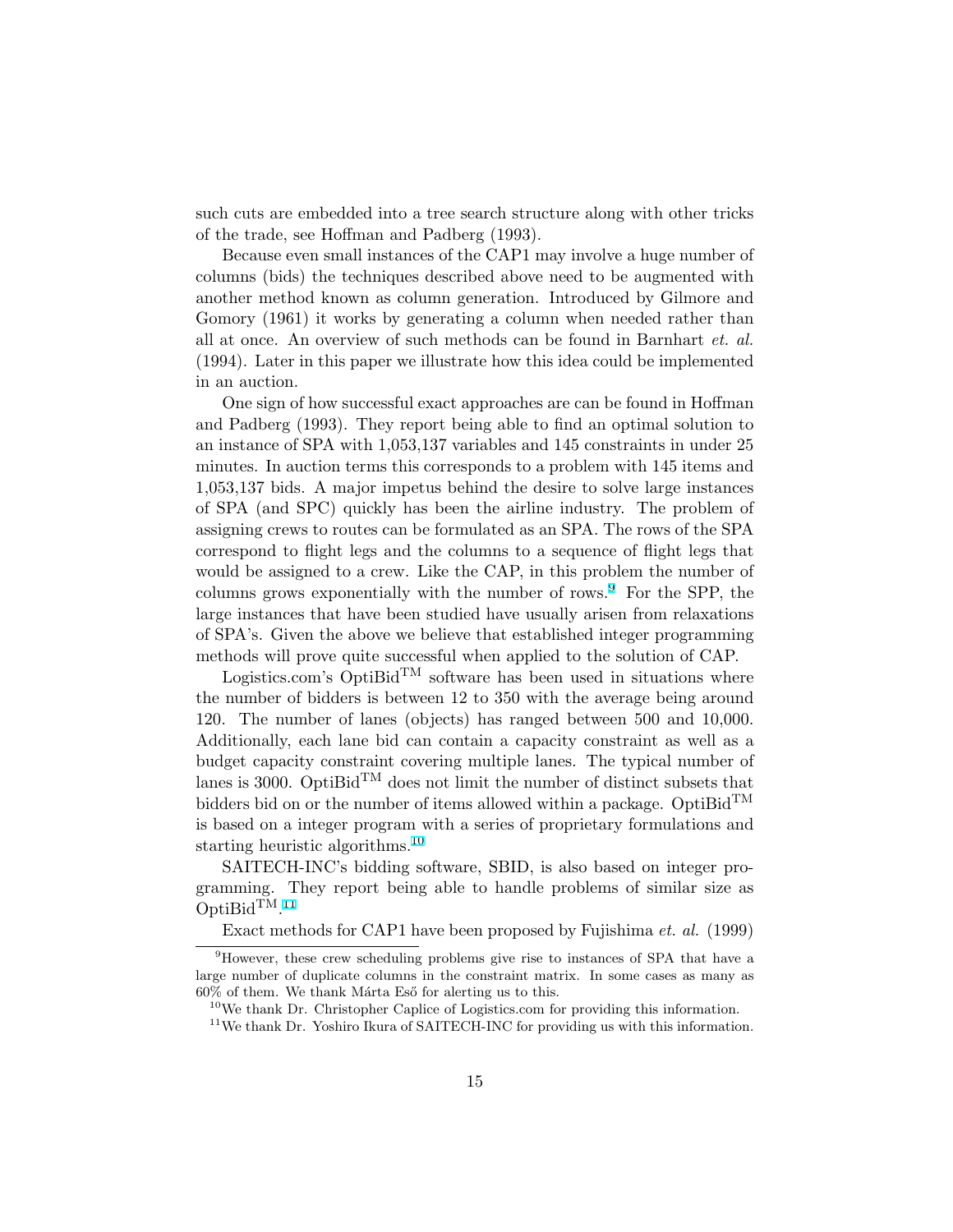such cuts are embedded into a tree search structure along with other tricks of the trade, see Hoffman and Padberg (1993).

Because even small instances of the CAP1 may involve a huge number of columns (bids) the techniques described above need to be augmented with another method known as column generation. Introduced by Gilmore and Gomory (1961) it works by generating a column when needed rather than all at once. An overview of such methods can be found in Barnhart *et. al.* (1994). Later in this paper we illustrate how this idea could be implemented in an auction.

One sign of how successful exact approaches are can be found in Hoffman and Padberg (1993). They report being able to find an optimal solution to an instance of SPA with 1,053,137 variables and 145 constraints in under 25 minutes. In auction terms this corresponds to a problem with 145 items and 1,053,137 bids. A major impetus behind the desire to solve large instances of SPA (and SPC) quickly has been the airline industry. The problem of assigning crews to routes can be formulated as an SPA. The rows of the SPA correspond to flight legs and the columns to a sequence of flight legs that would be assigned to a crew. Like the CAP, in this problem the number of columns grows exponentially with the number of rows.[9] For the SPP, the large instances that have been studied have usually arisen from relaxations of SPA's. Given the above we believe that established integer programming methods will prove quite successful when applied to the solution of CAP.

Logistics.com's OptiBid$^{\text{TM}}$ software has been used in situations where the number of bidders is between 12 to 350 with the average being around 120. The number of lanes (objects) has ranged between 500 and 10,000. Additionally, each lane bid can contain a capacity constraint as well as a budget capacity constraint covering multiple lanes. The typical number of lanes is 3000. OptiBid$^{\text{TM}}$ does not limit the number of distinct subsets that bidders bid on or the number of items allowed within a package. OptiBid$^{\text{TM}}$ is based on a integer program with a series of proprietary formulations and starting heuristic algorithms.[10]

SAITECH-INC's bidding software, SBID, is also based on integer programming. They report being able to handle problems of similar size as OptiBid$^{\text{TM}}$.[11]

Exact methods for CAP1 have been proposed by Fujishima *et. al.* (1999)

---

[9] However, these crew scheduling problems give rise to instances of SPA that have a large number of duplicate columns in the constraint matrix. In some cases as many as 60% of them. We thank Márta Eső for alerting us to this.

[10] We thank Dr. Christopher Caplice of Logistics.com for providing this information.

[11] We thank Dr. Yoshiro Ikura of SAITECH-INC for providing us with this information.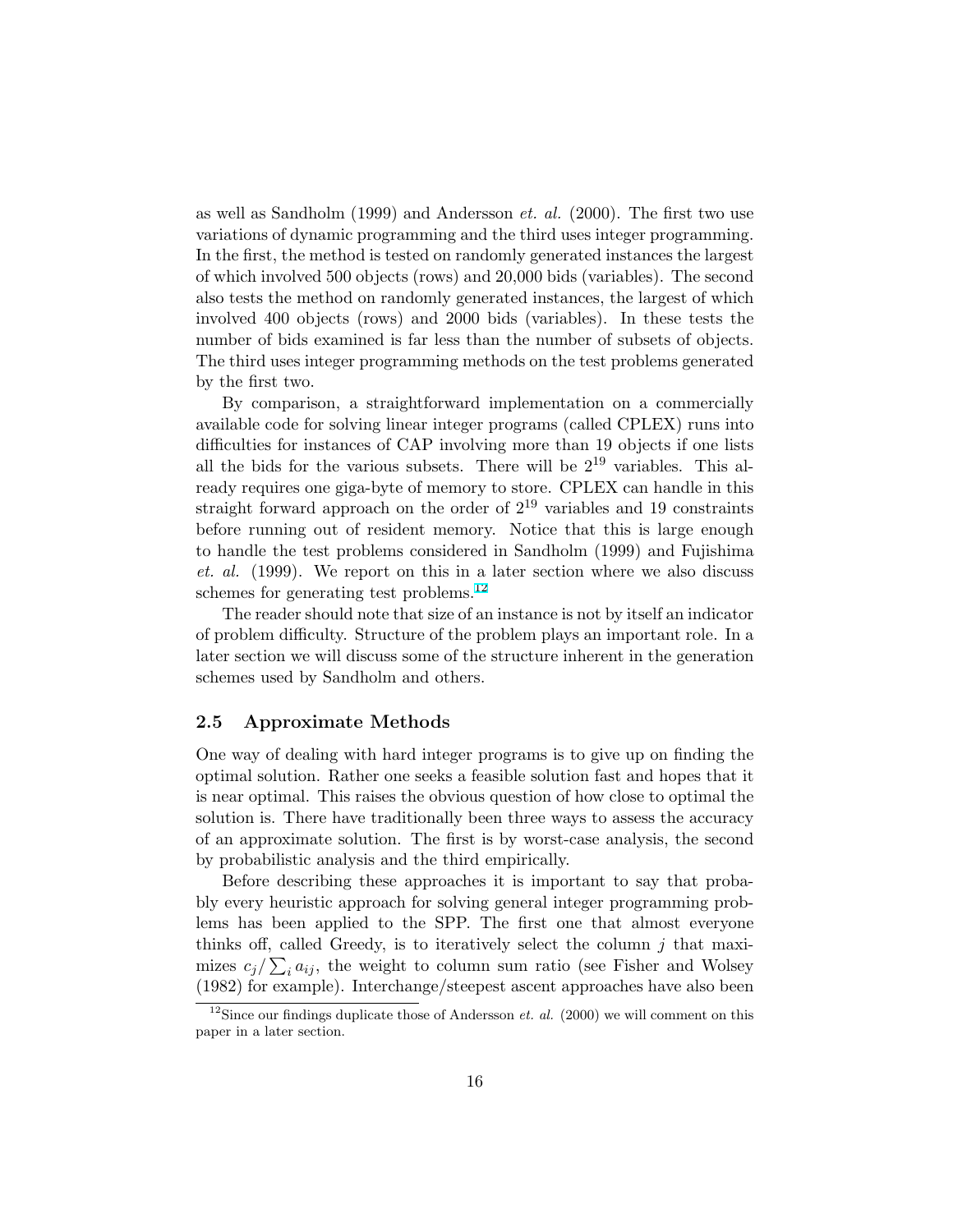as well as Sandholm (1999) and Andersson *et. al.* (2000). The first two use variations of dynamic programming and the third uses integer programming. In the first, the method is tested on randomly generated instances the largest of which involved 500 objects (rows) and 20,000 bids (variables). The second also tests the method on randomly generated instances, the largest of which involved 400 objects (rows) and 2000 bids (variables). In these tests the number of bids examined is far less than the number of subsets of objects. The third uses integer programming methods on the test problems generated by the first two.

By comparison, a straightforward implementation on a commercially available code for solving linear integer programs (called CPLEX) runs into difficulties for instances of CAP involving more than 19 objects if one lists all the bids for the various subsets. There will be $2^{19}$ variables. This already requires one giga-byte of memory to store. CPLEX can handle in this straight forward approach on the order of $2^{19}$ variables and 19 constraints before running out of resident memory. Notice that this is large enough to handle the test problems considered in Sandholm (1999) and Fujishima *et. al.* (1999). We report on this in a later section where we also discuss schemes for generating test problems.[12]

The reader should note that size of an instance is not by itself an indicator of problem difficulty. Structure of the problem plays an important role. In a later section we will discuss some of the structure inherent in the generation schemes used by Sandholm and others.

### 2.5 Approximate Methods

One way of dealing with hard integer programs is to give up on finding the optimal solution. Rather one seeks a feasible solution fast and hopes that it is near optimal. This raises the obvious question of how close to optimal the solution is. There have traditionally been three ways to assess the accuracy of an approximate solution. The first is by worst-case analysis, the second by probabilistic analysis and the third empirically.

Before describing these approaches it is important to say that probably every heuristic approach for solving general integer programming problems has been applied to the SPP. The first one that almost everyone thinks off, called Greedy, is to iteratively select the column $j$ that maximizes $c_j/\sum_i a_{ij}$, the weight to column sum ratio (see Fisher and Wolsey (1982) for example). Interchange/steepest ascent approaches have also been

[12] Since our findings duplicate those of Andersson *et. al.* (2000) we will comment on this paper in a later section.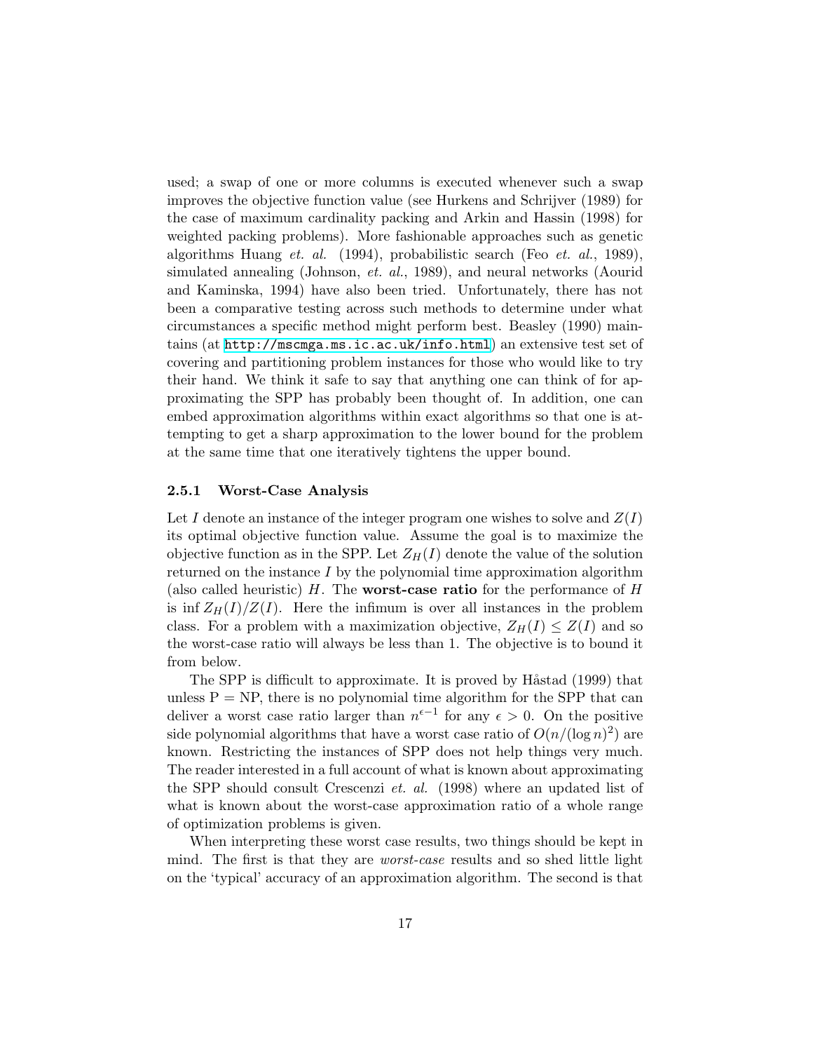used; a swap of one or more columns is executed whenever such a swap improves the objective function value (see Hurkens and Schrijver (1989) for the case of maximum cardinality packing and Arkin and Hassin (1998) for weighted packing problems). More fashionable approaches such as genetic algorithms Huang *et. al.* (1994), probabilistic search (Feo *et. al.*, 1989), simulated annealing (Johnson, *et. al.*, 1989), and neural networks (Aourid and Kaminska, 1994) have also been tried. Unfortunately, there has not been a comparative testing across such methods to determine under what circumstances a specific method might perform best. Beasley (1990) maintains (at http://mscmga.ms.ic.ac.uk/info.html) an extensive test set of covering and partitioning problem instances for those who would like to try their hand. We think it safe to say that anything one can think of for approximating the SPP has probably been thought of. In addition, one can embed approximation algorithms within exact algorithms so that one is attempting to get a sharp approximation to the lower bound for the problem at the same time that one iteratively tightens the upper bound.

### 2.5.1 Worst-Case Analysis

Let $I$ denote an instance of the integer program one wishes to solve and $Z(I)$ its optimal objective function value. Assume the goal is to maximize the objective function as in the SPP. Let $Z_H(I)$ denote the value of the solution returned on the instance $I$ by the polynomial time approximation algorithm (also called heuristic) $H$. The **worst-case ratio** for the performance of $H$ is $\inf Z_H(I)/Z(I)$. Here the infimum is over all instances in the problem class. For a problem with a maximization objective, $Z_H(I) \leq Z(I)$ and so the worst-case ratio will always be less than 1. The objective is to bound it from below.

The SPP is difficult to approximate. It is proved by Håstad (1999) that unless P = NP, there is no polynomial time algorithm for the SPP that can deliver a worst case ratio larger than $n^{\epsilon - 1}$ for any $\epsilon > 0$. On the positive side polynomial algorithms that have a worst case ratio of $O(n/(\log n)^2)$ are known. Restricting the instances of SPP does not help things very much. The reader interested in a full account of what is known about approximating the SPP should consult Crescenzi *et. al.* (1998) where an updated list of what is known about the worst-case approximation ratio of a whole range of optimization problems is given.

When interpreting these worst case results, two things should be kept in mind. The first is that they are *worst-case* results and so shed little light on the 'typical' accuracy of an approximation algorithm. The second is that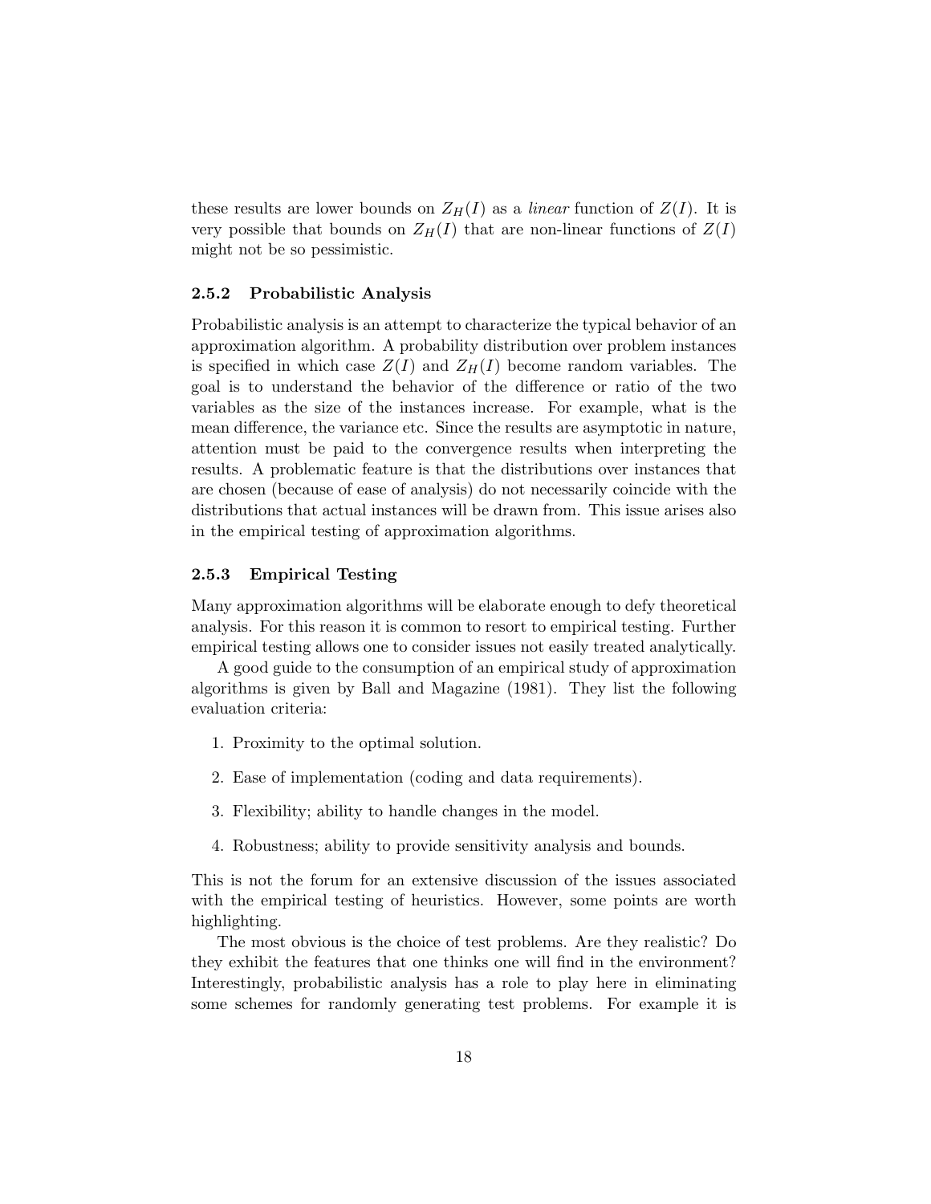these results are lower bounds on $Z_H(I)$ as a *linear* function of $Z(I)$. It is very possible that bounds on $Z_H(I)$ that are non-linear functions of $Z(I)$ might not be so pessimistic.

### 2.5.2 Probabilistic Analysis

Probabilistic analysis is an attempt to characterize the typical behavior of an approximation algorithm. A probability distribution over problem instances is specified in which case $Z(I)$ and $Z_H(I)$ become random variables. The goal is to understand the behavior of the difference or ratio of the two variables as the size of the instances increase. For example, what is the mean difference, the variance etc. Since the results are asymptotic in nature, attention must be paid to the convergence results when interpreting the results. A problematic feature is that the distributions over instances that are chosen (because of ease of analysis) do not necessarily coincide with the distributions that actual instances will be drawn from. This issue arises also in the empirical testing of approximation algorithms.

### 2.5.3 Empirical Testing

Many approximation algorithms will be elaborate enough to defy theoretical analysis. For this reason it is common to resort to empirical testing. Further empirical testing allows one to consider issues not easily treated analytically.

A good guide to the consumption of an empirical study of approximation algorithms is given by Ball and Magazine (1981). They list the following evaluation criteria:

1. Proximity to the optimal solution.
2. Ease of implementation (coding and data requirements).
3. Flexibility; ability to handle changes in the model.
4. Robustness; ability to provide sensitivity analysis and bounds.

This is not the forum for an extensive discussion of the issues associated with the empirical testing of heuristics. However, some points are worth highlighting.

The most obvious is the choice of test problems. Are they realistic? Do they exhibit the features that one thinks one will find in the environment? Interestingly, probabilistic analysis has a role to play here in eliminating some schemes for randomly generating test problems. For example it is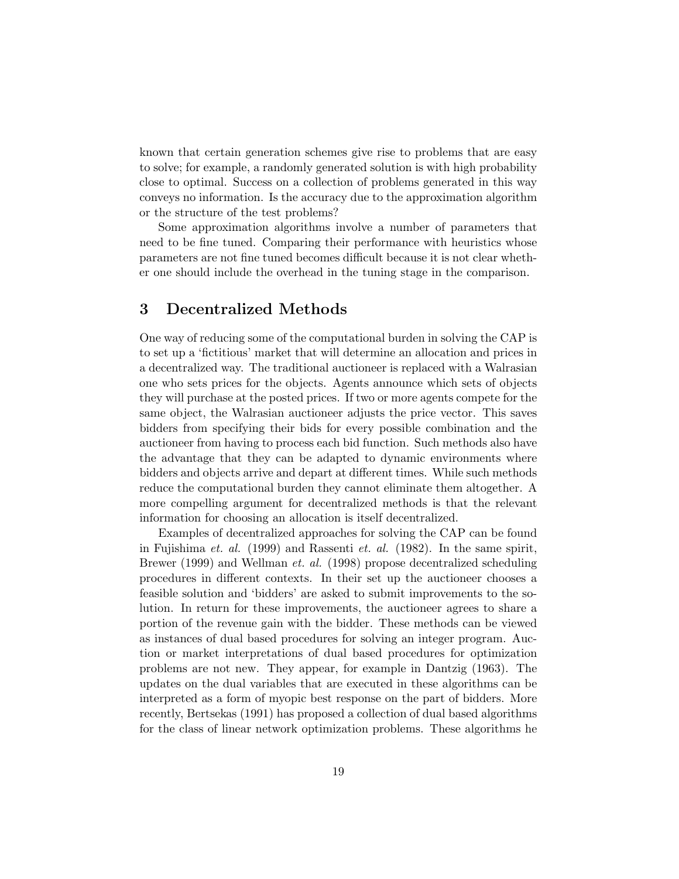known that certain generation schemes give rise to problems that are easy to solve; for example, a randomly generated solution is with high probability close to optimal. Success on a collection of problems generated in this way conveys no information. Is the accuracy due to the approximation algorithm or the structure of the test problems?

Some approximation algorithms involve a number of parameters that need to be fine tuned. Comparing their performance with heuristics whose parameters are not fine tuned becomes difficult because it is not clear whether one should include the overhead in the tuning stage in the comparison.

## 3 Decentralized Methods

One way of reducing some of the computational burden in solving the CAP is to set up a 'fictitious' market that will determine an allocation and prices in a decentralized way. The traditional auctioneer is replaced with a Walrasian one who sets prices for the objects. Agents announce which sets of objects they will purchase at the posted prices. If two or more agents compete for the same object, the Walrasian auctioneer adjusts the price vector. This saves bidders from specifying their bids for every possible combination and the auctioneer from having to process each bid function. Such methods also have the advantage that they can be adapted to dynamic environments where bidders and objects arrive and depart at different times. While such methods reduce the computational burden they cannot eliminate them altogether. A more compelling argument for decentralized methods is that the relevant information for choosing an allocation is itself decentralized.

Examples of decentralized approaches for solving the CAP can be found in Fujishima *et. al.* (1999) and Rassenti *et. al.* (1982). In the same spirit, Brewer (1999) and Wellman *et. al.* (1998) propose decentralized scheduling procedures in different contexts. In their set up the auctioneer chooses a feasible solution and 'bidders' are asked to submit improvements to the solution. In return for these improvements, the auctioneer agrees to share a portion of the revenue gain with the bidder. These methods can be viewed as instances of dual based procedures for solving an integer program. Auction or market interpretations of dual based procedures for optimization problems are not new. They appear, for example in Dantzig (1963). The updates on the dual variables that are executed in these algorithms can be interpreted as a form of myopic best response on the part of bidders. More recently, Bertsekas (1991) has proposed a collection of dual based algorithms for the class of linear network optimization problems. These algorithms he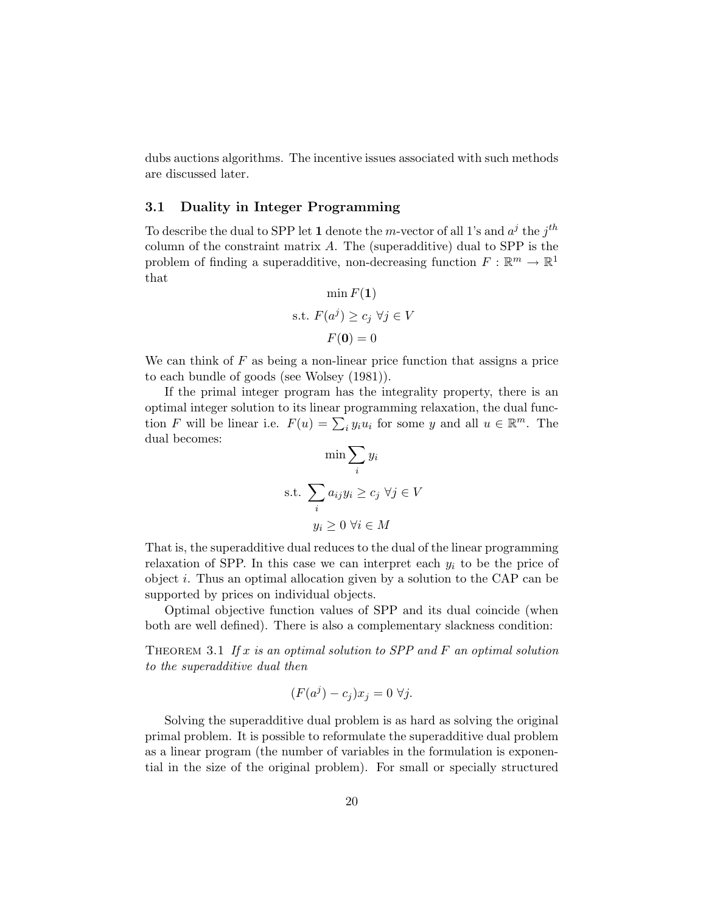dubs auctions algorithms. The incentive issues associated with such methods are discussed later.

## 3.1 Duality in Integer Programming

To describe the dual to SPP let $\mathbf{1}$ denote the $m$-vector of all 1's and $a^j$ the $j^{th}$ column of the constraint matrix $A$. The (superadditive) dual to SPP is the problem of finding a superadditive, non-decreasing function $F : \mathbb{R}^m \rightarrow \mathbb{R}^1$ that

$$\min F(\mathbf{1})$$

$$\text{s.t. } F(a^j) \geq c_j \ \forall j \in V$$

$$F(\mathbf{0}) = 0$$

We can think of $F$ as being a non-linear price function that assigns a price to each bundle of goods (see Wolsey (1981)).

If the primal integer program has the integrality property, there is an optimal integer solution to its linear programming relaxation, the dual function $F$ will be linear i.e. $F(u) = \sum_i y_i u_i$ for some $y$ and all $u \in \mathbb{R}^m$. The dual becomes:

$$\min \sum_i y_i$$

$$\text{s.t. } \sum_i a_{ij} y_i \geq c_j \ \forall j \in V$$

$$y_i \geq 0 \ \forall i \in M$$

That is, the superadditive dual reduces to the dual of the linear programming relaxation of SPP. In this case we can interpret each $y_i$ to be the price of object $i$. Thus an optimal allocation given by a solution to the CAP can be supported by prices on individual objects.

Optimal objective function values of SPP and its dual coincide (when both are well defined). There is also a complementary slackness condition:

THEOREM 3.1 *If $x$ is an optimal solution to SPP and $F$ an optimal solution to the superadditive dual then*

$$(F(a^j) - c_j)x_j = 0 \ \forall j.$$

Solving the superadditive dual problem is as hard as solving the original primal problem. It is possible to reformulate the superadditive dual problem as a linear program (the number of variables in the formulation is exponential in the size of the original problem). For small or specially structured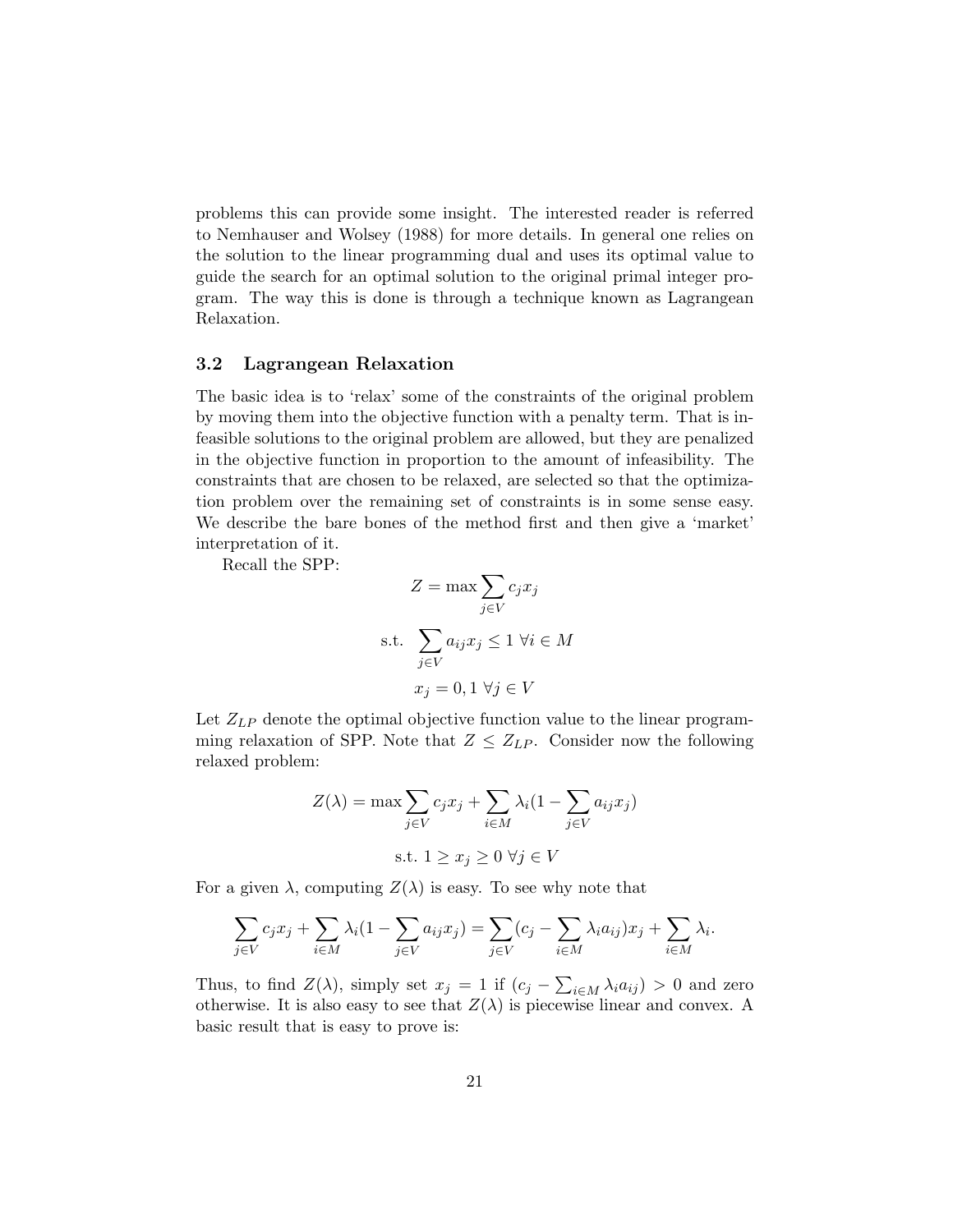problems this can provide some insight. The interested reader is referred to Nemhauser and Wolsey (1988) for more details. In general one relies on the solution to the linear programming dual and uses its optimal value to guide the search for an optimal solution to the original primal integer program. The way this is done is through a technique known as Lagrangean Relaxation.

### 3.2 Lagrangean Relaxation

The basic idea is to 'relax' some of the constraints of the original problem by moving them into the objective function with a penalty term. That is infeasible solutions to the original problem are allowed, but they are penalized in the objective function in proportion to the amount of infeasibility. The constraints that are chosen to be relaxed, are selected so that the optimization problem over the remaining set of constraints is in some sense easy. We describe the bare bones of the method first and then give a 'market' interpretation of it.

Recall the SPP:

$$Z = \max \sum_{j \in V} c_j x_j$$

$$\text{s.t.} \quad \sum_{j \in V} a_{ij} x_j \leq 1 \ \forall i \in M$$

$$x_j = 0, 1 \ \forall j \in V$$

Let $Z_{LP}$ denote the optimal objective function value to the linear programming relaxation of SPP. Note that $Z \leq Z_{LP}$. Consider now the following relaxed problem:

$$Z(\lambda) = \max \sum_{j \in V} c_j x_j + \sum_{i \in M} \lambda_i (1 - \sum_{j \in V} a_{ij} x_j)$$

$$\text{s.t. } 1 \geq x_j \geq 0 \ \forall j \in V$$

For a given $\lambda$, computing $Z(\lambda)$ is easy. To see why note that

$$\sum_{j \in V} c_j x_j + \sum_{i \in M} \lambda_i (1 - \sum_{j \in V} a_{ij} x_j) = \sum_{j \in V} (c_j - \sum_{i \in M} \lambda_i a_{ij}) x_j + \sum_{i \in M} \lambda_i.$$

Thus, to find $Z(\lambda)$, simply set $x_j = 1$ if $(c_j - \sum_{i \in M} \lambda_i a_{ij}) > 0$ and zero otherwise. It is also easy to see that $Z(\lambda)$ is piecewise linear and convex. A basic result that is easy to prove is: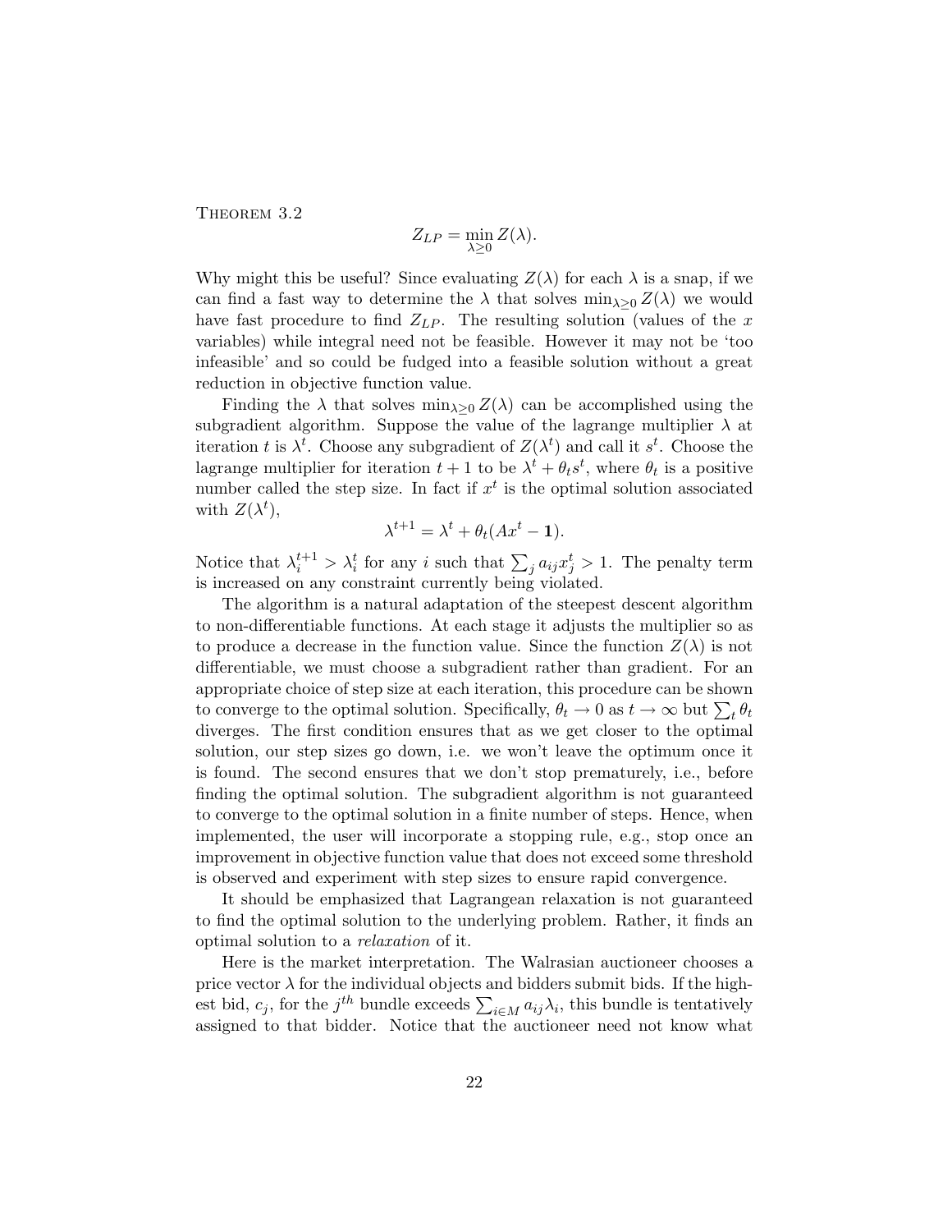Theorem 3.2

$$Z_{LP} = \min_{\lambda \geq 0} Z(\lambda).$$

Why might this be useful? Since evaluating $Z(\lambda)$ for each $\lambda$ is a snap, if we can find a fast way to determine the $\lambda$ that solves $\min_{\lambda \geq 0} Z(\lambda)$ we would have fast procedure to find $Z_{LP}$. The resulting solution (values of the $x$ variables) while integral need not be feasible. However it may not be 'too infeasible' and so could be fudged into a feasible solution without a great reduction in objective function value.

Finding the $\lambda$ that solves $\min_{\lambda \geq 0} Z(\lambda)$ can be accomplished using the subgradient algorithm. Suppose the value of the lagrange multiplier $\lambda$ at iteration $t$ is $\lambda^t$. Choose any subgradient of $Z(\lambda^t)$ and call it $s^t$. Choose the lagrange multiplier for iteration $t+1$ to be $\lambda^t + \theta_t s^t$, where $\theta_t$ is a positive number called the step size. In fact if $x^t$ is the optimal solution associated with $Z(\lambda^t)$,

$$\lambda^{t+1} = \lambda^t + \theta_t(Ax^t - \mathbf{1}).$$

Notice that $\lambda_i^{t+1} > \lambda_i^t$ for any $i$ such that $\sum_j a_{ij} x_j^t > 1$. The penalty term is increased on any constraint currently being violated.

The algorithm is a natural adaptation of the steepest descent algorithm to non-differentiable functions. At each stage it adjusts the multiplier so as to produce a decrease in the function value. Since the function $Z(\lambda)$ is not differentiable, we must choose a subgradient rather than gradient. For an appropriate choice of step size at each iteration, this procedure can be shown to converge to the optimal solution. Specifically, $\theta_t \to 0$ as $t \to \infty$ but $\sum_t \theta_t$ diverges. The first condition ensures that as we get closer to the optimal solution, our step sizes go down, i.e. we won't leave the optimum once it is found. The second ensures that we don't stop prematurely, i.e., before finding the optimal solution. The subgradient algorithm is not guaranteed to converge to the optimal solution in a finite number of steps. Hence, when implemented, the user will incorporate a stopping rule, e.g., stop once an improvement in objective function value that does not exceed some threshold is observed and experiment with step sizes to ensure rapid convergence.

It should be emphasized that Lagrangean relaxation is not guaranteed to find the optimal solution to the underlying problem. Rather, it finds an optimal solution to a *relaxation* of it.

Here is the market interpretation. The Walrasian auctioneer chooses a price vector $\lambda$ for the individual objects and bidders submit bids. If the highest bid, $c_j$, for the $j^{th}$ bundle exceeds $\sum_{i \in M} a_{ij} \lambda_i$, this bundle is tentatively assigned to that bidder. Notice that the auctioneer need not know what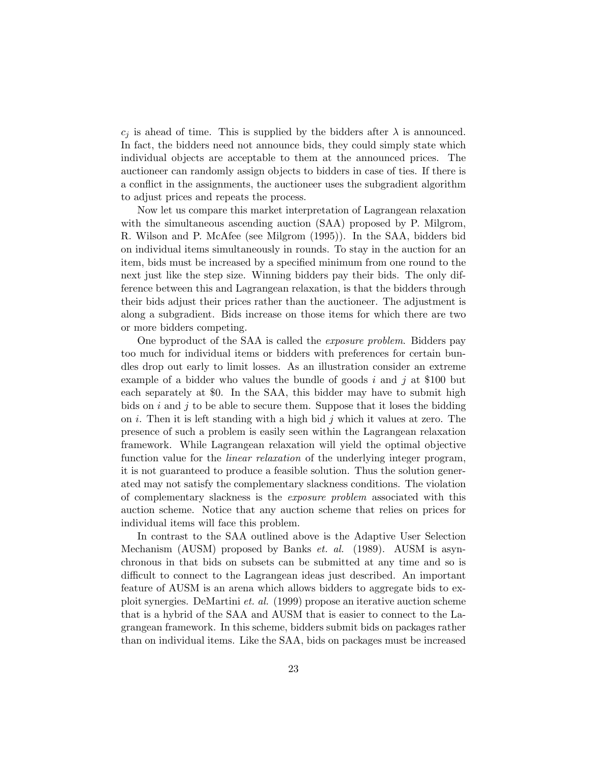$c_j$ is ahead of time. This is supplied by the bidders after $\lambda$ is announced. In fact, the bidders need not announce bids, they could simply state which individual objects are acceptable to them at the announced prices. The auctioneer can randomly assign objects to bidders in case of ties. If there is a conflict in the assignments, the auctioneer uses the subgradient algorithm to adjust prices and repeats the process.

Now let us compare this market interpretation of Lagrangean relaxation with the simultaneous ascending auction (SAA) proposed by P. Milgrom, R. Wilson and P. McAfee (see Milgrom (1995)). In the SAA, bidders bid on individual items simultaneously in rounds. To stay in the auction for an item, bids must be increased by a specified minimum from one round to the next just like the step size. Winning bidders pay their bids. The only difference between this and Lagrangean relaxation, is that the bidders through their bids adjust their prices rather than the auctioneer. The adjustment is along a subgradient. Bids increase on those items for which there are two or more bidders competing.

One byproduct of the SAA is called the *exposure problem*. Bidders pay too much for individual items or bidders with preferences for certain bundles drop out early to limit losses. As an illustration consider an extreme example of a bidder who values the bundle of goods $i$ and $j$ at \$100 but each separately at \$0. In the SAA, this bidder may have to submit high bids on $i$ and $j$ to be able to secure them. Suppose that it loses the bidding on $i$. Then it is left standing with a high bid $j$ which it values at zero. The presence of such a problem is easily seen within the Lagrangean relaxation framework. While Lagrangean relaxation will yield the optimal objective function value for the *linear relaxation* of the underlying integer program, it is not guaranteed to produce a feasible solution. Thus the solution generated may not satisfy the complementary slackness conditions. The violation of complementary slackness is the *exposure problem* associated with this auction scheme. Notice that any auction scheme that relies on prices for individual items will face this problem.

In contrast to the SAA outlined above is the Adaptive User Selection Mechanism (AUSM) proposed by Banks *et. al.* (1989). AUSM is asynchronous in that bids on subsets can be submitted at any time and so is difficult to connect to the Lagrangean ideas just described. An important feature of AUSM is an arena which allows bidders to aggregate bids to exploit synergies. DeMartini *et. al.* (1999) propose an iterative auction scheme that is a hybrid of the SAA and AUSM that is easier to connect to the Lagrangean framework. In this scheme, bidders submit bids on packages rather than on individual items. Like the SAA, bids on packages must be increased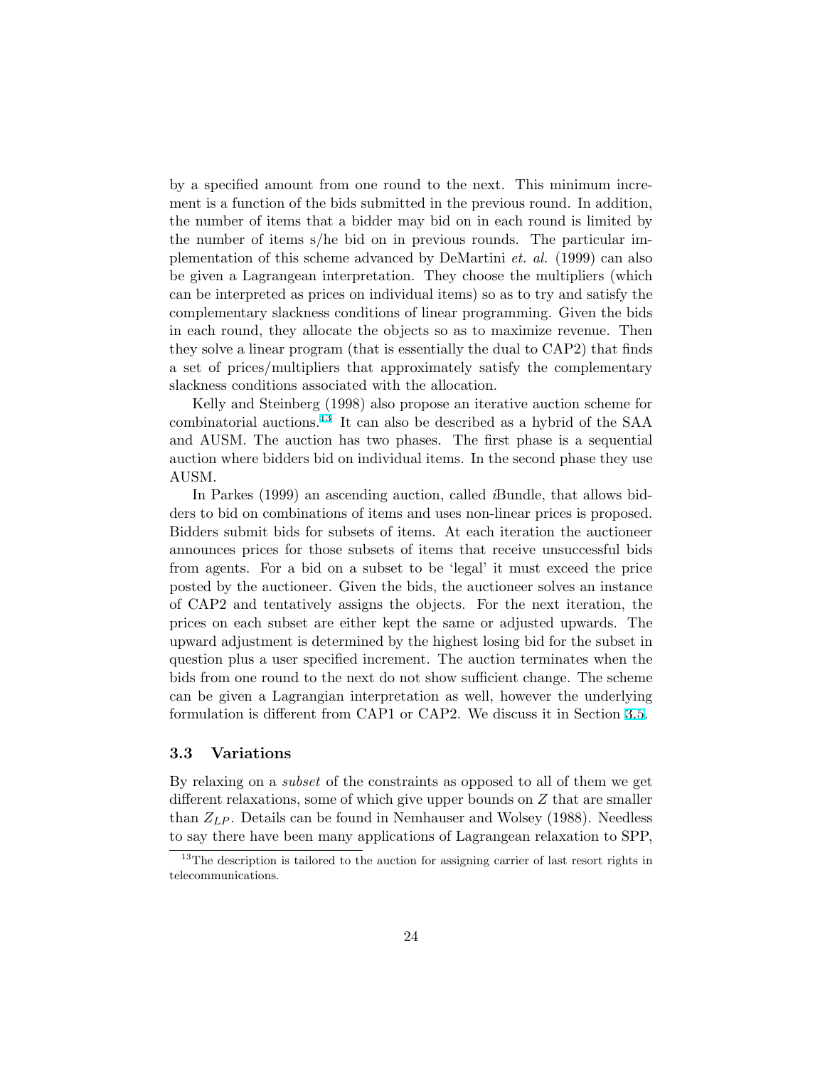by a specified amount from one round to the next. This minimum increment is a function of the bids submitted in the previous round. In addition, the number of items that a bidder may bid on in each round is limited by the number of items s/he bid on in previous rounds. The particular implementation of this scheme advanced by DeMartini *et. al.* (1999) can also be given a Lagrangean interpretation. They choose the multipliers (which can be interpreted as prices on individual items) so as to try and satisfy the complementary slackness conditions of linear programming. Given the bids in each round, they allocate the objects so as to maximize revenue. Then they solve a linear program (that is essentially the dual to CAP2) that finds a set of prices/multipliers that approximately satisfy the complementary slackness conditions associated with the allocation.

Kelly and Steinberg (1998) also propose an iterative auction scheme for combinatorial auctions.[13] It can also be described as a hybrid of the SAA and AUSM. The auction has two phases. The first phase is a sequential auction where bidders bid on individual items. In the second phase they use AUSM.

In Parkes (1999) an ascending auction, called *i*Bundle, that allows bidders to bid on combinations of items and uses non-linear prices is proposed. Bidders submit bids for subsets of items. At each iteration the auctioneer announces prices for those subsets of items that receive unsuccessful bids from agents. For a bid on a subset to be 'legal' it must exceed the price posted by the auctioneer. Given the bids, the auctioneer solves an instance of CAP2 and tentatively assigns the objects. For the next iteration, the prices on each subset are either kept the same or adjusted upwards. The upward adjustment is determined by the highest losing bid for the subset in question plus a user specified increment. The auction terminates when the bids from one round to the next do not show sufficient change. The scheme can be given a Lagrangian interpretation as well, however the underlying formulation is different from CAP1 or CAP2. We discuss it in Section 3.5.

### 3.3 Variations

By relaxing on a *subset* of the constraints as opposed to all of them we get different relaxations, some of which give upper bounds on $Z$ that are smaller than $Z_{LP}$. Details can be found in Nemhauser and Wolsey (1988). Needless to say there have been many applications of Lagrangean relaxation to SPP,

[13] The description is tailored to the auction for assigning carrier of last resort rights in telecommunications.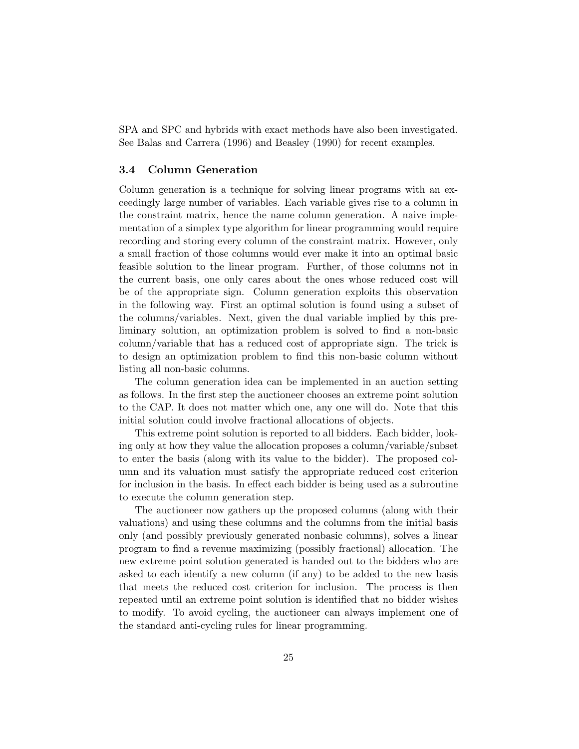SPA and SPC and hybrids with exact methods have also been investigated. See Balas and Carrera (1996) and Beasley (1990) for recent examples.

### 3.4 Column Generation

Column generation is a technique for solving linear programs with an exceedingly large number of variables. Each variable gives rise to a column in the constraint matrix, hence the name column generation. A naive implementation of a simplex type algorithm for linear programming would require recording and storing every column of the constraint matrix. However, only a small fraction of those columns would ever make it into an optimal basic feasible solution to the linear program. Further, of those columns not in the current basis, one only cares about the ones whose reduced cost will be of the appropriate sign. Column generation exploits this observation in the following way. First an optimal solution is found using a subset of the columns/variables. Next, given the dual variable implied by this preliminary solution, an optimization problem is solved to find a non-basic column/variable that has a reduced cost of appropriate sign. The trick is to design an optimization problem to find this non-basic column without listing all non-basic columns.

The column generation idea can be implemented in an auction setting as follows. In the first step the auctioneer chooses an extreme point solution to the CAP. It does not matter which one, any one will do. Note that this initial solution could involve fractional allocations of objects.

This extreme point solution is reported to all bidders. Each bidder, looking only at how they value the allocation proposes a column/variable/subset to enter the basis (along with its value to the bidder). The proposed column and its valuation must satisfy the appropriate reduced cost criterion for inclusion in the basis. In effect each bidder is being used as a subroutine to execute the column generation step.

The auctioneer now gathers up the proposed columns (along with their valuations) and using these columns and the columns from the initial basis only (and possibly previously generated nonbasic columns), solves a linear program to find a revenue maximizing (possibly fractional) allocation. The new extreme point solution generated is handed out to the bidders who are asked to each identify a new column (if any) to be added to the new basis that meets the reduced cost criterion for inclusion. The process is then repeated until an extreme point solution is identified that no bidder wishes to modify. To avoid cycling, the auctioneer can always implement one of the standard anti-cycling rules for linear programming.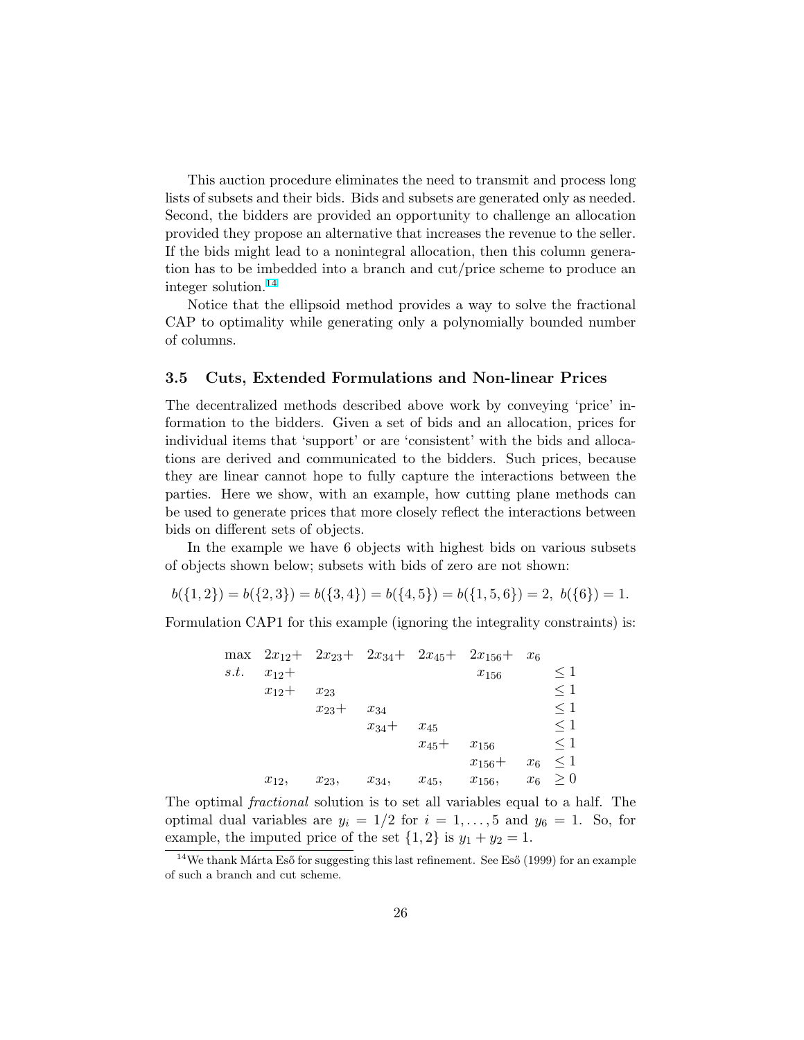This auction procedure eliminates the need to transmit and process long lists of subsets and their bids. Bids and subsets are generated only as needed. Second, the bidders are provided an opportunity to challenge an allocation provided they propose an alternative that increases the revenue to the seller. If the bids might lead to a nonintegral allocation, then this column generation has to be imbedded into a branch and cut/price scheme to produce an integer solution.[14]

Notice that the ellipsoid method provides a way to solve the fractional CAP to optimality while generating only a polynomially bounded number of columns.

### 3.5 Cuts, Extended Formulations and Non-linear Prices

The decentralized methods described above work by conveying 'price' information to the bidders. Given a set of bids and an allocation, prices for individual items that 'support' or are 'consistent' with the bids and allocations are derived and communicated to the bidders. Such prices, because they are linear cannot hope to fully capture the interactions between the parties. Here we show, with an example, how cutting plane methods can be used to generate prices that more closely reflect the interactions between bids on different sets of objects.

In the example we have 6 objects with highest bids on various subsets of objects shown below; subsets with bids of zero are not shown:

$$b(\{1,2\}) = b(\{2,3\}) = b(\{3,4\}) = b(\{4,5\}) = b(\{1,5,6\}) = 2, \; b(\{6\}) = 1.$$

Formulation CAP1 for this example (ignoring the integrality constraints) is:

$$
\begin{array}{llllllll}
\max & 2x_{12}+ & 2x_{23}+ & 2x_{34}+ & 2x_{45}+ & 2x_{156}+ & x_6 & \\
s.t. & x_{12}+ & & & & x_{156} & & \leq 1 \\
 & x_{12}+ & x_{23} & & & & & \leq 1 \\
 & & x_{23}+ & x_{34} & & & & \leq 1 \\
 & & & x_{34}+ & x_{45} & & & \leq 1 \\
 & & & & x_{45}+ & x_{156} & & \leq 1 \\
 & & & & & x_{156}+ & x_6 & \leq 1 \\
 & x_{12}, & x_{23}, & x_{34}, & x_{45}, & x_{156}, & x_6 & \geq 0
\end{array}
$$

The optimal *fractional* solution is to set all variables equal to a half. The optimal dual variables are $y_i = 1/2$ for $i = 1, \ldots, 5$ and $y_6 = 1$. So, for example, the imputed price of the set $\{1, 2\}$ is $y_1 + y_2 = 1$.

[14] We thank Márta Eső for suggesting this last refinement. See Eső (1999) for an example of such a branch and cut scheme.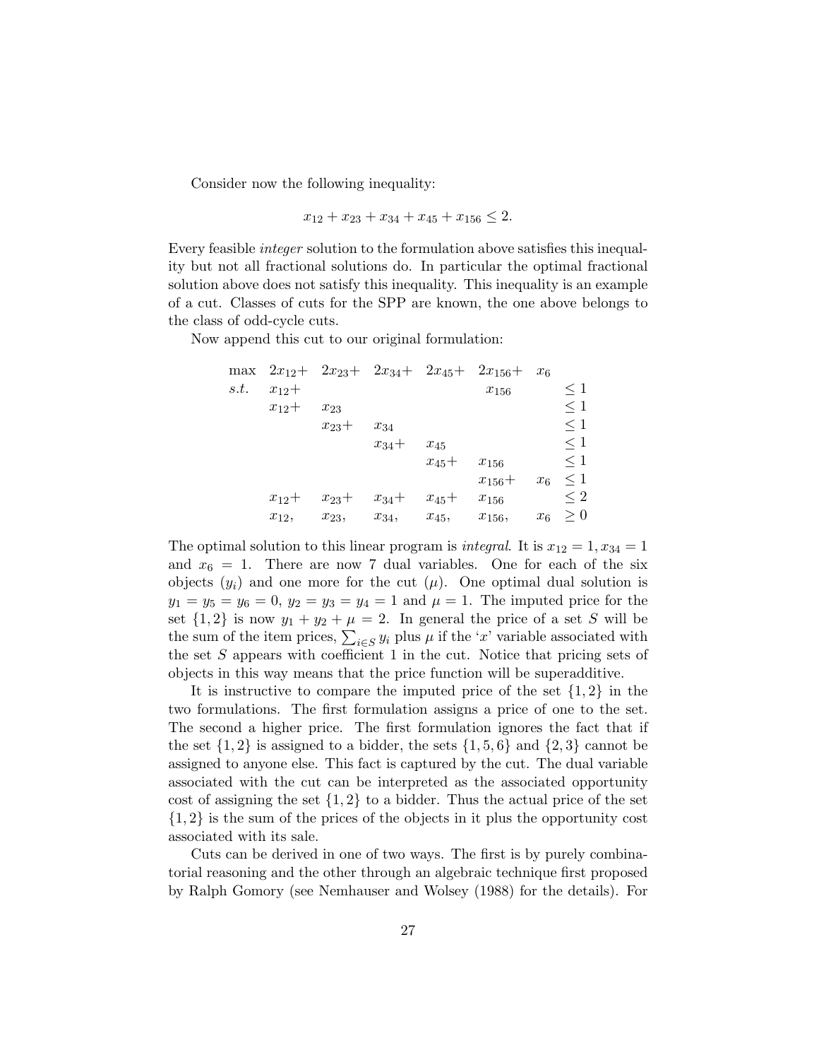Consider now the following inequality:

$$x_{12} + x_{23} + x_{34} + x_{45} + x_{156} \leq 2.$$

Every feasible *integer* solution to the formulation above satisfies this inequality but not all fractional solutions do. In particular the optimal fractional solution above does not satisfy this inequality. This inequality is an example of a cut. Classes of cuts for the SPP are known, the one above belongs to the class of odd-cycle cuts.

Now append this cut to our original formulation:

$$\begin{array}{lllllllr}
\max & 2x_{12}+ & 2x_{23}+ & 2x_{34}+ & 2x_{45}+ & 2x_{156}+ & x_6 & \\
s.t. & x_{12}+ & & & & x_{156} & & \leq 1 \\
 & x_{12}+ & x_{23} & & & & & \leq 1 \\
 & & x_{23}+ & x_{34} & & & & \leq 1 \\
 & & & x_{34}+ & x_{45} & & & \leq 1 \\
 & & & & x_{45}+ & x_{156} & & \leq 1 \\
 & & & & & x_{156}+ & x_6 & \leq 1 \\
 & x_{12}+ & x_{23}+ & x_{34}+ & x_{45}+ & x_{156} & & \leq 2 \\
 & x_{12}, & x_{23}, & x_{34}, & x_{45}, & x_{156}, & x_6 & \geq 0
\end{array}$$

The optimal solution to this linear program is *integral*. It is $x_{12} = 1, x_{34} = 1$ and $x_6 = 1$. There are now 7 dual variables. One for each of the six objects ($y_i$) and one more for the cut ($\mu$). One optimal dual solution is $y_1 = y_5 = y_6 = 0$, $y_2 = y_3 = y_4 = 1$ and $\mu = 1$. The imputed price for the set $\{1, 2\}$ is now $y_1 + y_2 + \mu = 2$. In general the price of a set $S$ will be the sum of the item prices, $\sum_{i \in S} y_i$ plus $\mu$ if the '$x$' variable associated with the set $S$ appears with coefficient 1 in the cut. Notice that pricing sets of objects in this way means that the price function will be superadditive.

It is instructive to compare the imputed price of the set $\{1, 2\}$ in the two formulations. The first formulation assigns a price of one to the set. The second a higher price. The first formulation ignores the fact that if the set $\{1, 2\}$ is assigned to a bidder, the sets $\{1, 5, 6\}$ and $\{2, 3\}$ cannot be assigned to anyone else. This fact is captured by the cut. The dual variable associated with the cut can be interpreted as the associated opportunity cost of assigning the set $\{1, 2\}$ to a bidder. Thus the actual price of the set $\{1, 2\}$ is the sum of the prices of the objects in it plus the opportunity cost associated with its sale.

Cuts can be derived in one of two ways. The first is by purely combinatorial reasoning and the other through an algebraic technique first proposed by Ralph Gomory (see Nemhauser and Wolsey (1988) for the details). For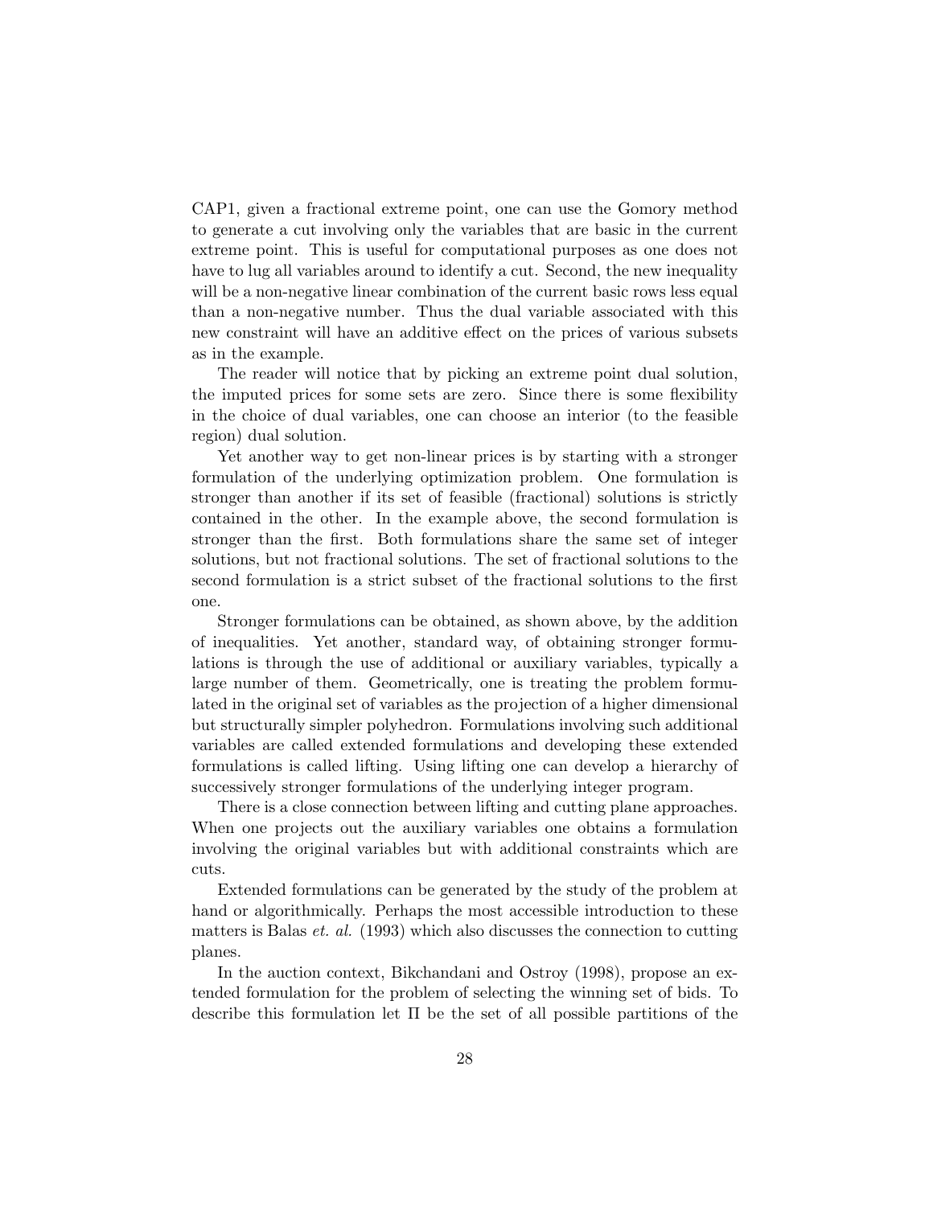CAP1, given a fractional extreme point, one can use the Gomory method to generate a cut involving only the variables that are basic in the current extreme point. This is useful for computational purposes as one does not have to lug all variables around to identify a cut. Second, the new inequality will be a non-negative linear combination of the current basic rows less equal than a non-negative number. Thus the dual variable associated with this new constraint will have an additive effect on the prices of various subsets as in the example.

The reader will notice that by picking an extreme point dual solution, the imputed prices for some sets are zero. Since there is some flexibility in the choice of dual variables, one can choose an interior (to the feasible region) dual solution.

Yet another way to get non-linear prices is by starting with a stronger formulation of the underlying optimization problem. One formulation is stronger than another if its set of feasible (fractional) solutions is strictly contained in the other. In the example above, the second formulation is stronger than the first. Both formulations share the same set of integer solutions, but not fractional solutions. The set of fractional solutions to the second formulation is a strict subset of the fractional solutions to the first one.

Stronger formulations can be obtained, as shown above, by the addition of inequalities. Yet another, standard way, of obtaining stronger formulations is through the use of additional or auxiliary variables, typically a large number of them. Geometrically, one is treating the problem formulated in the original set of variables as the projection of a higher dimensional but structurally simpler polyhedron. Formulations involving such additional variables are called extended formulations and developing these extended formulations is called lifting. Using lifting one can develop a hierarchy of successively stronger formulations of the underlying integer program.

There is a close connection between lifting and cutting plane approaches. When one projects out the auxiliary variables one obtains a formulation involving the original variables but with additional constraints which are cuts.

Extended formulations can be generated by the study of the problem at hand or algorithmically. Perhaps the most accessible introduction to these matters is Balas *et. al.* (1993) which also discusses the connection to cutting planes.

In the auction context, Bikchandani and Ostroy (1998), propose an extended formulation for the problem of selecting the winning set of bids. To describe this formulation let $\Pi$ be the set of all possible partitions of the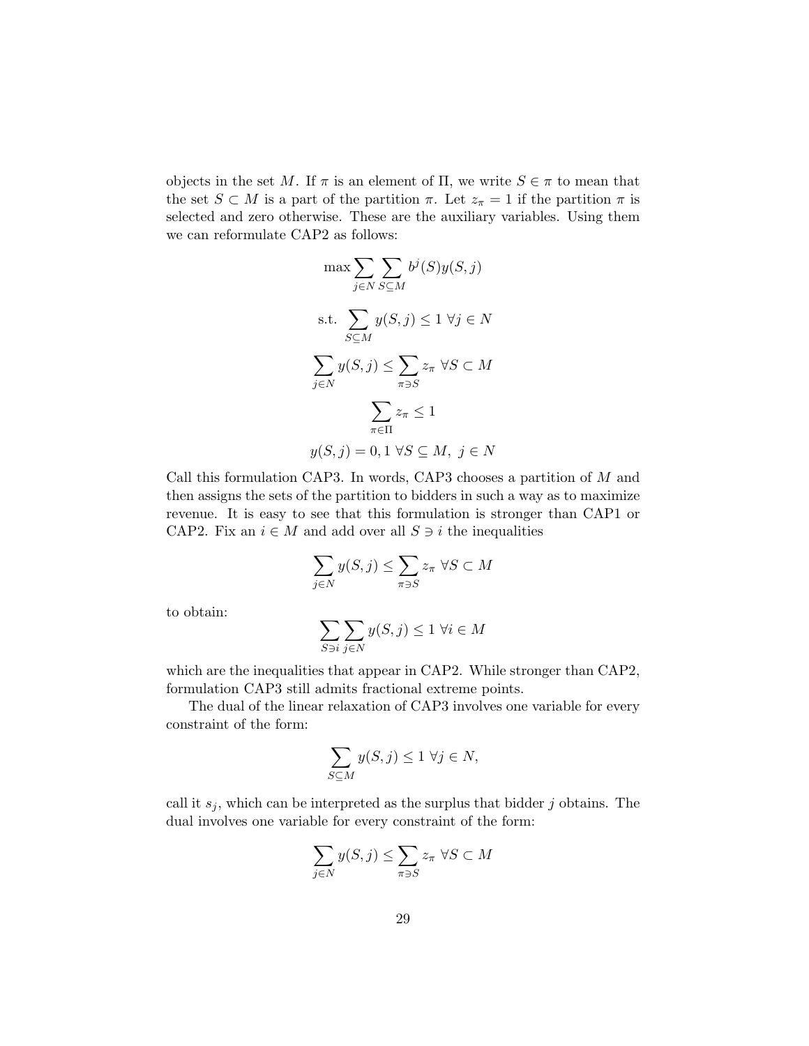objects in the set $M$. If $\pi$ is an element of $\Pi$, we write $S \in \pi$ to mean that the set $S \subset M$ is a part of the partition $\pi$. Let $z_\pi = 1$ if the partition $\pi$ is selected and zero otherwise. These are the auxiliary variables. Using them we can reformulate CAP2 as follows:

$$\max \sum_{j \in N} \sum_{S \subseteq M} b^j(S) y(S,j)$$

$$\text{s.t.} \sum_{S \subseteq M} y(S,j) \leq 1 \ \forall j \in N$$

$$\sum_{j \in N} y(S,j) \leq \sum_{\pi \ni S} z_\pi \ \forall S \subset M$$

$$\sum_{\pi \in \Pi} z_\pi \leq 1$$

$$y(S,j) = 0,1 \ \forall S \subseteq M, \ j \in N$$

Call this formulation CAP3. In words, CAP3 chooses a partition of $M$ and then assigns the sets of the partition to bidders in such a way as to maximize revenue. It is easy to see that this formulation is stronger than CAP1 or CAP2. Fix an $i \in M$ and add over all $S \ni i$ the inequalities

$$\sum_{j \in N} y(S,j) \leq \sum_{\pi \ni S} z_\pi \ \forall S \subset M$$

to obtain:

$$\sum_{S \ni i} \sum_{j \in N} y(S,j) \leq 1 \ \forall i \in M$$

which are the inequalities that appear in CAP2. While stronger than CAP2, formulation CAP3 still admits fractional extreme points.

The dual of the linear relaxation of CAP3 involves one variable for every constraint of the form:

$$\sum_{S \subseteq M} y(S,j) \leq 1 \ \forall j \in N,$$

call it $s_j$, which can be interpreted as the surplus that bidder $j$ obtains. The dual involves one variable for every constraint of the form:

$$\sum_{j \in N} y(S,j) \leq \sum_{\pi \ni S} z_\pi \ \forall S \subset M$$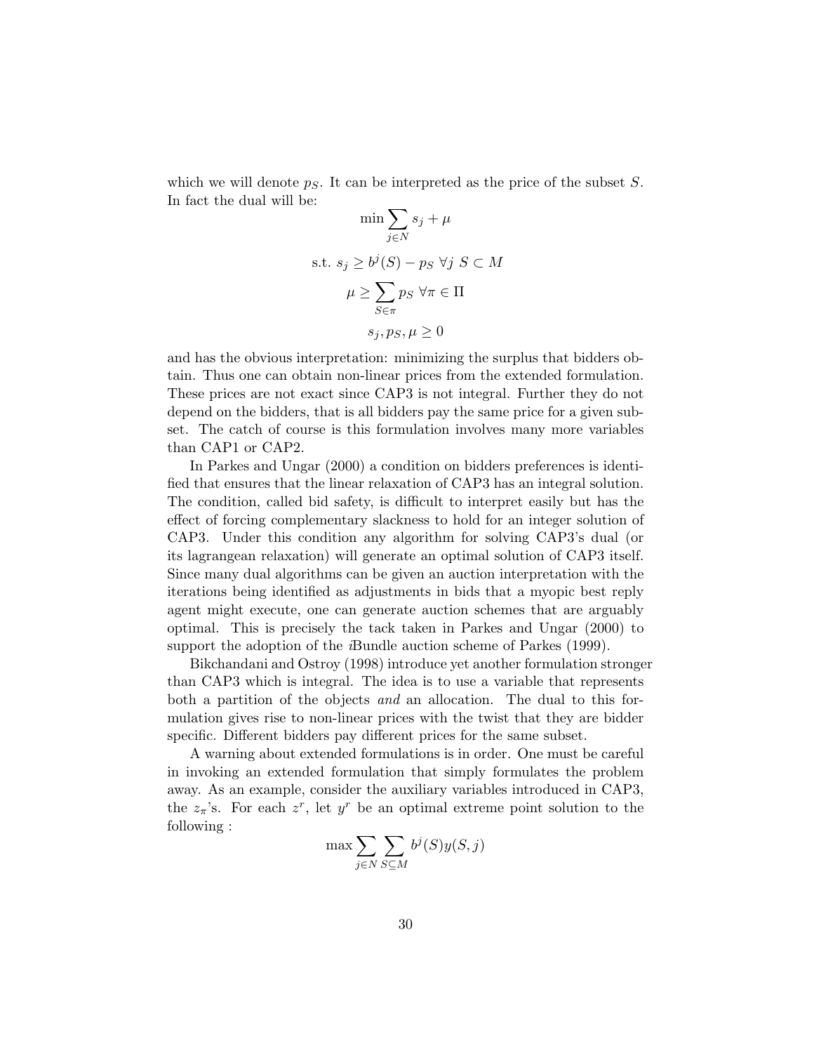which we will denote $p_S$. It can be interpreted as the price of the subset $S$. In fact the dual will be:

$$\min \sum_{j \in N} s_j + \mu$$

$$\text{s.t. } s_j \geq b^j(S) - p_S \ \forall j \ S \subset M$$

$$\mu \geq \sum_{S \in \pi} p_S \ \forall \pi \in \Pi$$

$$s_j, p_S, \mu \geq 0$$

and has the obvious interpretation: minimizing the surplus that bidders obtain. Thus one can obtain non-linear prices from the extended formulation. These prices are not exact since CAP3 is not integral. Further they do not depend on the bidders, that is all bidders pay the same price for a given subset. The catch of course is this formulation involves many more variables than CAP1 or CAP2.

In Parkes and Ungar (2000) a condition on bidders preferences is identified that ensures that the linear relaxation of CAP3 has an integral solution. The condition, called bid safety, is difficult to interpret easily but has the effect of forcing complementary slackness to hold for an integer solution of CAP3. Under this condition any algorithm for solving CAP3's dual (or its lagrangean relaxation) will generate an optimal solution of CAP3 itself. Since many dual algorithms can be given an auction interpretation with the iterations being identified as adjustments in bids that a myopic best reply agent might execute, one can generate auction schemes that are arguably optimal. This is precisely the tack taken in Parkes and Ungar (2000) to support the adoption of the *i*Bundle auction scheme of Parkes (1999).

Bikchandani and Ostroy (1998) introduce yet another formulation stronger than CAP3 which is integral. The idea is to use a variable that represents both a partition of the objects *and* an allocation. The dual to this formulation gives rise to non-linear prices with the twist that they are bidder specific. Different bidders pay different prices for the same subset.

A warning about extended formulations is in order. One must be careful in invoking an extended formulation that simply formulates the problem away. As an example, consider the auxiliary variables introduced in CAP3, the $z_\pi$'s. For each $z^r$, let $y^r$ be an optimal extreme point solution to the following :

$$\max \sum_{j \in N} \sum_{S \subseteq M} b^j(S) y(S, j)$$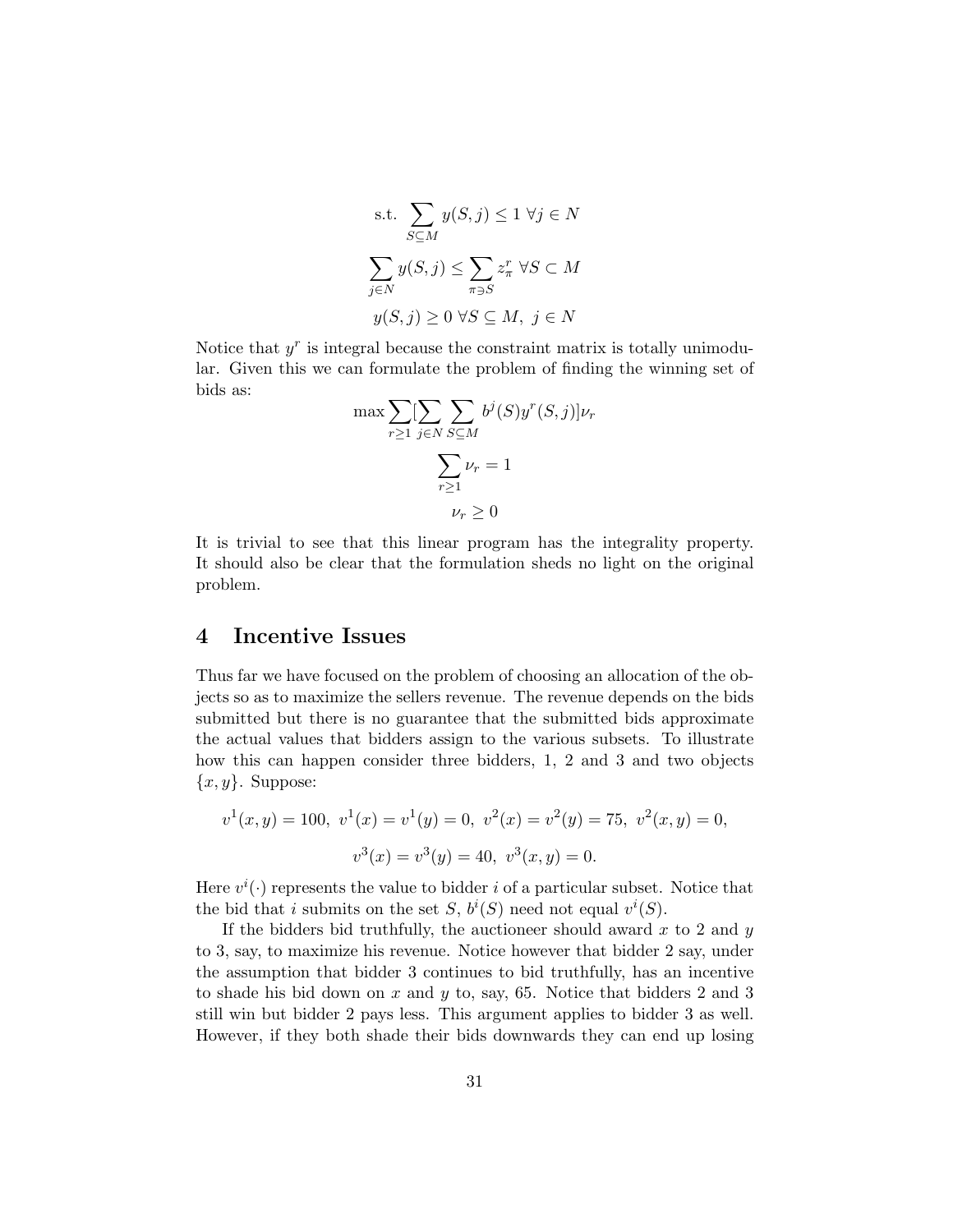$$\text{s.t.} \sum_{S \subseteq M} y(S, j) \leq 1 \ \forall j \in N$$

$$\sum_{j \in N} y(S, j) \leq \sum_{\pi \ni S} z_\pi^r \ \forall S \subset M$$

$$y(S, j) \geq 0 \ \forall S \subseteq M, \ j \in N$$

Notice that $y^r$ is integral because the constraint matrix is totally unimodular. Given this we can formulate the problem of finding the winning set of bids as:

$$\max \sum_{r \geq 1} [\sum_{j \in N} \sum_{S \subseteq M} b^j(S) y^r(S, j)] \nu_r$$

$$\sum_{r \geq 1} \nu_r = 1$$

$$\nu_r \geq 0$$

It is trivial to see that this linear program has the integrality property. It should also be clear that the formulation sheds no light on the original problem.

## 4 Incentive Issues

Thus far we have focused on the problem of choosing an allocation of the objects so as to maximize the sellers revenue. The revenue depends on the bids submitted but there is no guarantee that the submitted bids approximate the actual values that bidders assign to the various subsets. To illustrate how this can happen consider three bidders, 1, 2 and 3 and two objects $\{x, y\}$. Suppose:

$$v^1(x, y) = 100, \ v^1(x) = v^1(y) = 0, \ v^2(x) = v^2(y) = 75, \ v^2(x, y) = 0,$$

$$v^3(x) = v^3(y) = 40, \ v^3(x, y) = 0.$$

Here $v^i(\cdot)$ represents the value to bidder $i$ of a particular subset. Notice that the bid that $i$ submits on the set $S$, $b^i(S)$ need not equal $v^i(S)$.

If the bidders bid truthfully, the auctioneer should award $x$ to 2 and $y$ to 3, say, to maximize his revenue. Notice however that bidder 2 say, under the assumption that bidder 3 continues to bid truthfully, has an incentive to shade his bid down on $x$ and $y$ to, say, 65. Notice that bidders 2 and 3 still win but bidder 2 pays less. This argument applies to bidder 3 as well. However, if they both shade their bids downwards they can end up losing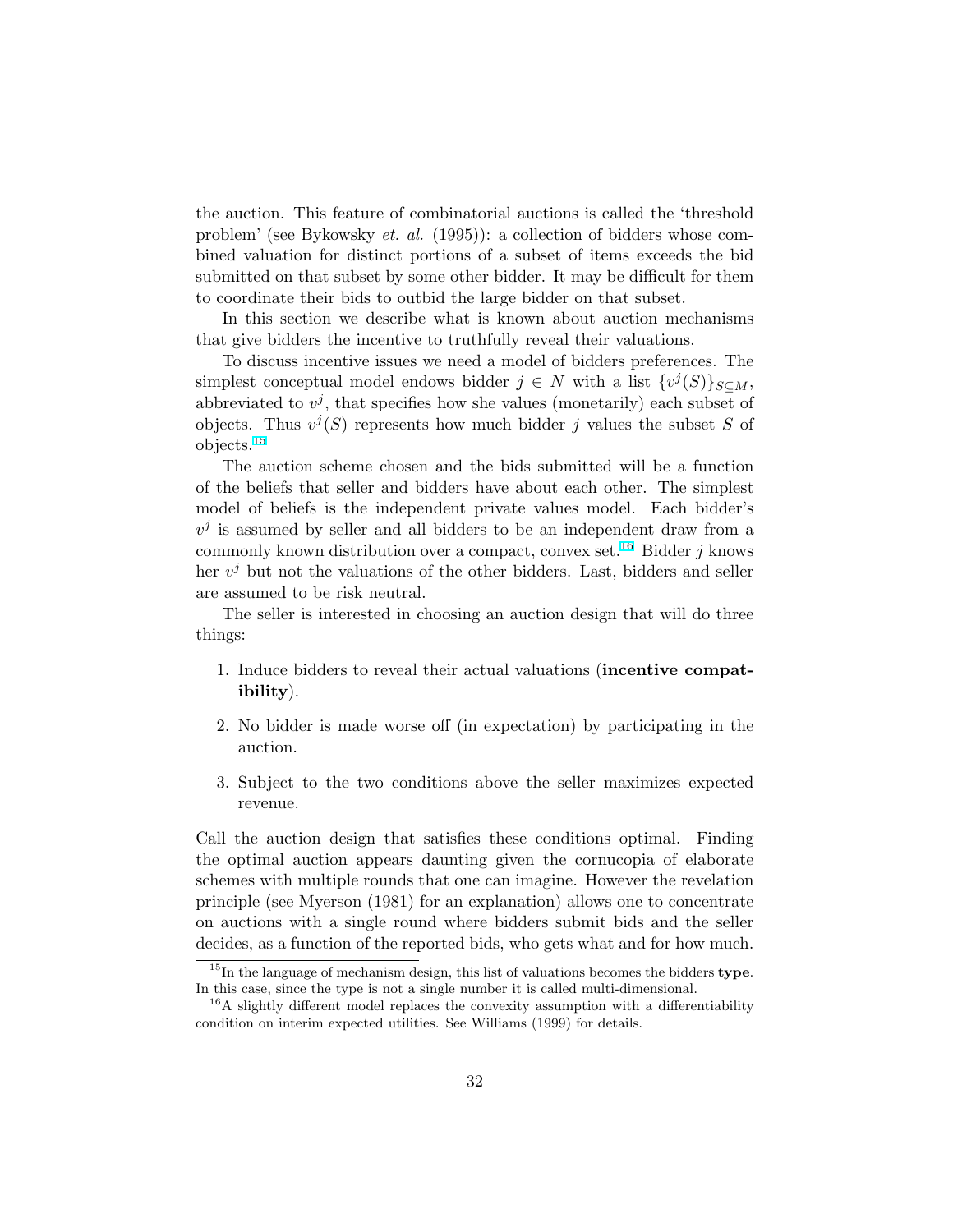the auction. This feature of combinatorial auctions is called the 'threshold problem' (see Bykowsky *et. al.* (1995)): a collection of bidders whose combined valuation for distinct portions of a subset of items exceeds the bid submitted on that subset by some other bidder. It may be difficult for them to coordinate their bids to outbid the large bidder on that subset.

In this section we describe what is known about auction mechanisms that give bidders the incentive to truthfully reveal their valuations.

To discuss incentive issues we need a model of bidders preferences. The simplest conceptual model endows bidder $j \in N$ with a list $\{v^j(S)\}_{S \subseteq M}$, abbreviated to $v^j$, that specifies how she values (monetarily) each subset of objects. Thus $v^j(S)$ represents how much bidder $j$ values the subset $S$ of objects.[15]

The auction scheme chosen and the bids submitted will be a function of the beliefs that seller and bidders have about each other. The simplest model of beliefs is the independent private values model. Each bidder's $v^j$ is assumed by seller and all bidders to be an independent draw from a commonly known distribution over a compact, convex set.[16] Bidder $j$ knows her $v^j$ but not the valuations of the other bidders. Last, bidders and seller are assumed to be risk neutral.

The seller is interested in choosing an auction design that will do three things:

1. Induce bidders to reveal their actual valuations (**incentive compatibility**).
2. No bidder is made worse off (in expectation) by participating in the auction.
3. Subject to the two conditions above the seller maximizes expected revenue.

Call the auction design that satisfies these conditions optimal. Finding the optimal auction appears daunting given the cornucopia of elaborate schemes with multiple rounds that one can imagine. However the revelation principle (see Myerson (1981) for an explanation) allows one to concentrate on auctions with a single round where bidders submit bids and the seller decides, as a function of the reported bids, who gets what and for how much.

---

[15] In the language of mechanism design, this list of valuations becomes the bidders **type**. In this case, since the type is not a single number it is called multi-dimensional.

[16] A slightly different model replaces the convexity assumption with a differentiability condition on interim expected utilities. See Williams (1999) for details.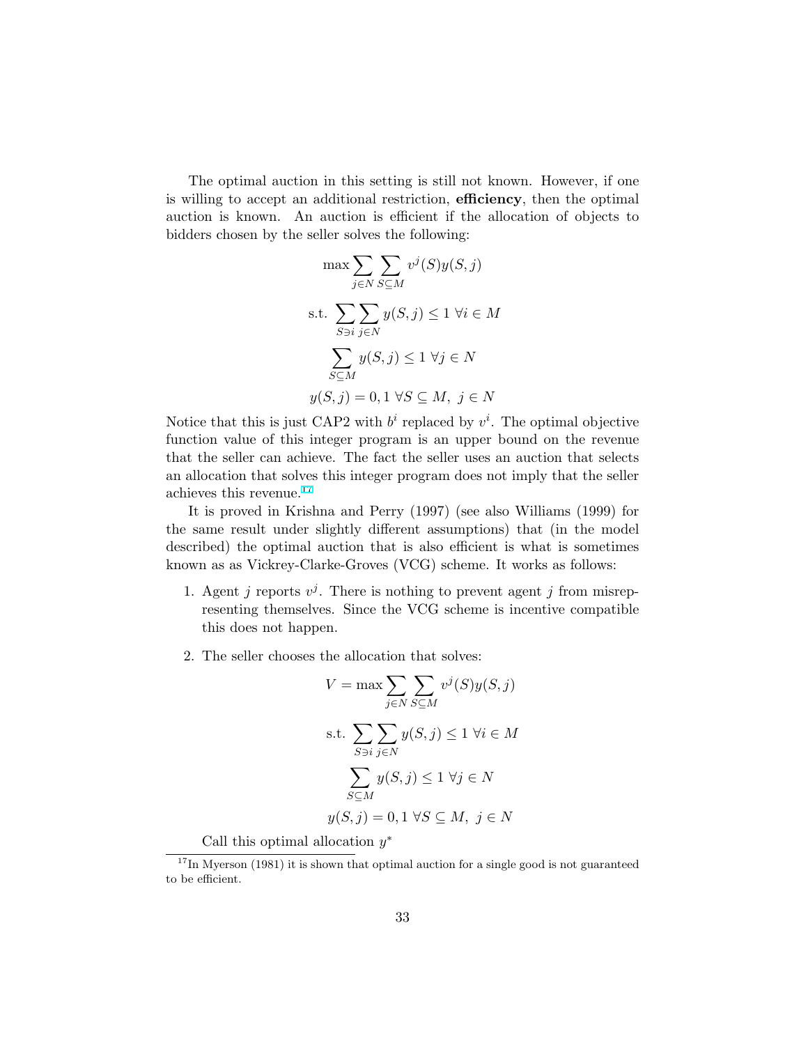The optimal auction in this setting is still not known. However, if one is willing to accept an additional restriction, **efficiency**, then the optimal auction is known. An auction is efficient if the allocation of objects to bidders chosen by the seller solves the following:

$$\max \sum_{j \in N} \sum_{S \subseteq M} v^j(S) y(S, j)$$

$$\text{s.t. } \sum_{S \ni i} \sum_{j \in N} y(S, j) \leq 1 \ \forall i \in M$$

$$\sum_{S \subseteq M} y(S, j) \leq 1 \ \forall j \in N$$

$$y(S, j) = 0, 1 \ \forall S \subseteq M, \ j \in N$$

Notice that this is just CAP2 with $b^i$ replaced by $v^i$. The optimal objective function value of this integer program is an upper bound on the revenue that the seller can achieve. The fact the seller uses an auction that selects an allocation that solves this integer program does not imply that the seller achieves this revenue.[17]

It is proved in Krishna and Perry (1997) (see also Williams (1999) for the same result under slightly different assumptions) that (in the model described) the optimal auction that is also efficient is what is sometimes known as as Vickrey-Clarke-Groves (VCG) scheme. It works as follows:

1. Agent $j$ reports $v^j$. There is nothing to prevent agent $j$ from misrepresenting themselves. Since the VCG scheme is incentive compatible this does not happen.

2. The seller chooses the allocation that solves:

$$V = \max \sum_{j \in N} \sum_{S \subseteq M} v^j(S) y(S, j)$$

$$\text{s.t. } \sum_{S \ni i} \sum_{j \in N} y(S, j) \leq 1 \ \forall i \in M$$

$$\sum_{S \subseteq M} y(S, j) \leq 1 \ \forall j \in N$$

$$y(S, j) = 0, 1 \ \forall S \subseteq M, \ j \in N$$

Call this optimal allocation $y^*$

[17] In Myerson (1981) it is shown that optimal auction for a single good is not guaranteed to be efficient.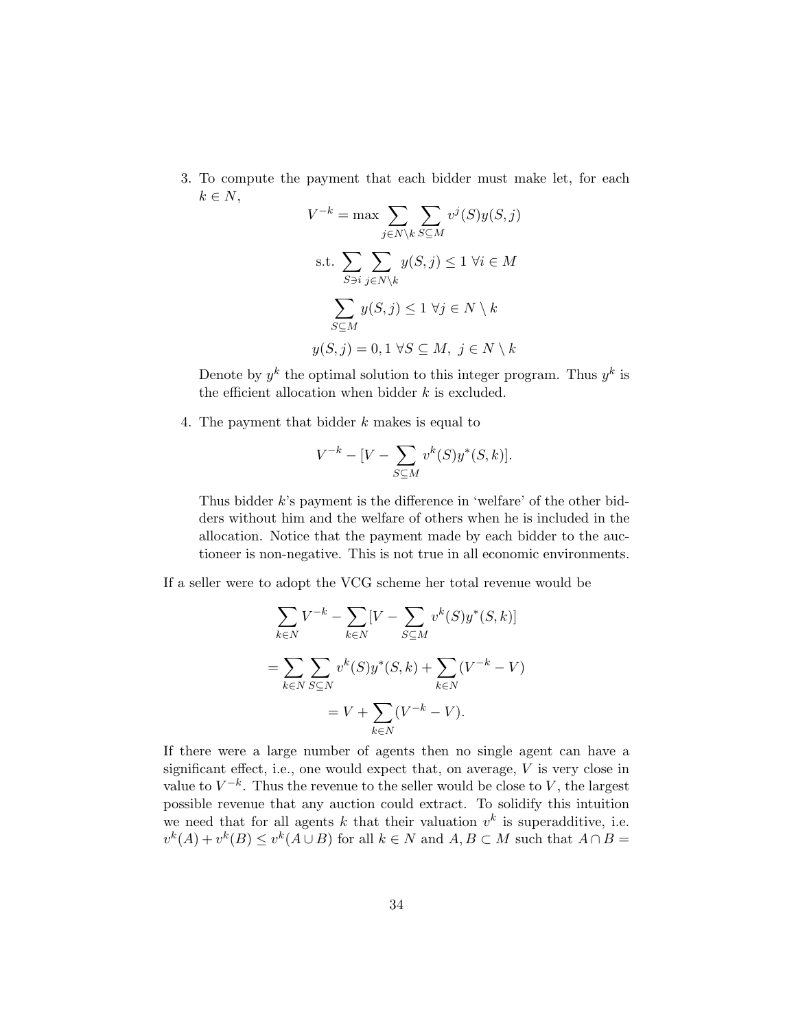3. To compute the payment that each bidder must make let, for each $k \in N$,

$$V^{-k} = \max \sum_{j \in N \setminus k} \sum_{S \subseteq M} v^j(S) y(S, j)$$

$$\text{s.t.} \sum_{S \ni i} \sum_{j \in N \setminus k} y(S, j) \leq 1 \; \forall i \in M$$

$$\sum_{S \subseteq M} y(S, j) \leq 1 \; \forall j \in N \setminus k$$

$$y(S, j) = 0, 1 \; \forall S \subseteq M, \; j \in N \setminus k$$

Denote by $y^k$ the optimal solution to this integer program. Thus $y^k$ is the efficient allocation when bidder $k$ is excluded.

4. The payment that bidder $k$ makes is equal to

$$V^{-k} - [V - \sum_{S \subseteq M} v^k(S) y^*(S, k)].$$

Thus bidder $k$'s payment is the difference in 'welfare' of the other bidders without him and the welfare of others when he is included in the allocation. Notice that the payment made by each bidder to the auctioneer is non-negative. This is not true in all economic environments.

If a seller were to adopt the VCG scheme her total revenue would be

$$\sum_{k \in N} V^{-k} - \sum_{k \in N} [V - \sum_{S \subseteq M} v^k(S) y^*(S, k)]$$

$$= \sum_{k \in N} \sum_{S \subseteq N} v^k(S) y^*(S, k) + \sum_{k \in N} (V^{-k} - V)$$

$$= V + \sum_{k \in N} (V^{-k} - V).$$

If there were a large number of agents then no single agent can have a significant effect, i.e., one would expect that, on average, $V$ is very close in value to $V^{-k}$. Thus the revenue to the seller would be close to $V$, the largest possible revenue that any auction could extract. To solidify this intuition we need that for all agents $k$ that their valuation $v^k$ is superadditive, i.e. $v^k(A) + v^k(B) \leq v^k(A \cup B)$ for all $k \in N$ and $A, B \subset M$ such that $A \cap B =$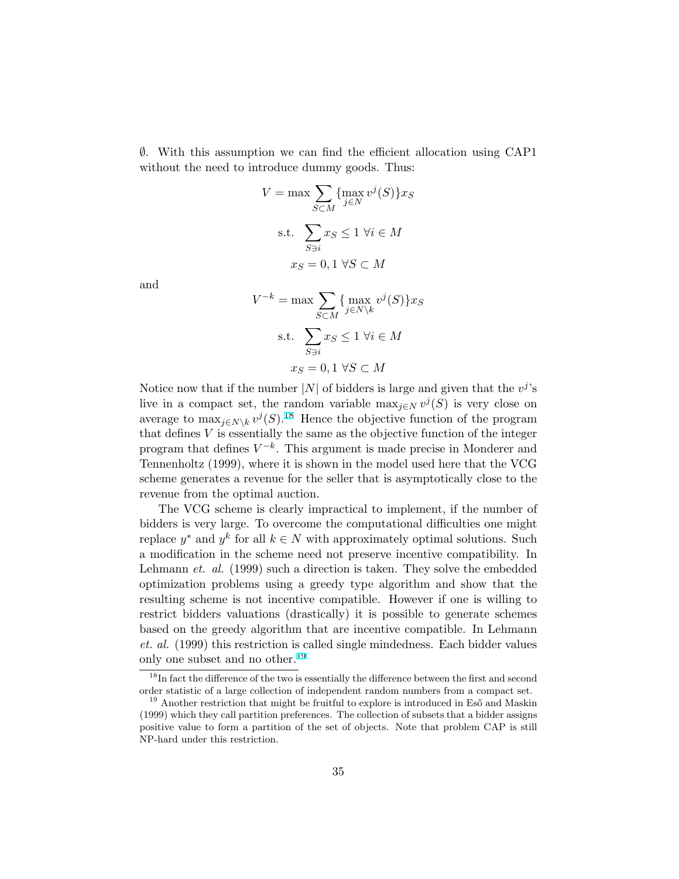$\emptyset$. With this assumption we can find the efficient allocation using CAP1 without the need to introduce dummy goods. Thus:

$$V = \max \sum_{S \subset M} \{\max_{j \in N} v^j(S)\} x_S$$

$$\text{s.t.} \quad \sum_{S \ni i} x_S \leq 1 \ \forall i \in M$$

$$x_S = 0, 1 \ \forall S \subset M$$

and

$$V^{-k} = \max \sum_{S \subset M} \{\max_{j \in N \setminus k} v^j(S)\} x_S$$

$$\text{s.t.} \quad \sum_{S \ni i} x_S \leq 1 \ \forall i \in M$$

$$x_S = 0, 1 \ \forall S \subset M$$

Notice now that if the number $|N|$ of bidders is large and given that the $v^j$'s live in a compact set, the random variable $\max_{j \in N} v^j(S)$ is very close on average to $\max_{j \in N \setminus k} v^j(S)$.[18] Hence the objective function of the program that defines $V$ is essentially the same as the objective function of the integer program that defines $V^{-k}$. This argument is made precise in Monderer and Tennenholtz (1999), where it is shown in the model used here that the VCG scheme generates a revenue for the seller that is asymptotically close to the revenue from the optimal auction.

The VCG scheme is clearly impractical to implement, if the number of bidders is very large. To overcome the computational difficulties one might replace $y^*$ and $y^k$ for all $k \in N$ with approximately optimal solutions. Such a modification in the scheme need not preserve incentive compatibility. In Lehmann *et. al.* (1999) such a direction is taken. They solve the embedded optimization problems using a greedy type algorithm and show that the resulting scheme is not incentive compatible. However if one is willing to restrict bidders valuations (drastically) it is possible to generate schemes based on the greedy algorithm that are incentive compatible. In Lehmann *et. al.* (1999) this restriction is called single mindedness. Each bidder values only one subset and no other.[19]

[18] In fact the difference of the two is essentially the difference between the first and second order statistic of a large collection of independent random numbers from a compact set.

[19] Another restriction that might be fruitful to explore is introduced in Eső and Maskin (1999) which they call partition preferences. The collection of subsets that a bidder assigns positive value to form a partition of the set of objects. Note that problem CAP is still NP-hard under this restriction.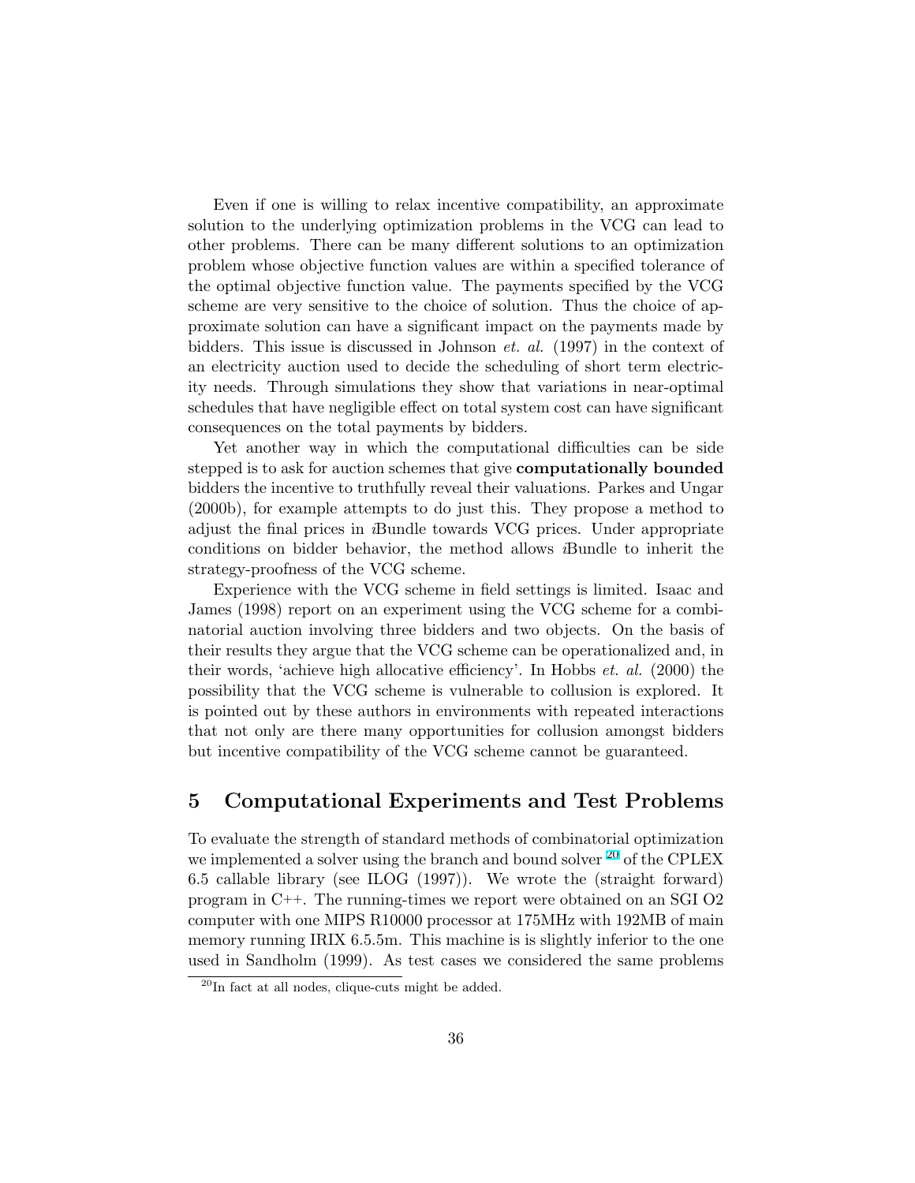Even if one is willing to relax incentive compatibility, an approximate solution to the underlying optimization problems in the VCG can lead to other problems. There can be many different solutions to an optimization problem whose objective function values are within a specified tolerance of the optimal objective function value. The payments specified by the VCG scheme are very sensitive to the choice of solution. Thus the choice of approximate solution can have a significant impact on the payments made by bidders. This issue is discussed in Johnson *et. al.* (1997) in the context of an electricity auction used to decide the scheduling of short term electricity needs. Through simulations they show that variations in near-optimal schedules that have negligible effect on total system cost can have significant consequences on the total payments by bidders.

Yet another way in which the computational difficulties can be side stepped is to ask for auction schemes that give **computationally bounded** bidders the incentive to truthfully reveal their valuations. Parkes and Ungar (2000b), for example attempts to do just this. They propose a method to adjust the final prices in *i*Bundle towards VCG prices. Under appropriate conditions on bidder behavior, the method allows *i*Bundle to inherit the strategy-proofness of the VCG scheme.

Experience with the VCG scheme in field settings is limited. Isaac and James (1998) report on an experiment using the VCG scheme for a combinatorial auction involving three bidders and two objects. On the basis of their results they argue that the VCG scheme can be operationalized and, in their words, 'achieve high allocative efficiency'. In Hobbs *et. al.* (2000) the possibility that the VCG scheme is vulnerable to collusion is explored. It is pointed out by these authors in environments with repeated interactions that not only are there many opportunities for collusion amongst bidders but incentive compatibility of the VCG scheme cannot be guaranteed.

# 5 Computational Experiments and Test Problems

To evaluate the strength of standard methods of combinatorial optimization we implemented a solver using the branch and bound solver [20] of the CPLEX 6.5 callable library (see ILOG (1997)). We wrote the (straight forward) program in C++. The running-times we report were obtained on an SGI O2 computer with one MIPS R10000 processor at 175MHz with 192MB of main memory running IRIX 6.5.5m. This machine is is slightly inferior to the one used in Sandholm (1999). As test cases we considered the same problems

[20] In fact at all nodes, clique-cuts might be added.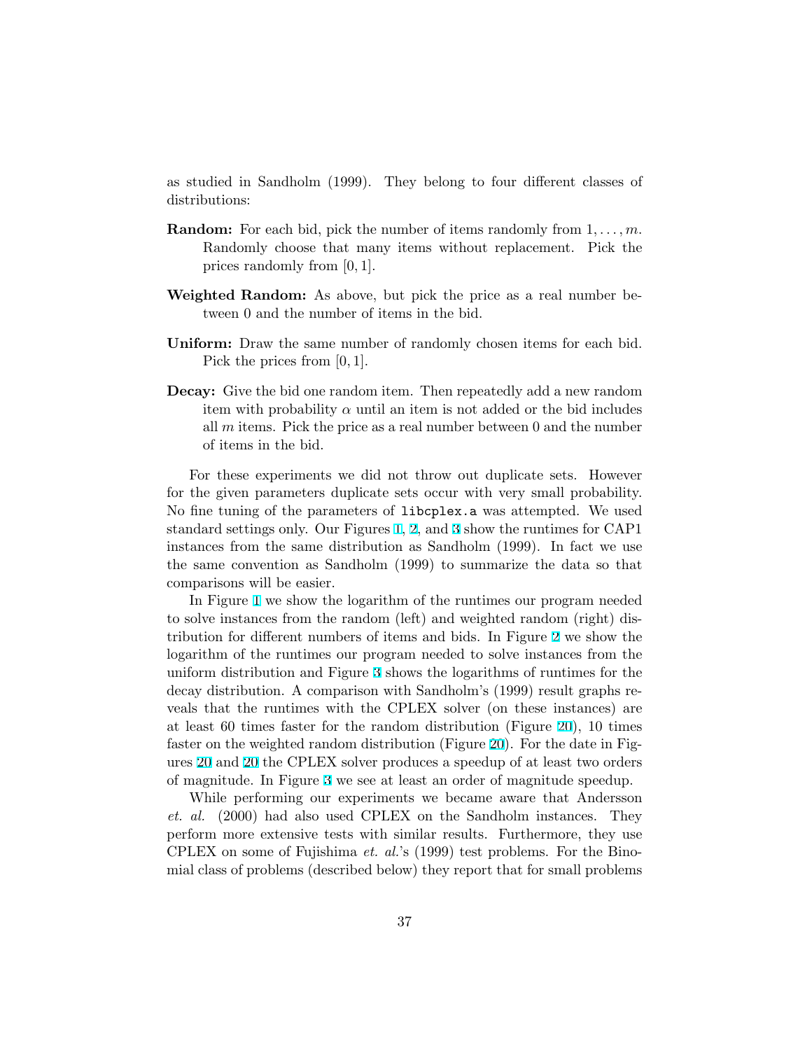as studied in Sandholm (1999). They belong to four different classes of distributions:

**Random:** For each bid, pick the number of items randomly from $1, \ldots, m$. Randomly choose that many items without replacement. Pick the prices randomly from $[0, 1]$.

**Weighted Random:** As above, but pick the price as a real number between 0 and the number of items in the bid.

**Uniform:** Draw the same number of randomly chosen items for each bid. Pick the prices from $[0, 1]$.

**Decay:** Give the bid one random item. Then repeatedly add a new random item with probability $\alpha$ until an item is not added or the bid includes all $m$ items. Pick the price as a real number between 0 and the number of items in the bid.

For these experiments we did not throw out duplicate sets. However for the given parameters duplicate sets occur with very small probability. No fine tuning of the parameters of `libcplex.a` was attempted. We used standard settings only. Our Figures 1, 2, and 3 show the runtimes for CAP1 instances from the same distribution as Sandholm (1999). In fact we use the same convention as Sandholm (1999) to summarize the data so that comparisons will be easier.

In Figure 1 we show the logarithm of the runtimes our program needed to solve instances from the random (left) and weighted random (right) distribution for different numbers of items and bids. In Figure 2 we show the logarithm of the runtimes our program needed to solve instances from the uniform distribution and Figure 3 shows the logarithms of runtimes for the decay distribution. A comparison with Sandholm's (1999) result graphs reveals that the runtimes with the CPLEX solver (on these instances) are at least 60 times faster for the random distribution (Figure 20), 10 times faster on the weighted random distribution (Figure 20). For the date in Figures 20 and 20 the CPLEX solver produces a speedup of at least two orders of magnitude. In Figure 3 we see at least an order of magnitude speedup.

While performing our experiments we became aware that Andersson *et. al.* (2000) had also used CPLEX on the Sandholm instances. They perform more extensive tests with similar results. Furthermore, they use CPLEX on some of Fujishima *et. al.*'s (1999) test problems. For the Binomial class of problems (described below) they report that for small problems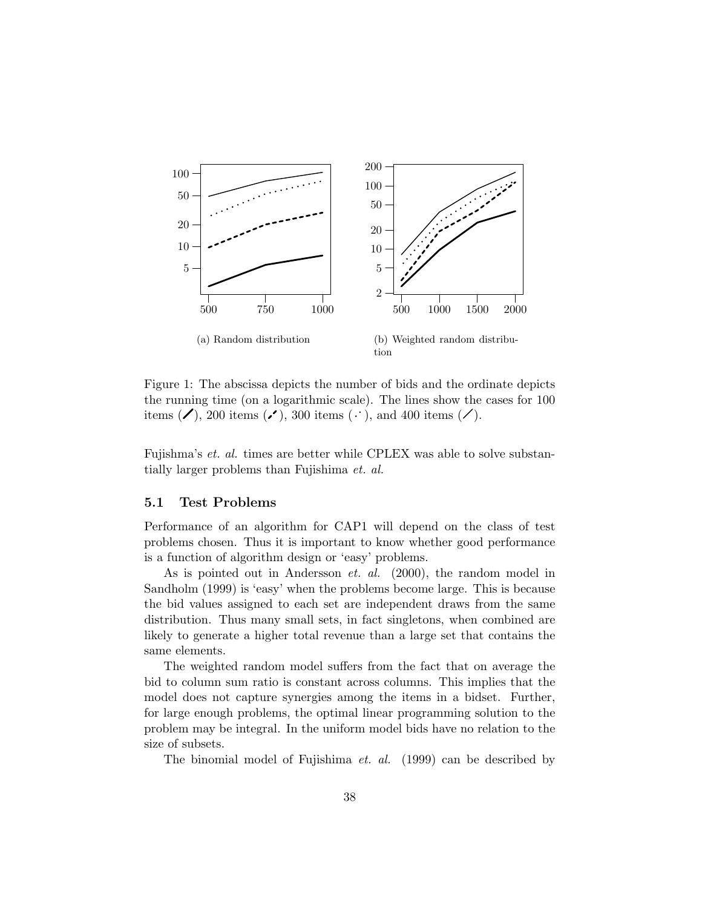(a) Random distribution

(b) Weighted random distribution

Figure 1: The abscissa depicts the number of bids and the ordinate depicts the running time (on a logarithmic scale). The lines show the cases for 100 items (thick solid line), 200 items (thick dashed line), 300 items (dotted line), and 400 items (thin solid line).

Fujishma's *et. al.* times are better while CPLEX was able to solve substantially larger problems than Fujishima *et. al.*

### 5.1 Test Problems

Performance of an algorithm for CAP1 will depend on the class of test problems chosen. Thus it is important to know whether good performance is a function of algorithm design or 'easy' problems.

As is pointed out in Andersson *et. al.* (2000), the random model in Sandholm (1999) is 'easy' when the problems become large. This is because the bid values assigned to each set are independent draws from the same distribution. Thus many small sets, in fact singletons, when combined are likely to generate a higher total revenue than a large set that contains the same elements.

The weighted random model suffers from the fact that on average the bid to column sum ratio is constant across columns. This implies that the model does not capture synergies among the items in a bidset. Further, for large enough problems, the optimal linear programming solution to the problem may be integral. In the uniform model bids have no relation to the size of subsets.

The binomial model of Fujishima *et. al.* (1999) can be described by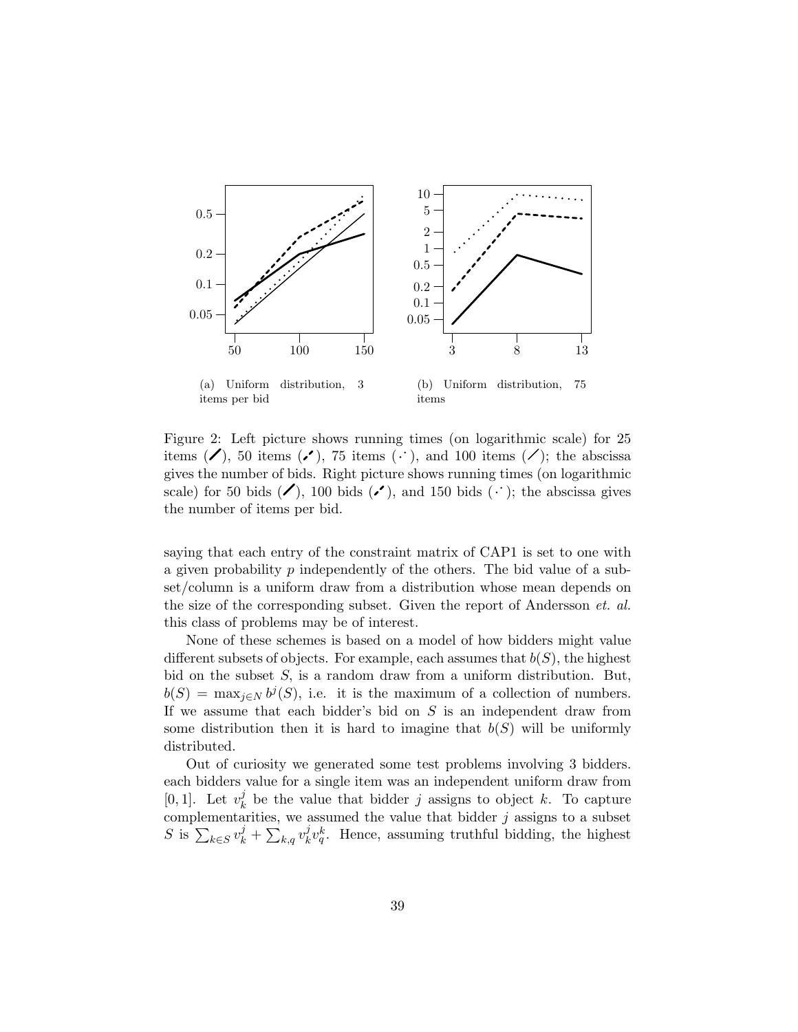(a) Uniform distribution, 3 items per bid

(b) Uniform distribution, 75 items

Figure 2: Left picture shows running times (on logarithmic scale) for 25 items (/), 50 items (/), 75 items (⋰), and 100 items (/); the abscissa gives the number of bids. Right picture shows running times (on logarithmic scale) for 50 bids (/), 100 bids (/), and 150 bids (⋰); the abscissa gives the number of items per bid.

saying that each entry of the constraint matrix of CAP1 is set to one with a given probability $p$ independently of the others. The bid value of a subset/column is a uniform draw from a distribution whose mean depends on the size of the corresponding subset. Given the report of Andersson *et. al.* this class of problems may be of interest.

None of these schemes is based on a model of how bidders might value different subsets of objects. For example, each assumes that $b(S)$, the highest bid on the subset $S$, is a random draw from a uniform distribution. But, $b(S) = \max_{j \in N} b^j(S)$, i.e. it is the maximum of a collection of numbers. If we assume that each bidder's bid on $S$ is an independent draw from some distribution then it is hard to imagine that $b(S)$ will be uniformly distributed.

Out of curiosity we generated some test problems involving 3 bidders. each bidders value for a single item was an independent uniform draw from $[0, 1]$. Let $v_k^j$ be the value that bidder $j$ assigns to object $k$. To capture complementarities, we assumed the value that bidder $j$ assigns to a subset $S$ is $\sum_{k \in S} v_k^j + \sum_{k,q} v_k^j v_q^k$. Hence, assuming truthful bidding, the highest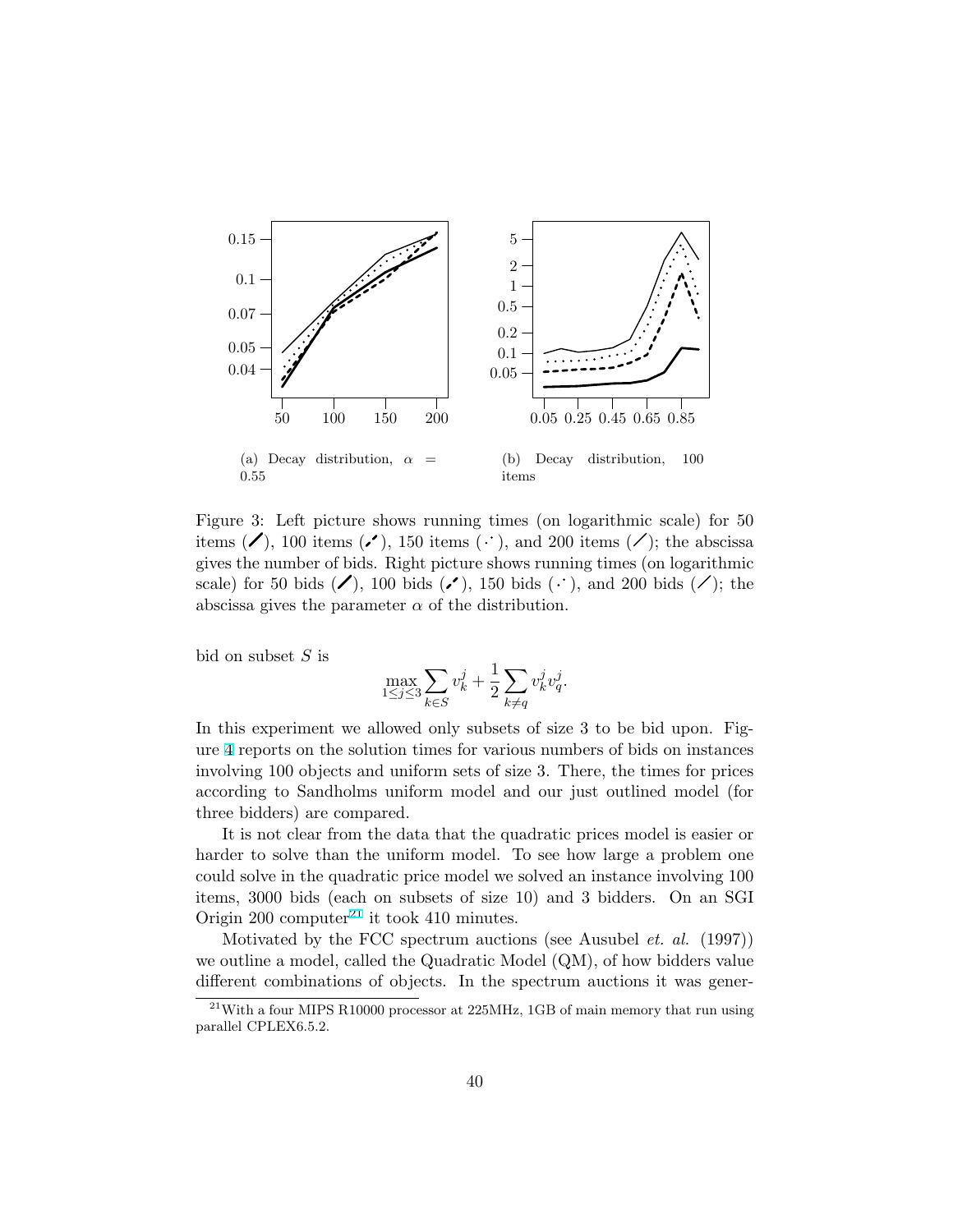(a) Decay distribution, $\alpha = 0.55$

(b) Decay distribution, 100 items

Figure 3: Left picture shows running times (on logarithmic scale) for 50 items (thick solid line), 100 items (dashed line), 150 items (dotted line), and 200 items (thin solid line); the abscissa gives the number of bids. Right picture shows running times (on logarithmic scale) for 50 bids (thick solid line), 100 bids (dashed line), 150 bids (dotted line), and 200 bids (thin solid line); the abscissa gives the parameter $\alpha$ of the distribution.

bid on subset $S$ is

$$\max_{1 \leq j \leq 3} \sum_{k \in S} v_k^j + \frac{1}{2} \sum_{k \neq q} v_k^j v_q^j.$$

In this experiment we allowed only subsets of size 3 to be bid upon. Figure 4 reports on the solution times for various numbers of bids on instances involving 100 objects and uniform sets of size 3. There, the times for prices according to Sandholms uniform model and our just outlined model (for three bidders) are compared.

It is not clear from the data that the quadratic prices model is easier or harder to solve than the uniform model. To see how large a problem one could solve in the quadratic price model we solved an instance involving 100 items, 3000 bids (each on subsets of size 10) and 3 bidders. On an SGI Origin 200 computer[21] it took 410 minutes.

Motivated by the FCC spectrum auctions (see Ausubel *et. al.* (1997)) we outline a model, called the Quadratic Model (QM), of how bidders value different combinations of objects. In the spectrum auctions it was gener-

[21] With a four MIPS R10000 processor at 225MHz, 1GB of main memory that run using parallel CPLEX6.5.2.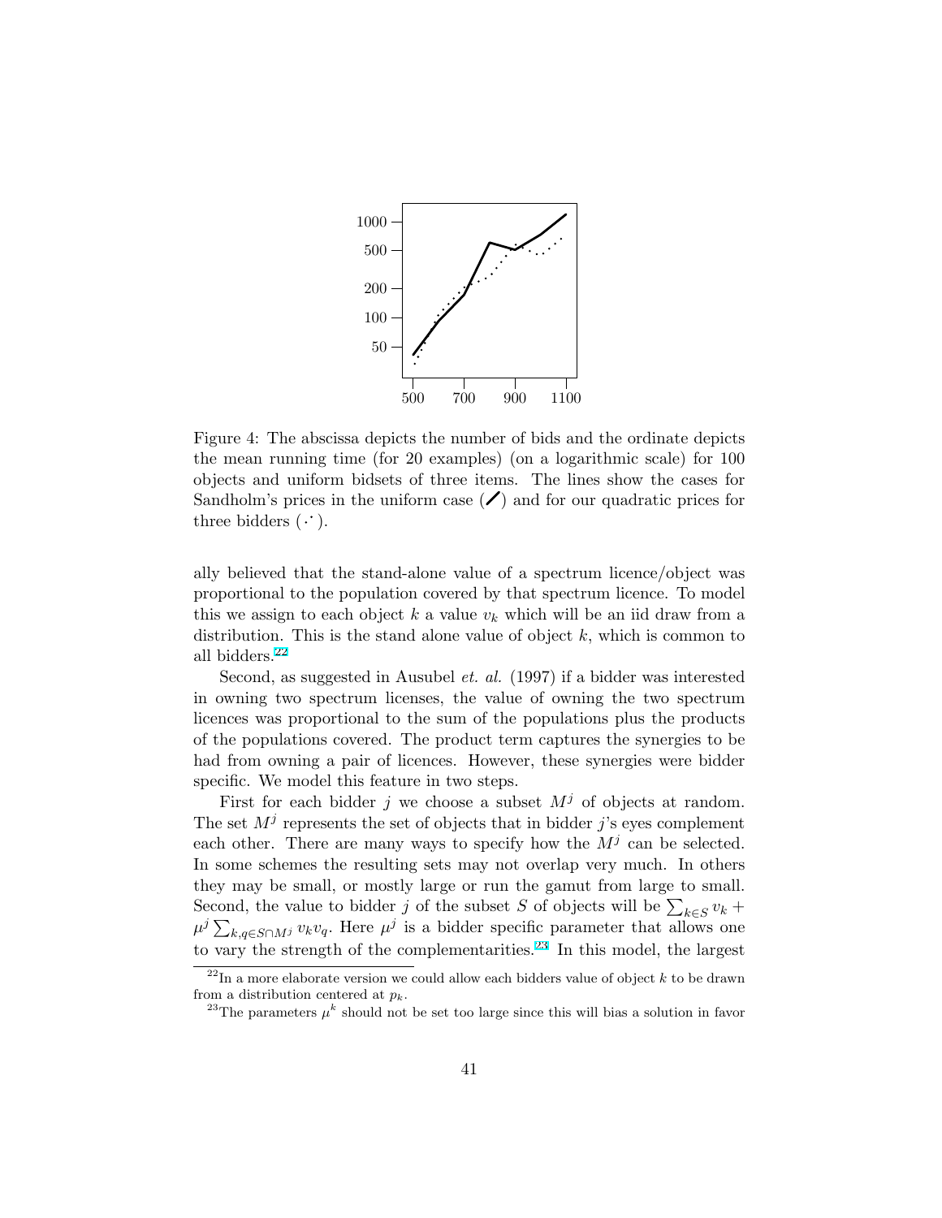Figure 4: The abscissa depicts the number of bids and the ordinate depicts the mean running time (for 20 examples) (on a logarithmic scale) for 100 objects and uniform bidsets of three items. The lines show the cases for Sandholm's prices in the uniform case (/) and for our quadratic prices for three bidders (⋰).

ally believed that the stand-alone value of a spectrum licence/object was proportional to the population covered by that spectrum licence. To model this we assign to each object $k$ a value $v_k$ which will be an iid draw from a distribution. This is the stand alone value of object $k$, which is common to all bidders.[22]

Second, as suggested in Ausubel *et. al.* (1997) if a bidder was interested in owning two spectrum licenses, the value of owning the two spectrum licences was proportional to the sum of the populations plus the products of the populations covered. The product term captures the synergies to be had from owning a pair of licences. However, these synergies were bidder specific. We model this feature in two steps.

First for each bidder $j$ we choose a subset $M^j$ of objects at random. The set $M^j$ represents the set of objects that in bidder $j$'s eyes complement each other. There are many ways to specify how the $M^j$ can be selected. In some schemes the resulting sets may not overlap very much. In others they may be small, or mostly large or run the gamut from large to small. Second, the value to bidder $j$ of the subset $S$ of objects will be $\sum_{k \in S} v_k + \mu^j \sum_{k,q \in S \cap M^j} v_k v_q$. Here $\mu^j$ is a bidder specific parameter that allows one to vary the strength of the complementarities.[23] In this model, the largest

[22] In a more elaborate version we could allow each bidders value of object $k$ to be drawn from a distribution centered at $p_k$.

[23] The parameters $\mu^k$ should not be set too large since this will bias a solution in favor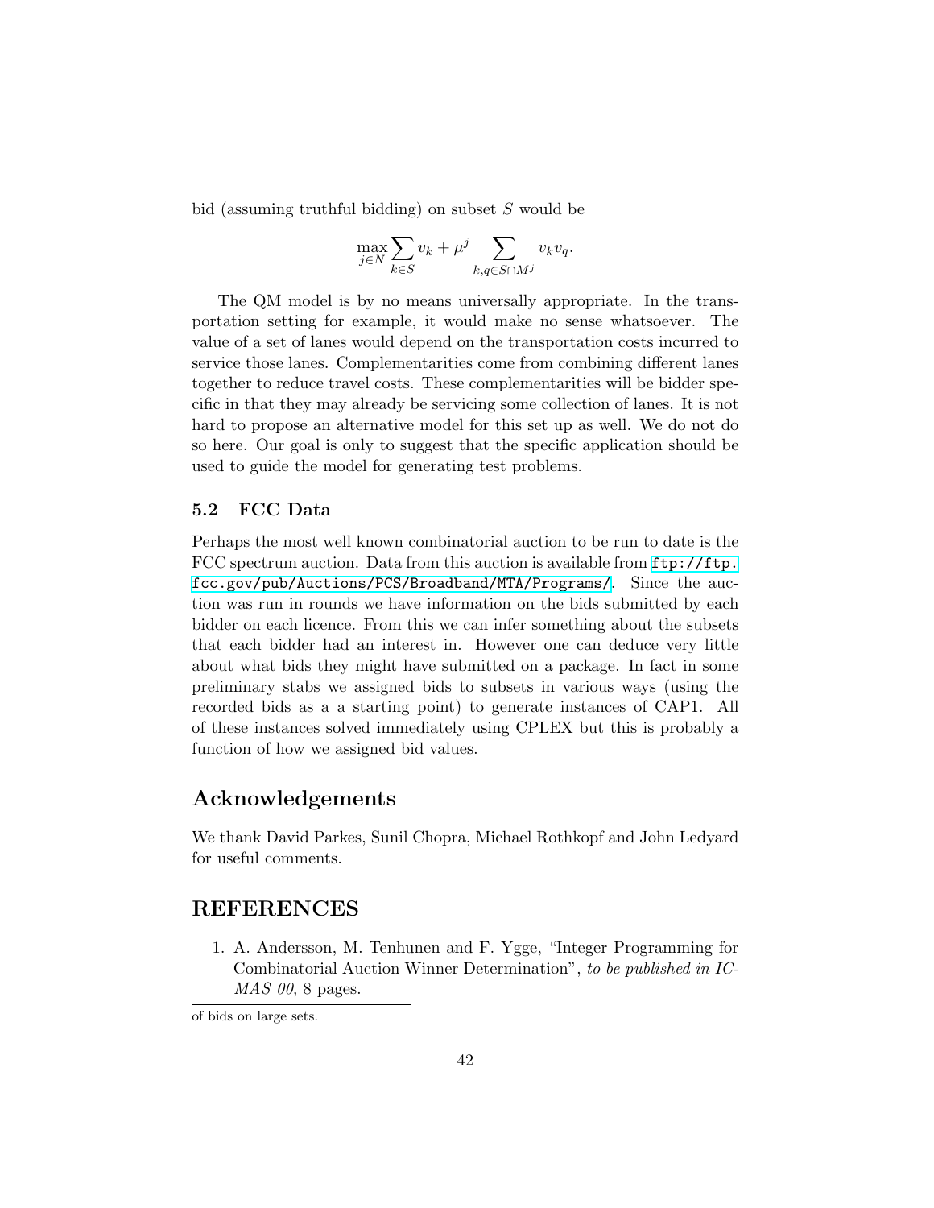bid (assuming truthful bidding) on subset $S$ would be

$$\max_{j \in N} \sum_{k \in S} v_k + \mu^j \sum_{k,q \in S \cap M^j} v_k v_q.$$

The QM model is by no means universally appropriate. In the transportation setting for example, it would make no sense whatsoever. The value of a set of lanes would depend on the transportation costs incurred to service those lanes. Complementarities come from combining different lanes together to reduce travel costs. These complementarities will be bidder specific in that they may already be servicing some collection of lanes. It is not hard to propose an alternative model for this set up as well. We do not do so here. Our goal is only to suggest that the specific application should be used to guide the model for generating test problems.

### 5.2 FCC Data

Perhaps the most well known combinatorial auction to be run to date is the FCC spectrum auction. Data from this auction is available from ftp://ftp.fcc.gov/pub/Auctions/PCS/Broadband/MTA/Programs/. Since the auction was run in rounds we have information on the bids submitted by each bidder on each licence. From this we can infer something about the subsets that each bidder had an interest in. However one can deduce very little about what bids they might have submitted on a package. In fact in some preliminary stabs we assigned bids to subsets in various ways (using the recorded bids as a a starting point) to generate instances of CAP1. All of these instances solved immediately using CPLEX but this is probably a function of how we assigned bid values.

## Acknowledgements

We thank David Parkes, Sunil Chopra, Michael Rothkopf and John Ledyard for useful comments.

## REFERENCES

1. A. Andersson, M. Tenhunen and F. Ygge, "Integer Programming for Combinatorial Auction Winner Determination", *to be published in ICMAS 00*, 8 pages.

---

of bids on large sets.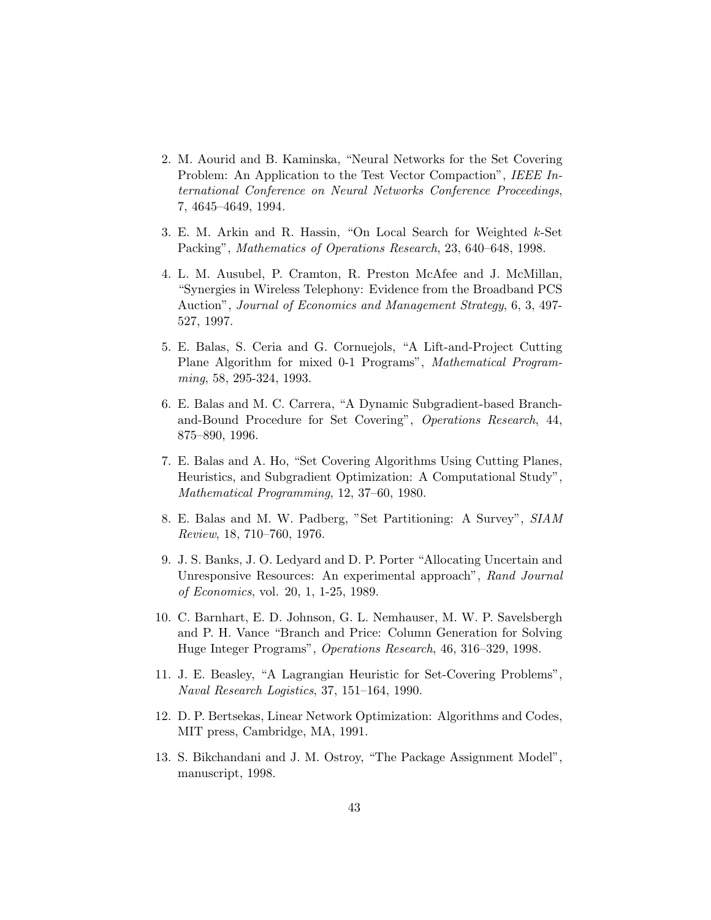2. M. Aourid and B. Kaminska, “Neural Networks for the Set Covering Problem: An Application to the Test Vector Compaction”, *IEEE International Conference on Neural Networks Conference Proceedings*, 7, 4645–4649, 1994.

3. E. M. Arkin and R. Hassin, “On Local Search for Weighted $k$-Set Packing”, *Mathematics of Operations Research*, 23, 640–648, 1998.

4. L. M. Ausubel, P. Cramton, R. Preston McAfee and J. McMillan, “Synergies in Wireless Telephony: Evidence from the Broadband PCS Auction”, *Journal of Economics and Management Strategy*, 6, 3, 497-527, 1997.

5. E. Balas, S. Ceria and G. Cornuejols, “A Lift-and-Project Cutting Plane Algorithm for mixed 0-1 Programs”, *Mathematical Programming*, 58, 295-324, 1993.

6. E. Balas and M. C. Carrera, “A Dynamic Subgradient-based Branch-and-Bound Procedure for Set Covering”, *Operations Research*, 44, 875–890, 1996.

7. E. Balas and A. Ho, “Set Covering Algorithms Using Cutting Planes, Heuristics, and Subgradient Optimization: A Computational Study”, *Mathematical Programming*, 12, 37–60, 1980.

8. E. Balas and M. W. Padberg, "Set Partitioning: A Survey", *SIAM Review*, 18, 710–760, 1976.

9. J. S. Banks, J. O. Ledyard and D. P. Porter “Allocating Uncertain and Unresponsive Resources: An experimental approach”, *Rand Journal of Economics*, vol. 20, 1, 1-25, 1989.

10. C. Barnhart, E. D. Johnson, G. L. Nemhauser, M. W. P. Savelsbergh and P. H. Vance “Branch and Price: Column Generation for Solving Huge Integer Programs”, *Operations Research*, 46, 316–329, 1998.

11. J. E. Beasley, “A Lagrangian Heuristic for Set-Covering Problems”, *Naval Research Logistics*, 37, 151–164, 1990.

12. D. P. Bertsekas, Linear Network Optimization: Algorithms and Codes, MIT press, Cambridge, MA, 1991.

13. S. Bikchandani and J. M. Ostroy, “The Package Assignment Model”, manuscript, 1998.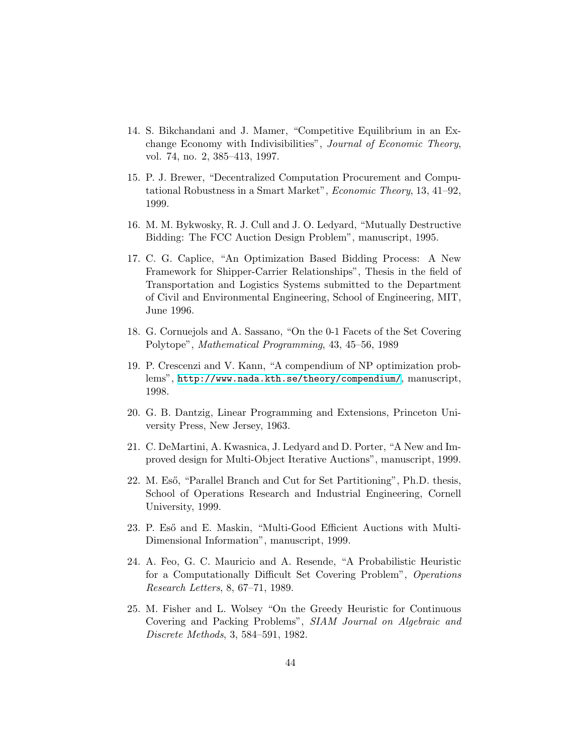14. S. Bikchandani and J. Mamer, "Competitive Equilibrium in an Exchange Economy with Indivisibilities", *Journal of Economic Theory*, vol. 74, no. 2, 385–413, 1997.

15. P. J. Brewer, "Decentralized Computation Procurement and Computational Robustness in a Smart Market", *Economic Theory*, 13, 41–92, 1999.

16. M. M. Bykwosky, R. J. Cull and J. O. Ledyard, "Mutually Destructive Bidding: The FCC Auction Design Problem", manuscript, 1995.

17. C. G. Caplice, "An Optimization Based Bidding Process: A New Framework for Shipper-Carrier Relationships", Thesis in the field of Transportation and Logistics Systems submitted to the Department of Civil and Environmental Engineering, School of Engineering, MIT, June 1996.

18. G. Cornuejols and A. Sassano, "On the 0-1 Facets of the Set Covering Polytope", *Mathematical Programming*, 43, 45–56, 1989

19. P. Crescenzi and V. Kann, "A compendium of NP optimization problems", `http://www.nada.kth.se/theory/compendium/`, manuscript, 1998.

20. G. B. Dantzig, Linear Programming and Extensions, Princeton University Press, New Jersey, 1963.

21. C. DeMartini, A. Kwasnica, J. Ledyard and D. Porter, "A New and Improved design for Multi-Object Iterative Auctions", manuscript, 1999.

22. M. Eső, "Parallel Branch and Cut for Set Partitioning", Ph.D. thesis, School of Operations Research and Industrial Engineering, Cornell University, 1999.

23. P. Eső and E. Maskin, "Multi-Good Efficient Auctions with Multi-Dimensional Information", manuscript, 1999.

24. A. Feo, G. C. Mauricio and A. Resende, "A Probabilistic Heuristic for a Computationally Difficult Set Covering Problem", *Operations Research Letters*, 8, 67–71, 1989.

25. M. Fisher and L. Wolsey "On the Greedy Heuristic for Continuous Covering and Packing Problems", *SIAM Journal on Algebraic and Discrete Methods*, 3, 584–591, 1982.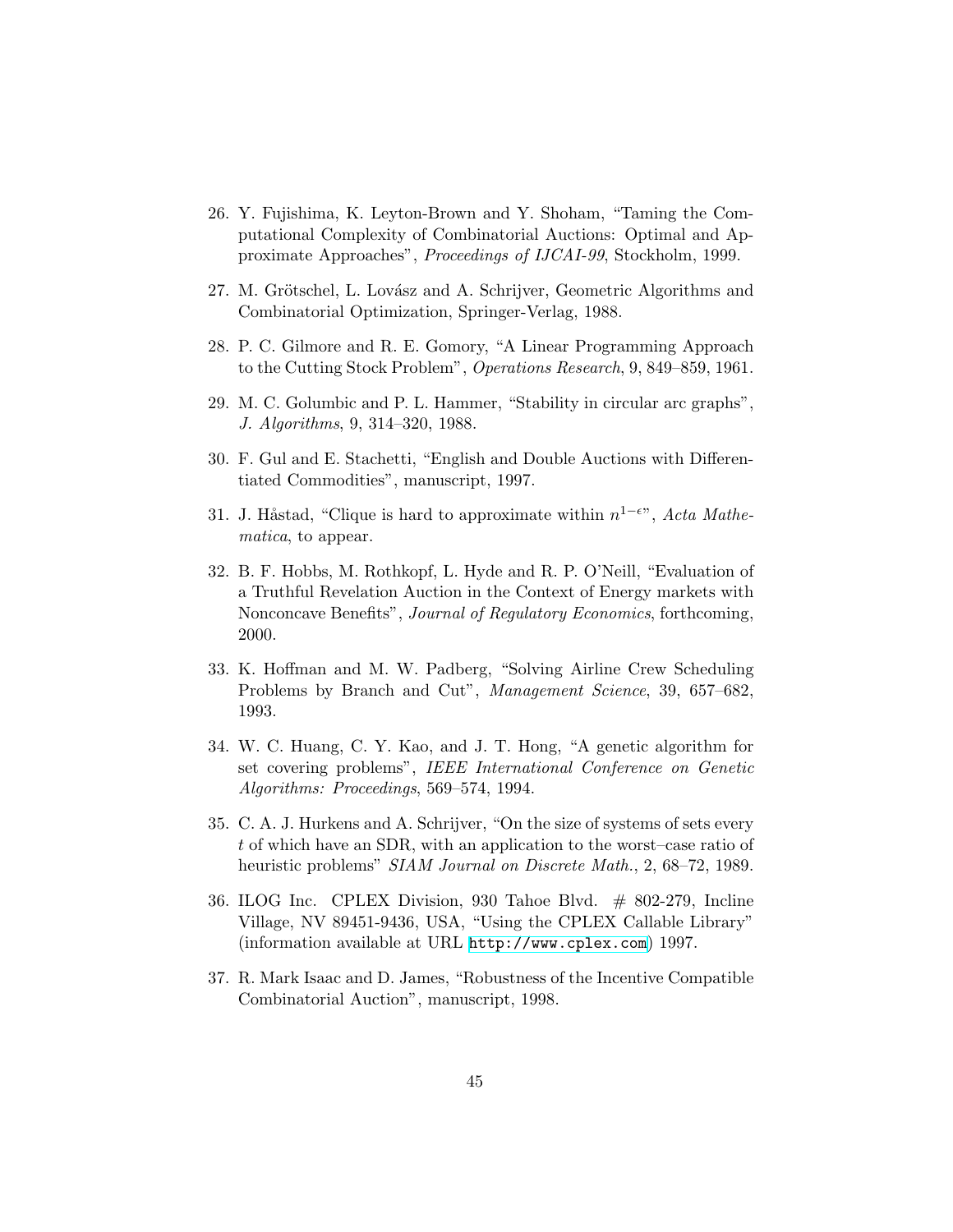26. Y. Fujishima, K. Leyton-Brown and Y. Shoham, "Taming the Computational Complexity of Combinatorial Auctions: Optimal and Approximate Approaches", *Proceedings of IJCAI-99*, Stockholm, 1999.

27. M. Grötschel, L. Lovász and A. Schrijver, Geometric Algorithms and Combinatorial Optimization, Springer-Verlag, 1988.

28. P. C. Gilmore and R. E. Gomory, "A Linear Programming Approach to the Cutting Stock Problem", *Operations Research*, 9, 849–859, 1961.

29. M. C. Golumbic and P. L. Hammer, "Stability in circular arc graphs", *J. Algorithms*, 9, 314–320, 1988.

30. F. Gul and E. Stachetti, "English and Double Auctions with Differentiated Commodities", manuscript, 1997.

31. J. Håstad, "Clique is hard to approximate within $n^{1-\epsilon}$", *Acta Mathematica*, to appear.

32. B. F. Hobbs, M. Rothkopf, L. Hyde and R. P. O'Neill, "Evaluation of a Truthful Revelation Auction in the Context of Energy markets with Nonconcave Benefits", *Journal of Regulatory Economics*, forthcoming, 2000.

33. K. Hoffman and M. W. Padberg, "Solving Airline Crew Scheduling Problems by Branch and Cut", *Management Science*, 39, 657–682, 1993.

34. W. C. Huang, C. Y. Kao, and J. T. Hong, "A genetic algorithm for set covering problems", *IEEE International Conference on Genetic Algorithms: Proceedings*, 569–574, 1994.

35. C. A. J. Hurkens and A. Schrijver, "On the size of systems of sets every $t$ of which have an SDR, with an application to the worst–case ratio of heuristic problems" *SIAM Journal on Discrete Math.*, 2, 68–72, 1989.

36. ILOG Inc. CPLEX Division, 930 Tahoe Blvd. # 802-279, Incline Village, NV 89451-9436, USA, "Using the CPLEX Callable Library" (information available at URL http://www.cplex.com) 1997.

37. R. Mark Isaac and D. James, "Robustness of the Incentive Compatible Combinatorial Auction", manuscript, 1998.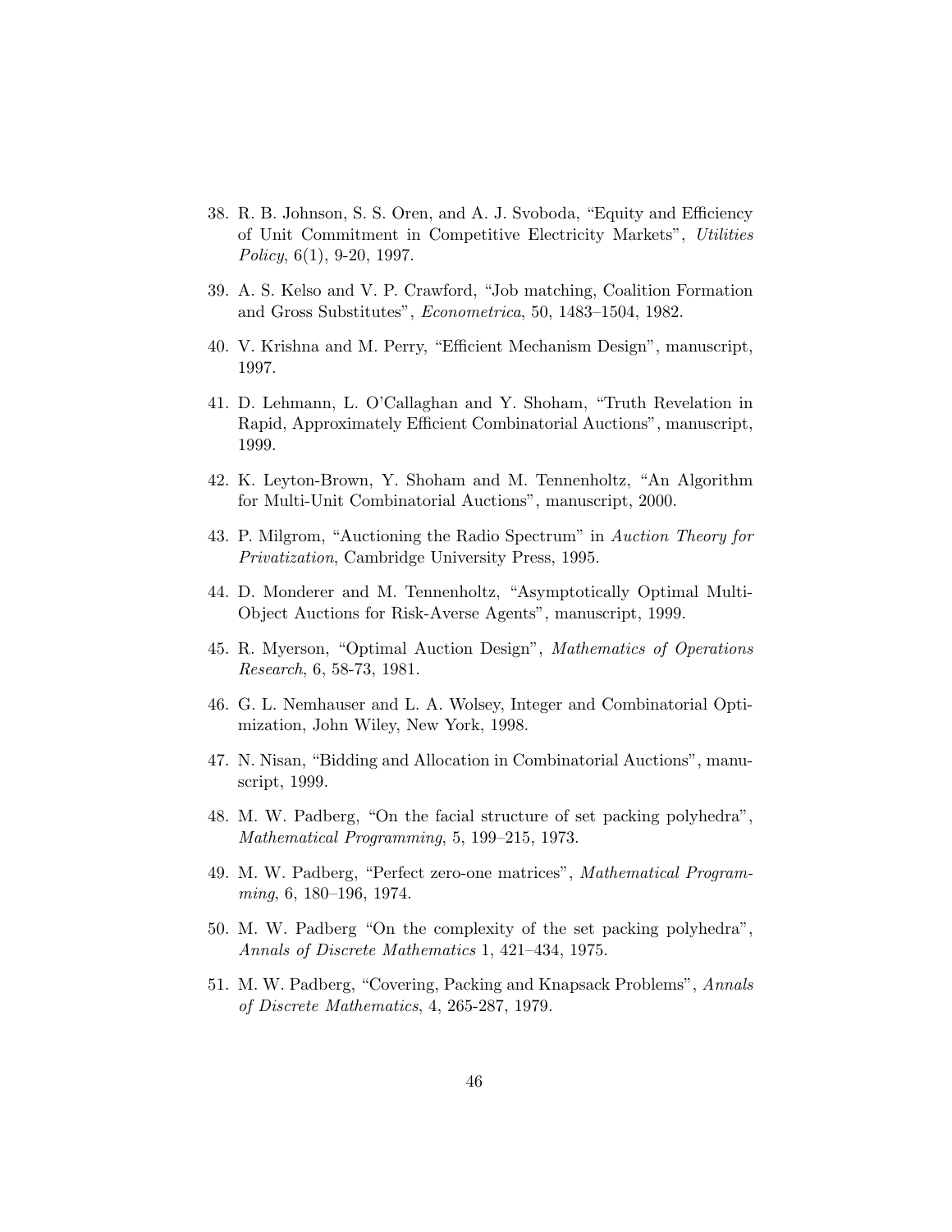38. R. B. Johnson, S. S. Oren, and A. J. Svoboda, "Equity and Efficiency of Unit Commitment in Competitive Electricity Markets", *Utilities Policy*, 6(1), 9-20, 1997.

39. A. S. Kelso and V. P. Crawford, "Job matching, Coalition Formation and Gross Substitutes", *Econometrica*, 50, 1483–1504, 1982.

40. V. Krishna and M. Perry, "Efficient Mechanism Design", manuscript, 1997.

41. D. Lehmann, L. O'Callaghan and Y. Shoham, "Truth Revelation in Rapid, Approximately Efficient Combinatorial Auctions", manuscript, 1999.

42. K. Leyton-Brown, Y. Shoham and M. Tennenholtz, "An Algorithm for Multi-Unit Combinatorial Auctions", manuscript, 2000.

43. P. Milgrom, "Auctioning the Radio Spectrum" in *Auction Theory for Privatization*, Cambridge University Press, 1995.

44. D. Monderer and M. Tennenholtz, "Asymptotically Optimal Multi-Object Auctions for Risk-Averse Agents", manuscript, 1999.

45. R. Myerson, "Optimal Auction Design", *Mathematics of Operations Research*, 6, 58-73, 1981.

46. G. L. Nemhauser and L. A. Wolsey, Integer and Combinatorial Optimization, John Wiley, New York, 1998.

47. N. Nisan, "Bidding and Allocation in Combinatorial Auctions", manuscript, 1999.

48. M. W. Padberg, "On the facial structure of set packing polyhedra", *Mathematical Programming*, 5, 199–215, 1973.

49. M. W. Padberg, "Perfect zero-one matrices", *Mathematical Programming*, 6, 180–196, 1974.

50. M. W. Padberg "On the complexity of the set packing polyhedra", *Annals of Discrete Mathematics* 1, 421–434, 1975.

51. M. W. Padberg, "Covering, Packing and Knapsack Problems", *Annals of Discrete Mathematics*, 4, 265-287, 1979.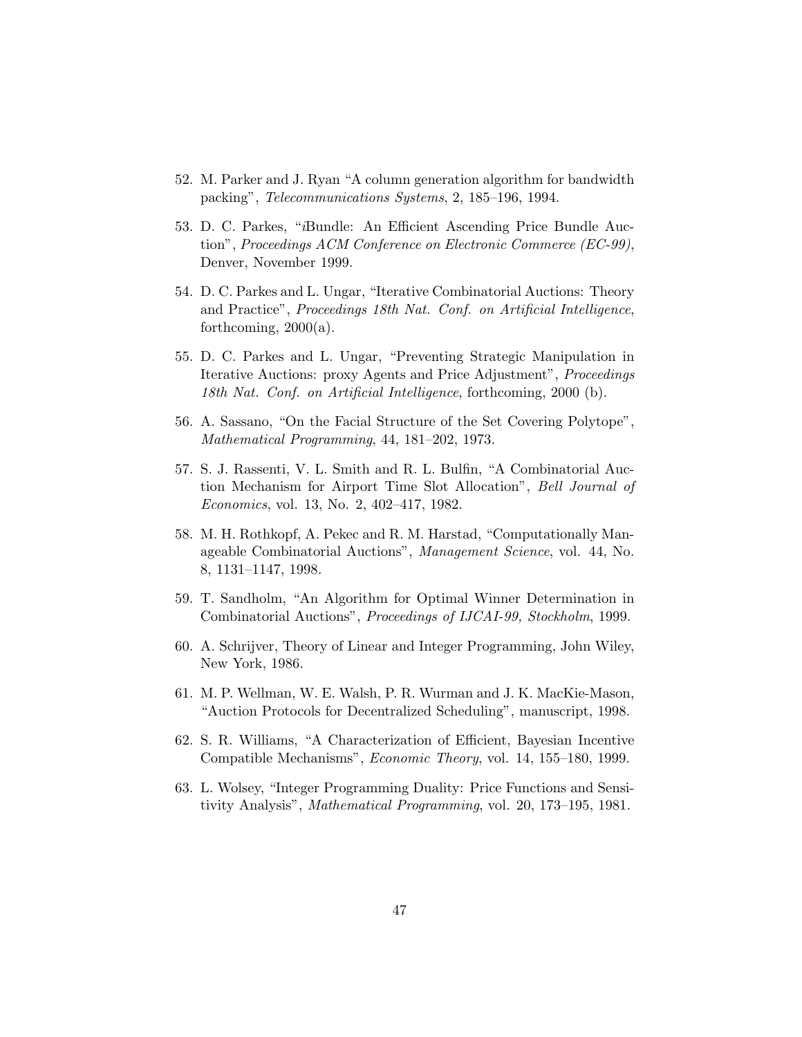52. M. Parker and J. Ryan "A column generation algorithm for bandwidth packing", *Telecommunications Systems*, 2, 185–196, 1994.

53. D. C. Parkes, "*i*Bundle: An Efficient Ascending Price Bundle Auction", *Proceedings ACM Conference on Electronic Commerce (EC-99)*, Denver, November 1999.

54. D. C. Parkes and L. Ungar, "Iterative Combinatorial Auctions: Theory and Practice", *Proceedings 18th Nat. Conf. on Artificial Intelligence*, forthcoming, 2000(a).

55. D. C. Parkes and L. Ungar, "Preventing Strategic Manipulation in Iterative Auctions: proxy Agents and Price Adjustment", *Proceedings 18th Nat. Conf. on Artificial Intelligence*, forthcoming, 2000 (b).

56. A. Sassano, "On the Facial Structure of the Set Covering Polytope", *Mathematical Programming*, 44, 181–202, 1973.

57. S. J. Rassenti, V. L. Smith and R. L. Bulfin, "A Combinatorial Auction Mechanism for Airport Time Slot Allocation", *Bell Journal of Economics*, vol. 13, No. 2, 402–417, 1982.

58. M. H. Rothkopf, A. Pekec and R. M. Harstad, "Computationally Manageable Combinatorial Auctions", *Management Science*, vol. 44, No. 8, 1131–1147, 1998.

59. T. Sandholm, "An Algorithm for Optimal Winner Determination in Combinatorial Auctions", *Proceedings of IJCAI-99, Stockholm*, 1999.

60. A. Schrijver, Theory of Linear and Integer Programming, John Wiley, New York, 1986.

61. M. P. Wellman, W. E. Walsh, P. R. Wurman and J. K. MacKie-Mason, "Auction Protocols for Decentralized Scheduling", manuscript, 1998.

62. S. R. Williams, "A Characterization of Efficient, Bayesian Incentive Compatible Mechanisms", *Economic Theory*, vol. 14, 155–180, 1999.

63. L. Wolsey, "Integer Programming Duality: Price Functions and Sensitivity Analysis", *Mathematical Programming*, vol. 20, 173–195, 1981.